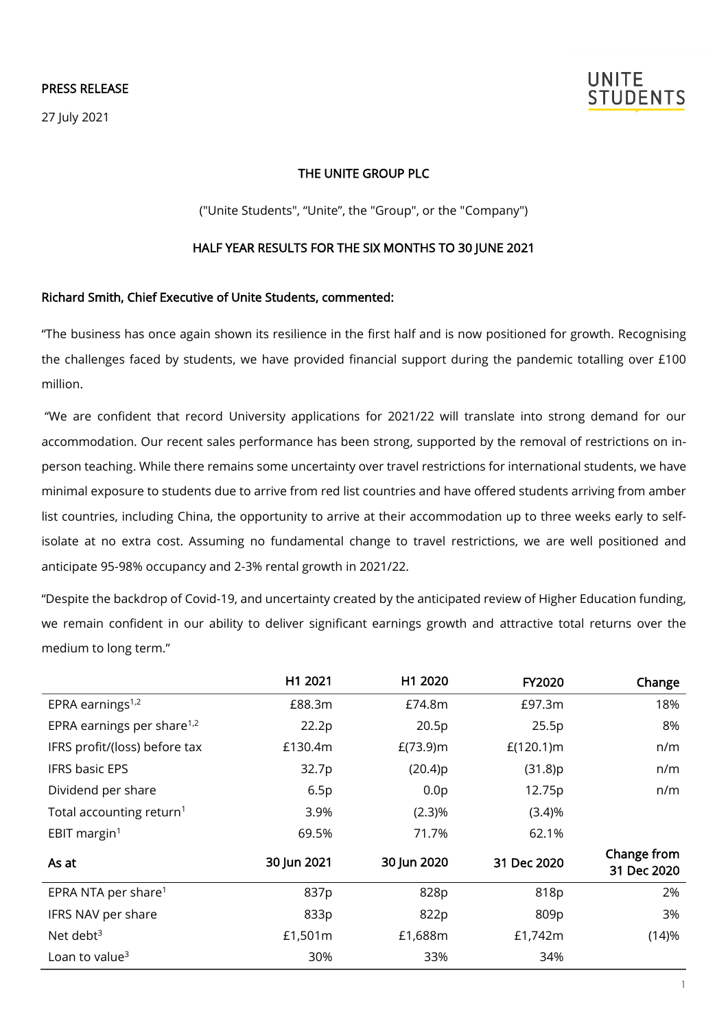PRESS RELEASE

27 July 2021

UNITE STUDENTS

# THE UNITE GROUP PLC

("Unite Students", "Unite", the "Group", or the "Company")

## HALF YEAR RESULTS FOR THE SIX MONTHS TO 30 JUNE 2021

**Richard Smith, Chief Executive of Unite Students, commented:**

"The business has once again shown its resilience in the first half and is now positioned for growth. Recognising the challenges faced by students, we have provided financial support during the pandemic totalling over £100 million.

"We are confident that record University applications for 2021/22 will translate into strong demand for our accommodation. Our recent sales performance has been strong, supported by the removal of restrictions on in-person teaching. While there remains some uncertainty over travel restrictions for international students, we have minimal exposure to students due to arrive from red list countries and have offered students arriving from amber list countries, including China, the opportunity to arrive at their accommodation up to three weeks early to self-isolate at no extra cost. Assuming no fundamental change to travel restrictions, we are well positioned and anticipate 95-98% occupancy and 2-3% rental growth in 2021/22.

"Despite the backdrop of Covid-19, and uncertainty created by the anticipated review of Higher Education funding, we remain confident in our ability to deliver significant earnings growth and attractive total returns over the medium to long term."

| | H1 2021 | H1 2020 | FY2020 | Change |
|---|---|---|---|---|
| EPRA earnings[1,2] | £88.3m | £74.8m | £97.3m | 18% |
| EPRA earnings per share[1,2] | 22.2p | 20.5p | 25.5p | 8% |
| IFRS profit/(loss) before tax | £130.4m | £(73.9)m | £(120.1)m | n/m |
| IFRS basic EPS | 32.7p | (20.4)p | (31.8)p | n/m |
| Dividend per share | 6.5p | 0.0p | 12.75p | n/m |
| Total accounting return[1] | 3.9% | (2.3)% | (3.4)% | |
| EBIT margin[1] | 69.5% | 71.7% | 62.1% | |
| **As at** | **30 Jun 2021** | **30 Jun 2020** | **31 Dec 2020** | **Change from 31 Dec 2020** |
| EPRA NTA per share[1] | 837p | 828p | 818p | 2% |
| IFRS NAV per share | 833p | 822p | 809p | 3% |
| Net debt[3] | £1,501m | £1,688m | £1,742m | (14)% |
| Loan to value[3] | 30% | 33% | 34% | |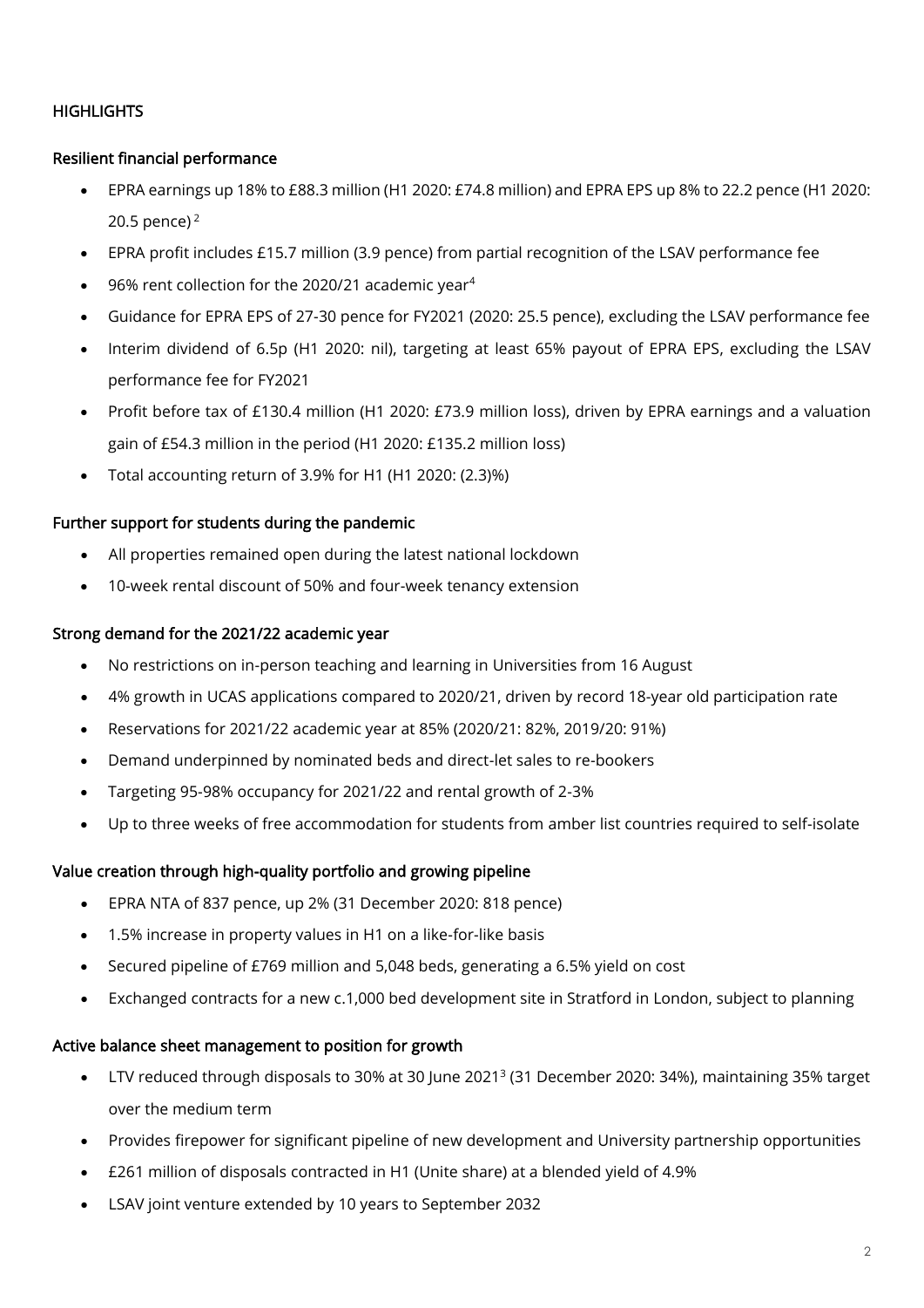## HIGHLIGHTS

### Resilient financial performance

- EPRA earnings up 18% to £88.3 million (H1 2020: £74.8 million) and EPRA EPS up 8% to 22.2 pence (H1 2020: 20.5 pence) [2]
- EPRA profit includes £15.7 million (3.9 pence) from partial recognition of the LSAV performance fee
- 96% rent collection for the 2020/21 academic year[4]
- Guidance for EPRA EPS of 27-30 pence for FY2021 (2020: 25.5 pence), excluding the LSAV performance fee
- Interim dividend of 6.5p (H1 2020: nil), targeting at least 65% payout of EPRA EPS, excluding the LSAV performance fee for FY2021
- Profit before tax of £130.4 million (H1 2020: £73.9 million loss), driven by EPRA earnings and a valuation gain of £54.3 million in the period (H1 2020: £135.2 million loss)
- Total accounting return of 3.9% for H1 (H1 2020: (2.3)%)

### Further support for students during the pandemic

- All properties remained open during the latest national lockdown
- 10-week rental discount of 50% and four-week tenancy extension

### Strong demand for the 2021/22 academic year

- No restrictions on in-person teaching and learning in Universities from 16 August
- 4% growth in UCAS applications compared to 2020/21, driven by record 18-year old participation rate
- Reservations for 2021/22 academic year at 85% (2020/21: 82%, 2019/20: 91%)
- Demand underpinned by nominated beds and direct-let sales to re-bookers
- Targeting 95-98% occupancy for 2021/22 and rental growth of 2-3%
- Up to three weeks of free accommodation for students from amber list countries required to self-isolate

### Value creation through high-quality portfolio and growing pipeline

- EPRA NTA of 837 pence, up 2% (31 December 2020: 818 pence)
- 1.5% increase in property values in H1 on a like-for-like basis
- Secured pipeline of £769 million and 5,048 beds, generating a 6.5% yield on cost
- Exchanged contracts for a new c.1,000 bed development site in Stratford in London, subject to planning

### Active balance sheet management to position for growth

- LTV reduced through disposals to 30% at 30 June 2021[3] (31 December 2020: 34%), maintaining 35% target over the medium term
- Provides firepower for significant pipeline of new development and University partnership opportunities
- £261 million of disposals contracted in H1 (Unite share) at a blended yield of 4.9%
- LSAV joint venture extended by 10 years to September 2032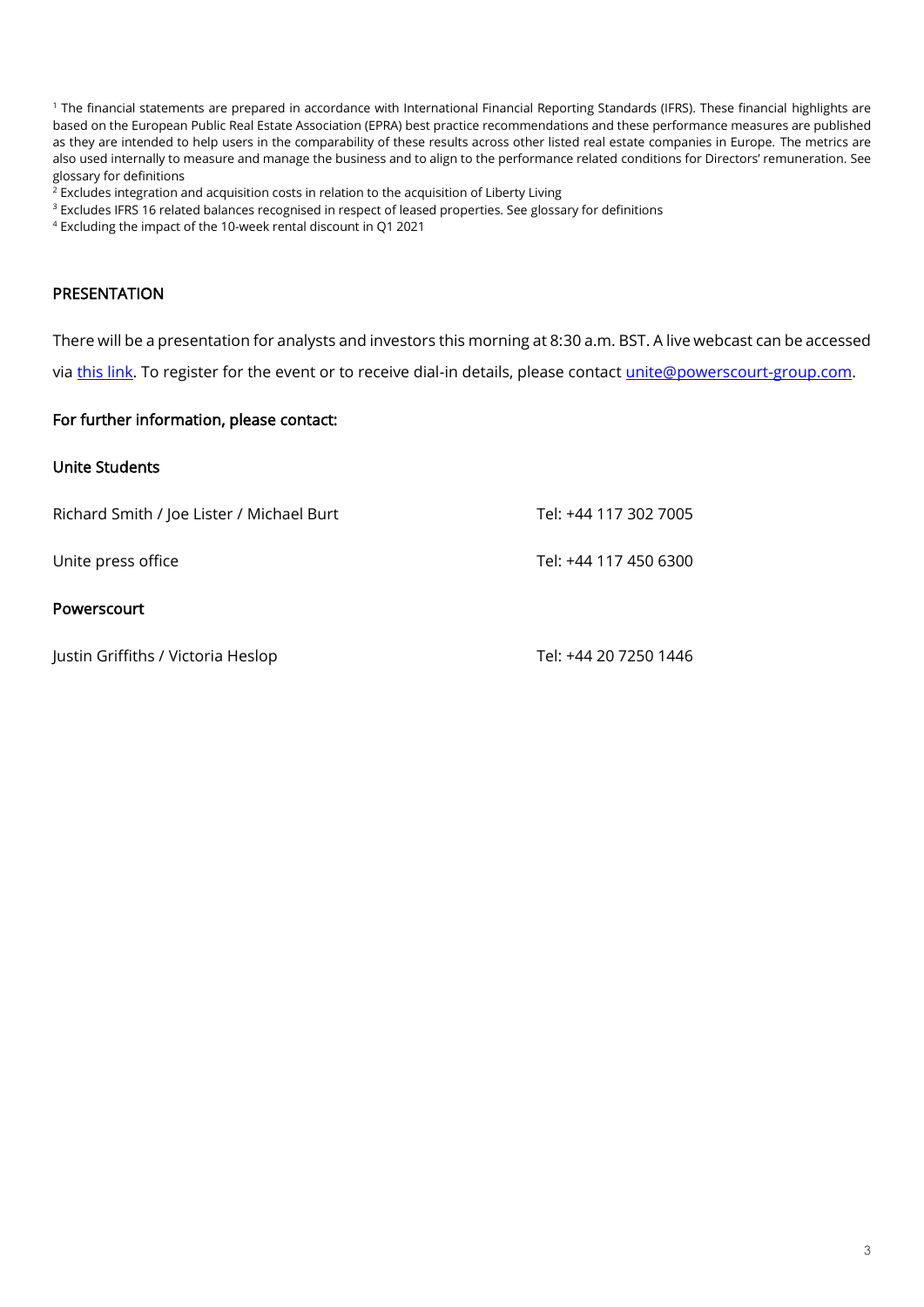[1] The financial statements are prepared in accordance with International Financial Reporting Standards (IFRS). These financial highlights are based on the European Public Real Estate Association (EPRA) best practice recommendations and these performance measures are published as they are intended to help users in the comparability of these results across other listed real estate companies in Europe. The metrics are also used internally to measure and manage the business and to align to the performance related conditions for Directors' remuneration. See glossary for definitions

[2] Excludes integration and acquisition costs in relation to the acquisition of Liberty Living

[3] Excludes IFRS 16 related balances recognised in respect of leased properties. See glossary for definitions

[4] Excluding the impact of the 10-week rental discount in Q1 2021

## PRESENTATION

There will be a presentation for analysts and investors this morning at 8:30 a.m. BST. A live webcast can be accessed via this link. To register for the event or to receive dial-in details, please contact unite@powerscourt-group.com.

### For further information, please contact:

**Unite Students**

| | |
|---|---|
| Richard Smith / Joe Lister / Michael Burt | Tel: +44 117 302 7005 |
| Unite press office | Tel: +44 117 450 6300 |

**Powerscourt**

| | |
|---|---|
| Justin Griffiths / Victoria Heslop | Tel: +44 20 7250 1446 |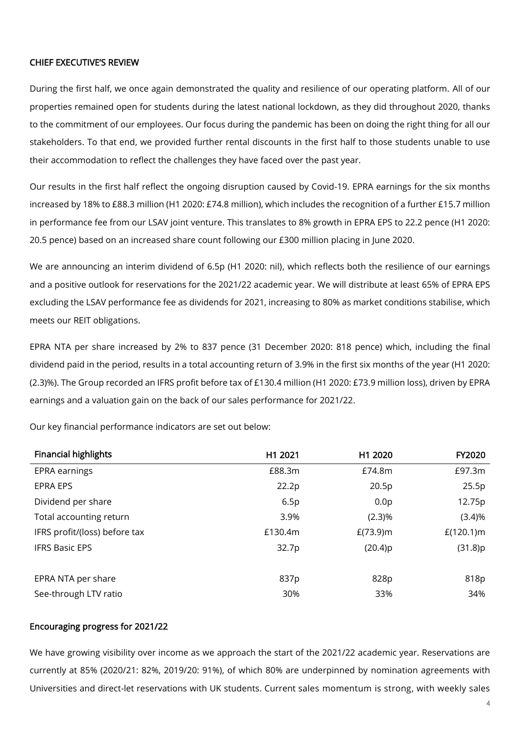## CHIEF EXECUTIVE'S REVIEW

During the first half, we once again demonstrated the quality and resilience of our operating platform. All of our properties remained open for students during the latest national lockdown, as they did throughout 2020, thanks to the commitment of our employees. Our focus during the pandemic has been on doing the right thing for all our stakeholders. To that end, we provided further rental discounts in the first half to those students unable to use their accommodation to reflect the challenges they have faced over the past year.

Our results in the first half reflect the ongoing disruption caused by Covid-19. EPRA earnings for the six months increased by 18% to £88.3 million (H1 2020: £74.8 million), which includes the recognition of a further £15.7 million in performance fee from our LSAV joint venture. This translates to 8% growth in EPRA EPS to 22.2 pence (H1 2020: 20.5 pence) based on an increased share count following our £300 million placing in June 2020.

We are announcing an interim dividend of 6.5p (H1 2020: nil), which reflects both the resilience of our earnings and a positive outlook for reservations for the 2021/22 academic year. We will distribute at least 65% of EPRA EPS excluding the LSAV performance fee as dividends for 2021, increasing to 80% as market conditions stabilise, which meets our REIT obligations.

EPRA NTA per share increased by 2% to 837 pence (31 December 2020: 818 pence) which, including the final dividend paid in the period, results in a total accounting return of 3.9% in the first six months of the year (H1 2020: (2.3)%). The Group recorded an IFRS profit before tax of £130.4 million (H1 2020: £73.9 million loss), driven by EPRA earnings and a valuation gain on the back of our sales performance for 2021/22.

Our key financial performance indicators are set out below:

| Financial highlights | H1 2021 | H1 2020 | FY2020 |
|---|---|---|---|
| EPRA earnings | £88.3m | £74.8m | £97.3m |
| EPRA EPS | 22.2p | 20.5p | 25.5p |
| Dividend per share | 6.5p | 0.0p | 12.75p |
| Total accounting return | 3.9% | (2.3)% | (3.4)% |
| IFRS profit/(loss) before tax | £130.4m | £(73.9)m | £(120.1)m |
| IFRS Basic EPS | 32.7p | (20.4)p | (31.8)p |
| | | | |
| EPRA NTA per share | 837p | 828p | 818p |
| See-through LTV ratio | 30% | 33% | 34% |

## Encouraging progress for 2021/22

We have growing visibility over income as we approach the start of the 2021/22 academic year. Reservations are currently at 85% (2020/21: 82%, 2019/20: 91%), of which 80% are underpinned by nomination agreements with Universities and direct-let reservations with UK students. Current sales momentum is strong, with weekly sales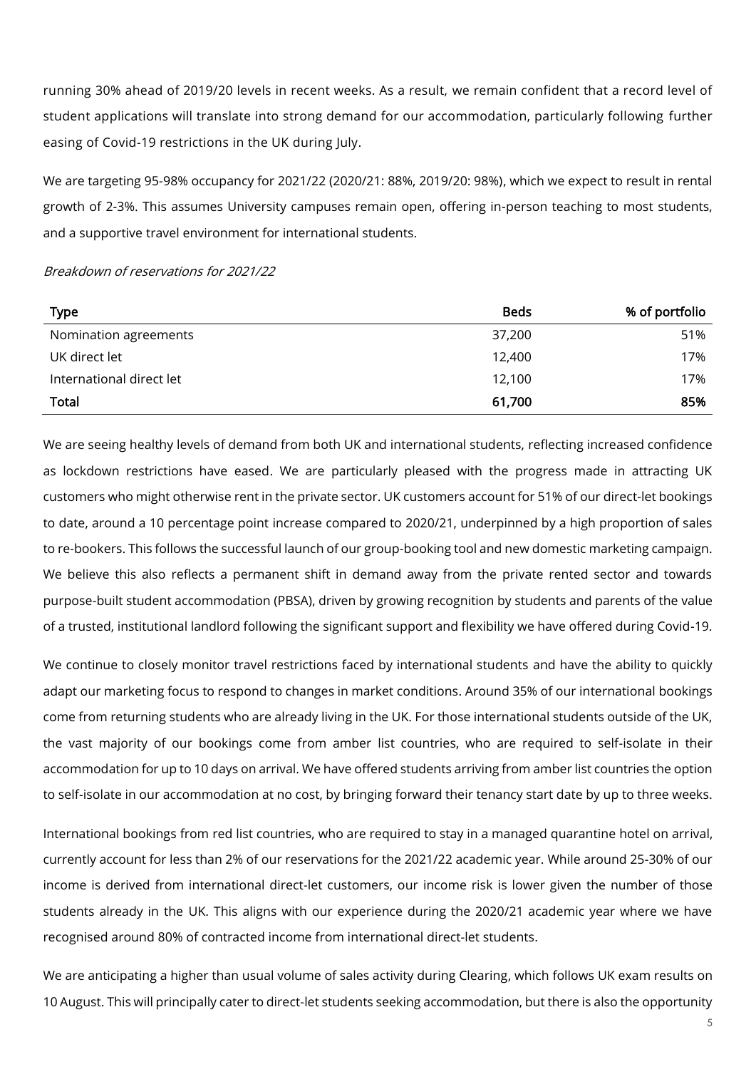running 30% ahead of 2019/20 levels in recent weeks. As a result, we remain confident that a record level of student applications will translate into strong demand for our accommodation, particularly following further easing of Covid-19 restrictions in the UK during July.

We are targeting 95-98% occupancy for 2021/22 (2020/21: 88%, 2019/20: 98%), which we expect to result in rental growth of 2-3%. This assumes University campuses remain open, offering in-person teaching to most students, and a supportive travel environment for international students.

*Breakdown of reservations for 2021/22*

| Type | Beds | % of portfolio |
|---|---:|---:|
| Nomination agreements | 37,200 | 51% |
| UK direct let | 12,400 | 17% |
| International direct let | 12,100 | 17% |
| **Total** | **61,700** | **85%** |

We are seeing healthy levels of demand from both UK and international students, reflecting increased confidence as lockdown restrictions have eased. We are particularly pleased with the progress made in attracting UK customers who might otherwise rent in the private sector. UK customers account for 51% of our direct-let bookings to date, around a 10 percentage point increase compared to 2020/21, underpinned by a high proportion of sales to re-bookers. This follows the successful launch of our group-booking tool and new domestic marketing campaign. We believe this also reflects a permanent shift in demand away from the private rented sector and towards purpose-built student accommodation (PBSA), driven by growing recognition by students and parents of the value of a trusted, institutional landlord following the significant support and flexibility we have offered during Covid-19.

We continue to closely monitor travel restrictions faced by international students and have the ability to quickly adapt our marketing focus to respond to changes in market conditions. Around 35% of our international bookings come from returning students who are already living in the UK. For those international students outside of the UK, the vast majority of our bookings come from amber list countries, who are required to self-isolate in their accommodation for up to 10 days on arrival. We have offered students arriving from amber list countries the option to self-isolate in our accommodation at no cost, by bringing forward their tenancy start date by up to three weeks.

International bookings from red list countries, who are required to stay in a managed quarantine hotel on arrival, currently account for less than 2% of our reservations for the 2021/22 academic year. While around 25-30% of our income is derived from international direct-let customers, our income risk is lower given the number of those students already in the UK. This aligns with our experience during the 2020/21 academic year where we have recognised around 80% of contracted income from international direct-let students.

We are anticipating a higher than usual volume of sales activity during Clearing, which follows UK exam results on 10 August. This will principally cater to direct-let students seeking accommodation, but there is also the opportunity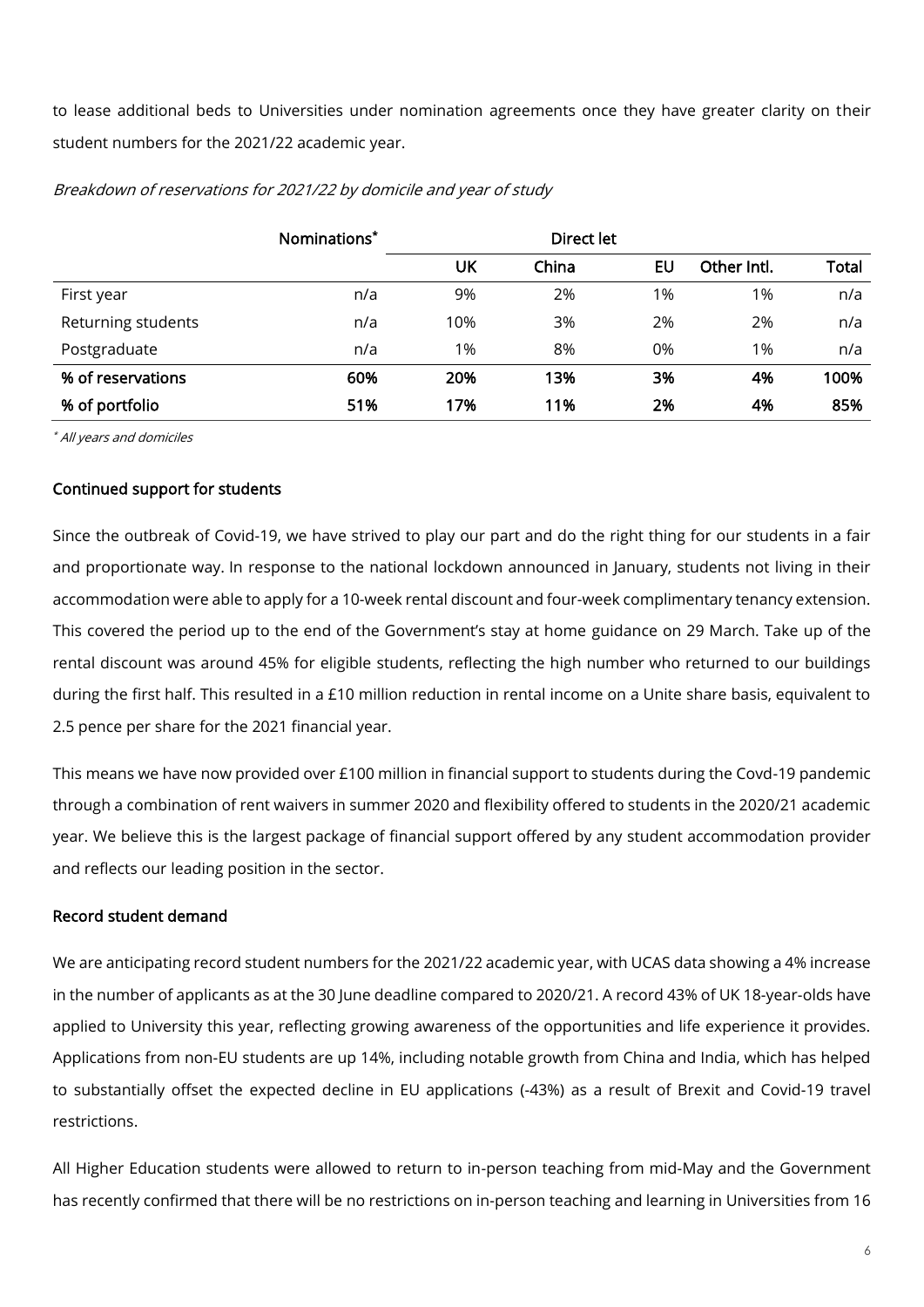to lease additional beds to Universities under nomination agreements once they have greater clarity on their student numbers for the 2021/22 academic year.

*Breakdown of reservations for 2021/22 by domicile and year of study*

| | Nominations* | Direct let | | | | |
|---|---|---|---|---|---|---|
| | | UK | China | EU | Other Intl. | Total |
| First year | n/a | 9% | 2% | 1% | 1% | n/a |
| Returning students | n/a | 10% | 3% | 2% | 2% | n/a |
| Postgraduate | n/a | 1% | 8% | 0% | 1% | n/a |
| **% of reservations** | **60%** | **20%** | **13%** | **3%** | **4%** | **100%** |
| **% of portfolio** | **51%** | **17%** | **11%** | **2%** | **4%** | **85%** |

*\* All years and domiciles*

## Continued support for students

Since the outbreak of Covid-19, we have strived to play our part and do the right thing for our students in a fair and proportionate way. In response to the national lockdown announced in January, students not living in their accommodation were able to apply for a 10-week rental discount and four-week complimentary tenancy extension. This covered the period up to the end of the Government's stay at home guidance on 29 March. Take up of the rental discount was around 45% for eligible students, reflecting the high number who returned to our buildings during the first half. This resulted in a £10 million reduction in rental income on a Unite share basis, equivalent to 2.5 pence per share for the 2021 financial year.

This means we have now provided over £100 million in financial support to students during the Covd-19 pandemic through a combination of rent waivers in summer 2020 and flexibility offered to students in the 2020/21 academic year. We believe this is the largest package of financial support offered by any student accommodation provider and reflects our leading position in the sector.

## Record student demand

We are anticipating record student numbers for the 2021/22 academic year, with UCAS data showing a 4% increase in the number of applicants as at the 30 June deadline compared to 2020/21. A record 43% of UK 18-year-olds have applied to University this year, reflecting growing awareness of the opportunities and life experience it provides. Applications from non-EU students are up 14%, including notable growth from China and India, which has helped to substantially offset the expected decline in EU applications (-43%) as a result of Brexit and Covid-19 travel restrictions.

All Higher Education students were allowed to return to in-person teaching from mid-May and the Government has recently confirmed that there will be no restrictions on in-person teaching and learning in Universities from 16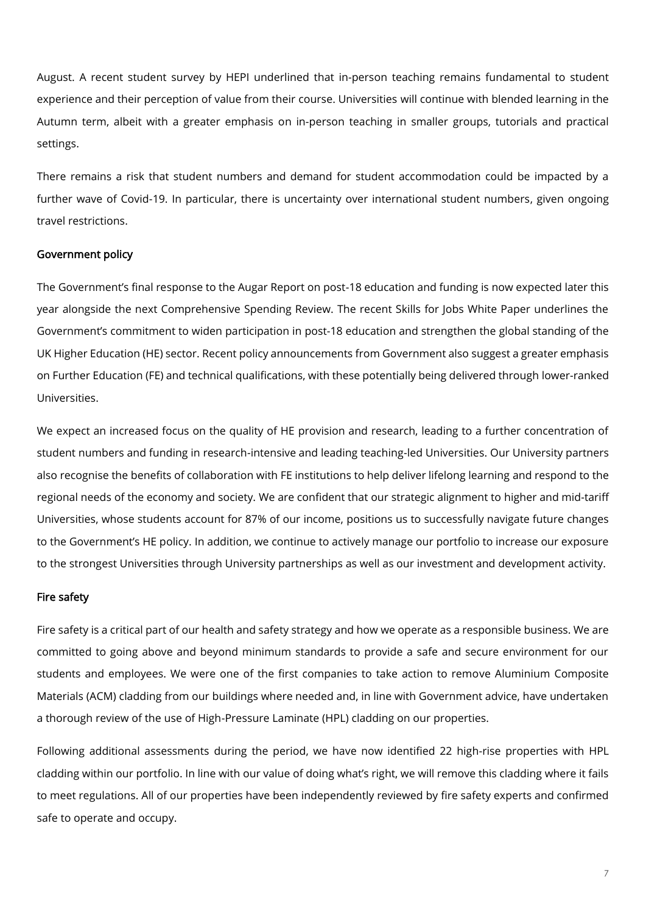August. A recent student survey by HEPI underlined that in-person teaching remains fundamental to student experience and their perception of value from their course. Universities will continue with blended learning in the Autumn term, albeit with a greater emphasis on in-person teaching in smaller groups, tutorials and practical settings.

There remains a risk that student numbers and demand for student accommodation could be impacted by a further wave of Covid-19. In particular, there is uncertainty over international student numbers, given ongoing travel restrictions.

### Government policy

The Government's final response to the Augar Report on post-18 education and funding is now expected later this year alongside the next Comprehensive Spending Review. The recent Skills for Jobs White Paper underlines the Government's commitment to widen participation in post-18 education and strengthen the global standing of the UK Higher Education (HE) sector. Recent policy announcements from Government also suggest a greater emphasis on Further Education (FE) and technical qualifications, with these potentially being delivered through lower-ranked Universities.

We expect an increased focus on the quality of HE provision and research, leading to a further concentration of student numbers and funding in research-intensive and leading teaching-led Universities. Our University partners also recognise the benefits of collaboration with FE institutions to help deliver lifelong learning and respond to the regional needs of the economy and society. We are confident that our strategic alignment to higher and mid-tariff Universities, whose students account for 87% of our income, positions us to successfully navigate future changes to the Government's HE policy. In addition, we continue to actively manage our portfolio to increase our exposure to the strongest Universities through University partnerships as well as our investment and development activity.

### Fire safety

Fire safety is a critical part of our health and safety strategy and how we operate as a responsible business. We are committed to going above and beyond minimum standards to provide a safe and secure environment for our students and employees. We were one of the first companies to take action to remove Aluminium Composite Materials (ACM) cladding from our buildings where needed and, in line with Government advice, have undertaken a thorough review of the use of High-Pressure Laminate (HPL) cladding on our properties.

Following additional assessments during the period, we have now identified 22 high-rise properties with HPL cladding within our portfolio. In line with our value of doing what's right, we will remove this cladding where it fails to meet regulations. All of our properties have been independently reviewed by fire safety experts and confirmed safe to operate and occupy.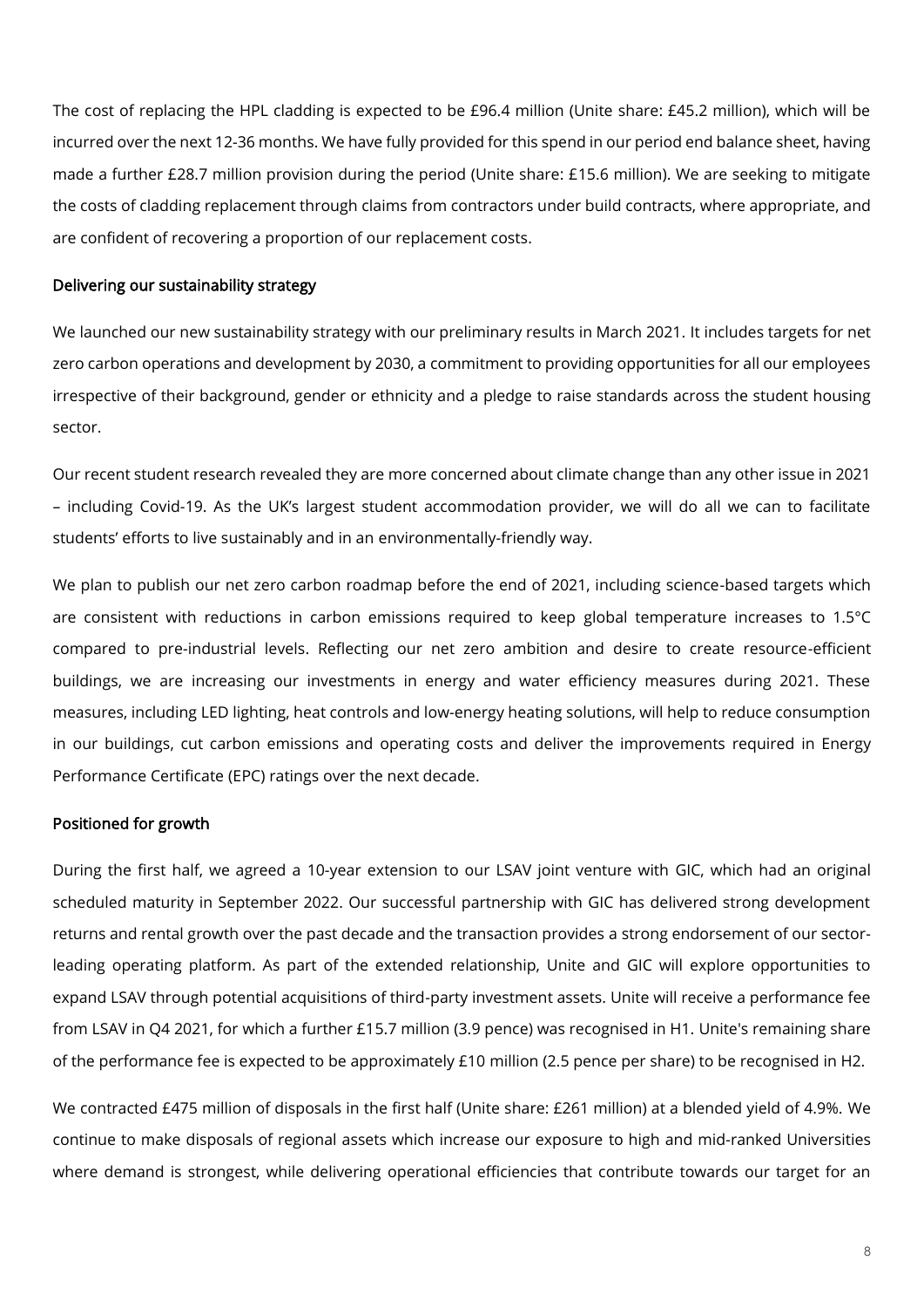The cost of replacing the HPL cladding is expected to be £96.4 million (Unite share: £45.2 million), which will be incurred over the next 12-36 months. We have fully provided for this spend in our period end balance sheet, having made a further £28.7 million provision during the period (Unite share: £15.6 million). We are seeking to mitigate the costs of cladding replacement through claims from contractors under build contracts, where appropriate, and are confident of recovering a proportion of our replacement costs.

## Delivering our sustainability strategy

We launched our new sustainability strategy with our preliminary results in March 2021. It includes targets for net zero carbon operations and development by 2030, a commitment to providing opportunities for all our employees irrespective of their background, gender or ethnicity and a pledge to raise standards across the student housing sector.

Our recent student research revealed they are more concerned about climate change than any other issue in 2021 – including Covid-19. As the UK's largest student accommodation provider, we will do all we can to facilitate students' efforts to live sustainably and in an environmentally-friendly way.

We plan to publish our net zero carbon roadmap before the end of 2021, including science-based targets which are consistent with reductions in carbon emissions required to keep global temperature increases to 1.5°C compared to pre-industrial levels. Reflecting our net zero ambition and desire to create resource-efficient buildings, we are increasing our investments in energy and water efficiency measures during 2021. These measures, including LED lighting, heat controls and low-energy heating solutions, will help to reduce consumption in our buildings, cut carbon emissions and operating costs and deliver the improvements required in Energy Performance Certificate (EPC) ratings over the next decade.

## Positioned for growth

During the first half, we agreed a 10-year extension to our LSAV joint venture with GIC, which had an original scheduled maturity in September 2022. Our successful partnership with GIC has delivered strong development returns and rental growth over the past decade and the transaction provides a strong endorsement of our sector-leading operating platform. As part of the extended relationship, Unite and GIC will explore opportunities to expand LSAV through potential acquisitions of third-party investment assets. Unite will receive a performance fee from LSAV in Q4 2021, for which a further £15.7 million (3.9 pence) was recognised in H1. Unite's remaining share of the performance fee is expected to be approximately £10 million (2.5 pence per share) to be recognised in H2.

We contracted £475 million of disposals in the first half (Unite share: £261 million) at a blended yield of 4.9%. We continue to make disposals of regional assets which increase our exposure to high and mid-ranked Universities where demand is strongest, while delivering operational efficiencies that contribute towards our target for an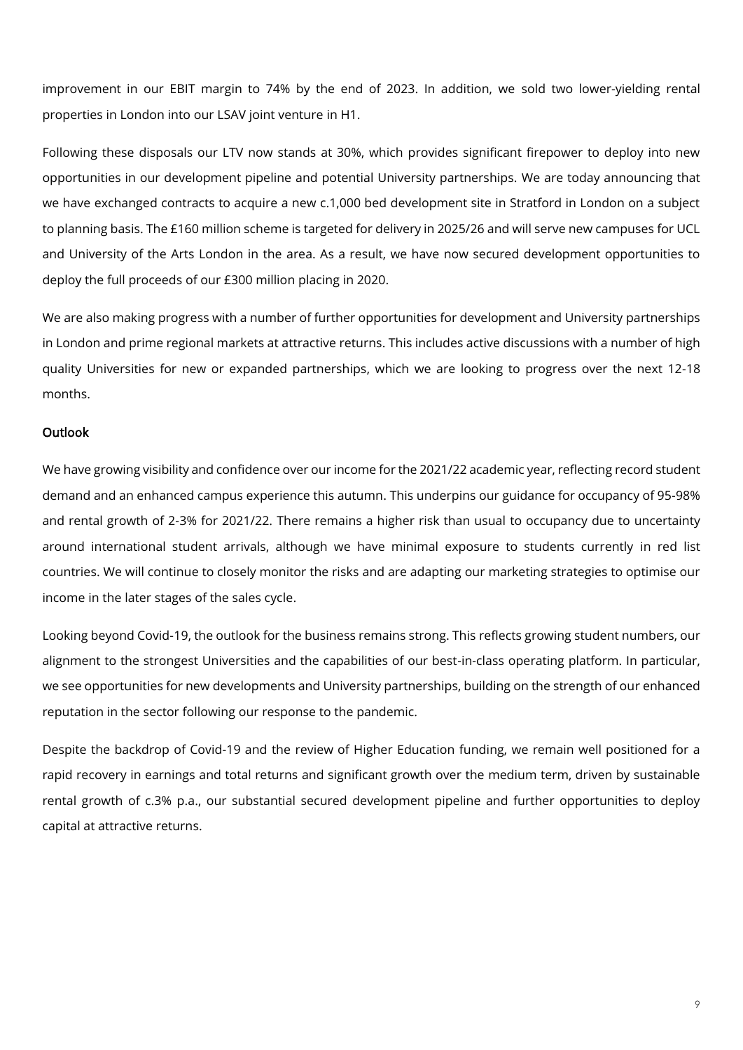improvement in our EBIT margin to 74% by the end of 2023. In addition, we sold two lower-yielding rental properties in London into our LSAV joint venture in H1.

Following these disposals our LTV now stands at 30%, which provides significant firepower to deploy into new opportunities in our development pipeline and potential University partnerships. We are today announcing that we have exchanged contracts to acquire a new c.1,000 bed development site in Stratford in London on a subject to planning basis. The £160 million scheme is targeted for delivery in 2025/26 and will serve new campuses for UCL and University of the Arts London in the area. As a result, we have now secured development opportunities to deploy the full proceeds of our £300 million placing in 2020.

We are also making progress with a number of further opportunities for development and University partnerships in London and prime regional markets at attractive returns. This includes active discussions with a number of high quality Universities for new or expanded partnerships, which we are looking to progress over the next 12-18 months.

## Outlook

We have growing visibility and confidence over our income for the 2021/22 academic year, reflecting record student demand and an enhanced campus experience this autumn. This underpins our guidance for occupancy of 95-98% and rental growth of 2-3% for 2021/22. There remains a higher risk than usual to occupancy due to uncertainty around international student arrivals, although we have minimal exposure to students currently in red list countries. We will continue to closely monitor the risks and are adapting our marketing strategies to optimise our income in the later stages of the sales cycle.

Looking beyond Covid-19, the outlook for the business remains strong. This reflects growing student numbers, our alignment to the strongest Universities and the capabilities of our best-in-class operating platform. In particular, we see opportunities for new developments and University partnerships, building on the strength of our enhanced reputation in the sector following our response to the pandemic.

Despite the backdrop of Covid-19 and the review of Higher Education funding, we remain well positioned for a rapid recovery in earnings and total returns and significant growth over the medium term, driven by sustainable rental growth of c.3% p.a., our substantial secured development pipeline and further opportunities to deploy capital at attractive returns.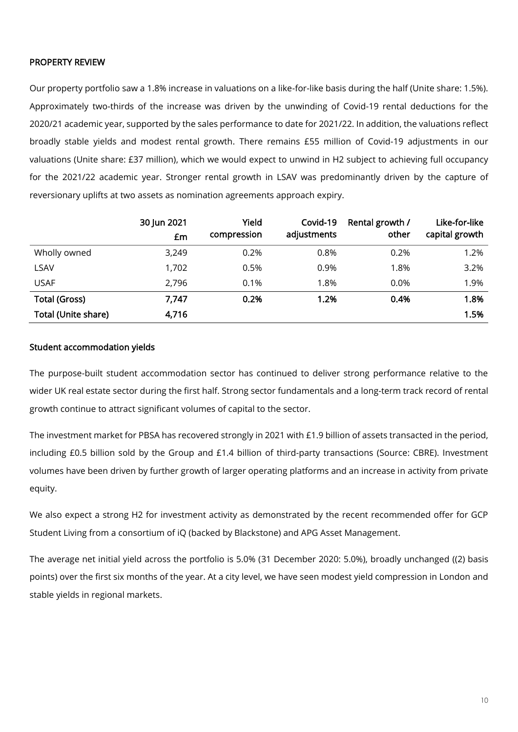## PROPERTY REVIEW

Our property portfolio saw a 1.8% increase in valuations on a like-for-like basis during the half (Unite share: 1.5%). Approximately two-thirds of the increase was driven by the unwinding of Covid-19 rental deductions for the 2020/21 academic year, supported by the sales performance to date for 2021/22. In addition, the valuations reflect broadly stable yields and modest rental growth. There remains £55 million of Covid-19 adjustments in our valuations (Unite share: £37 million), which we would expect to unwind in H2 subject to achieving full occupancy for the 2021/22 academic year. Stronger rental growth in LSAV was predominantly driven by the capture of reversionary uplifts at two assets as nomination agreements approach expiry.

| | 30 Jun 2021 £m | Yield compression | Covid-19 adjustments | Rental growth / other | Like-for-like capital growth |
|---|---|---|---|---|---|
| Wholly owned | 3,249 | 0.2% | 0.8% | 0.2% | 1.2% |
| LSAV | 1,702 | 0.5% | 0.9% | 1.8% | 3.2% |
| USAF | 2,796 | 0.1% | 1.8% | 0.0% | 1.9% |
| **Total (Gross)** | **7,747** | **0.2%** | **1.2%** | **0.4%** | **1.8%** |
| **Total (Unite share)** | **4,716** | | | | **1.5%** |

### Student accommodation yields

The purpose-built student accommodation sector has continued to deliver strong performance relative to the wider UK real estate sector during the first half. Strong sector fundamentals and a long-term track record of rental growth continue to attract significant volumes of capital to the sector.

The investment market for PBSA has recovered strongly in 2021 with £1.9 billion of assets transacted in the period, including £0.5 billion sold by the Group and £1.4 billion of third-party transactions (Source: CBRE). Investment volumes have been driven by further growth of larger operating platforms and an increase in activity from private equity.

We also expect a strong H2 for investment activity as demonstrated by the recent recommended offer for GCP Student Living from a consortium of iQ (backed by Blackstone) and APG Asset Management.

The average net initial yield across the portfolio is 5.0% (31 December 2020: 5.0%), broadly unchanged ((2) basis points) over the first six months of the year. At a city level, we have seen modest yield compression in London and stable yields in regional markets.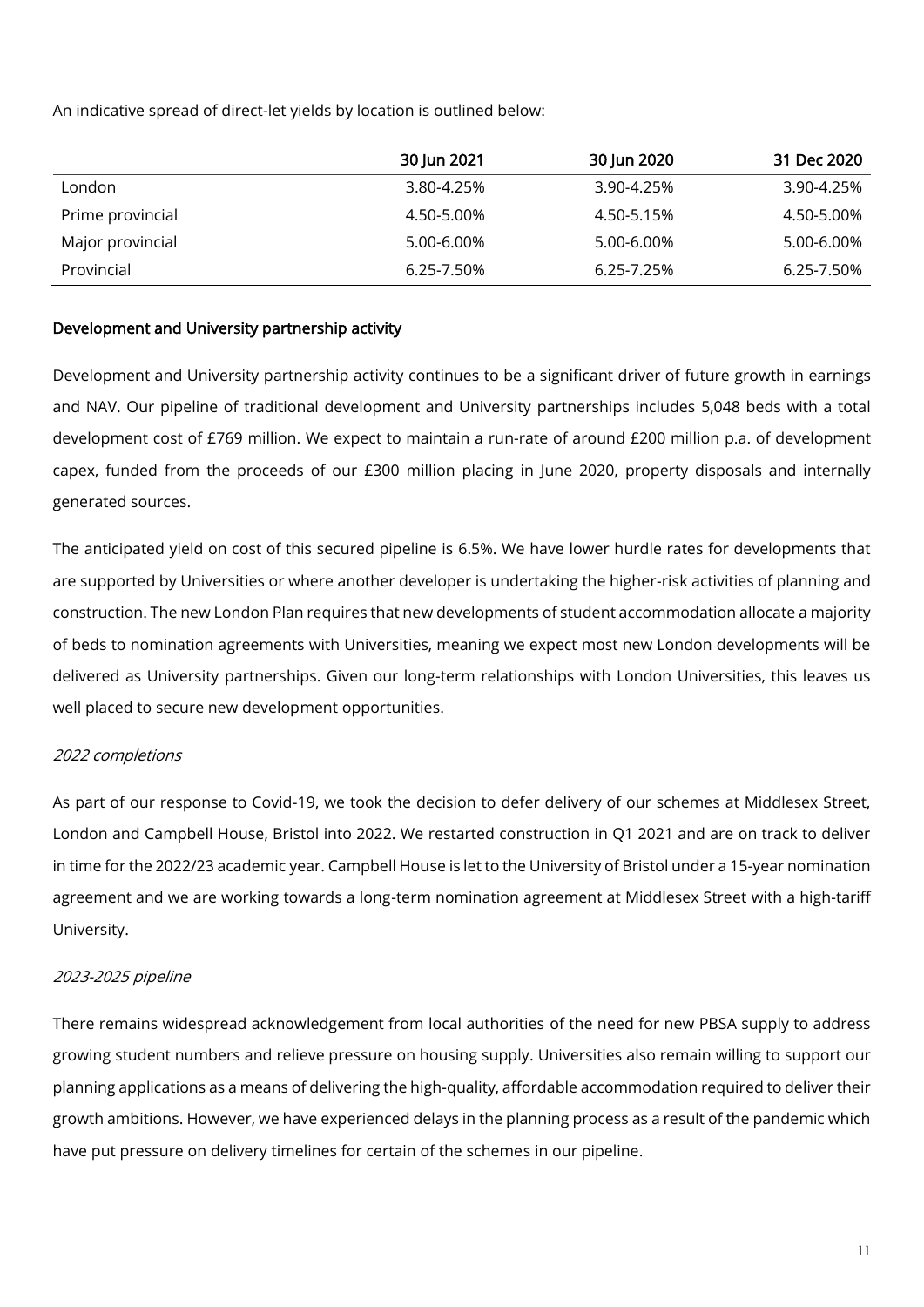An indicative spread of direct-let yields by location is outlined below:

| | 30 Jun 2021 | 30 Jun 2020 | 31 Dec 2020 |
|---|---|---|---|
| London | 3.80-4.25% | 3.90-4.25% | 3.90-4.25% |
| Prime provincial | 4.50-5.00% | 4.50-5.15% | 4.50-5.00% |
| Major provincial | 5.00-6.00% | 5.00-6.00% | 5.00-6.00% |
| Provincial | 6.25-7.50% | 6.25-7.25% | 6.25-7.50% |

## Development and University partnership activity

Development and University partnership activity continues to be a significant driver of future growth in earnings and NAV. Our pipeline of traditional development and University partnerships includes 5,048 beds with a total development cost of £769 million. We expect to maintain a run-rate of around £200 million p.a. of development capex, funded from the proceeds of our £300 million placing in June 2020, property disposals and internally generated sources.

The anticipated yield on cost of this secured pipeline is 6.5%. We have lower hurdle rates for developments that are supported by Universities or where another developer is undertaking the higher-risk activities of planning and construction. The new London Plan requires that new developments of student accommodation allocate a majority of beds to nomination agreements with Universities, meaning we expect most new London developments will be delivered as University partnerships. Given our long-term relationships with London Universities, this leaves us well placed to secure new development opportunities.

### *2022 completions*

As part of our response to Covid-19, we took the decision to defer delivery of our schemes at Middlesex Street, London and Campbell House, Bristol into 2022. We restarted construction in Q1 2021 and are on track to deliver in time for the 2022/23 academic year. Campbell House is let to the University of Bristol under a 15-year nomination agreement and we are working towards a long-term nomination agreement at Middlesex Street with a high-tariff University.

### *2023-2025 pipeline*

There remains widespread acknowledgement from local authorities of the need for new PBSA supply to address growing student numbers and relieve pressure on housing supply. Universities also remain willing to support our planning applications as a means of delivering the high-quality, affordable accommodation required to deliver their growth ambitions. However, we have experienced delays in the planning process as a result of the pandemic which have put pressure on delivery timelines for certain of the schemes in our pipeline.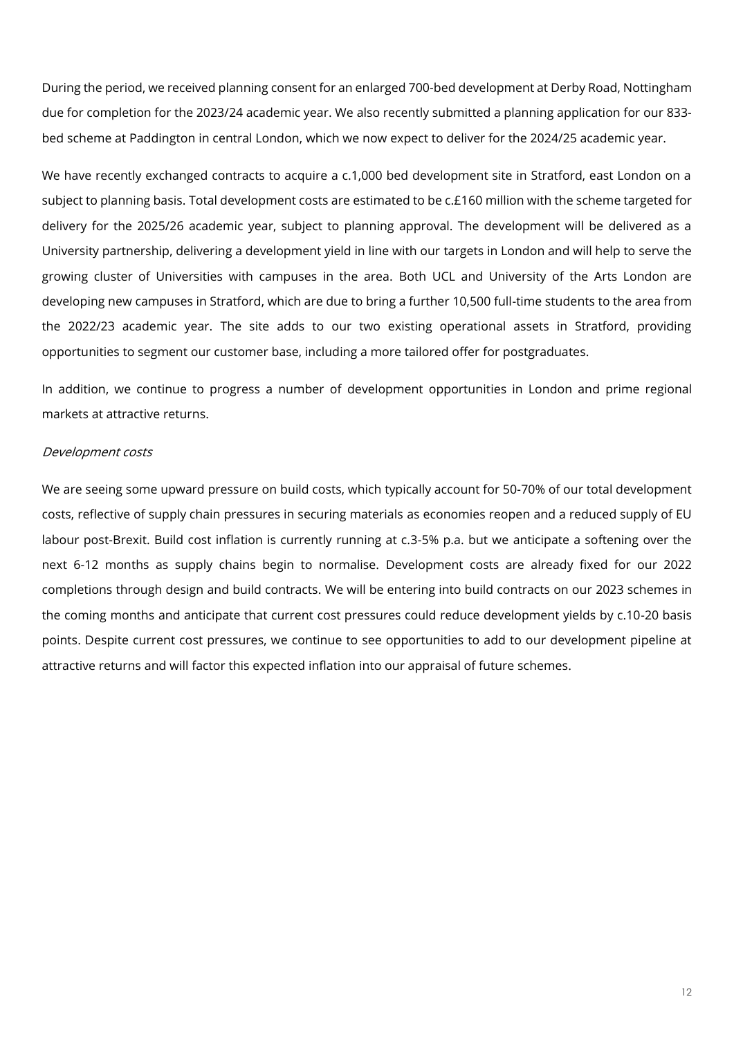During the period, we received planning consent for an enlarged 700-bed development at Derby Road, Nottingham due for completion for the 2023/24 academic year. We also recently submitted a planning application for our 833-bed scheme at Paddington in central London, which we now expect to deliver for the 2024/25 academic year.

We have recently exchanged contracts to acquire a c.1,000 bed development site in Stratford, east London on a subject to planning basis. Total development costs are estimated to be c.£160 million with the scheme targeted for delivery for the 2025/26 academic year, subject to planning approval. The development will be delivered as a University partnership, delivering a development yield in line with our targets in London and will help to serve the growing cluster of Universities with campuses in the area. Both UCL and University of the Arts London are developing new campuses in Stratford, which are due to bring a further 10,500 full-time students to the area from the 2022/23 academic year. The site adds to our two existing operational assets in Stratford, providing opportunities to segment our customer base, including a more tailored offer for postgraduates.

In addition, we continue to progress a number of development opportunities in London and prime regional markets at attractive returns.

*Development costs*

We are seeing some upward pressure on build costs, which typically account for 50-70% of our total development costs, reflective of supply chain pressures in securing materials as economies reopen and a reduced supply of EU labour post-Brexit. Build cost inflation is currently running at c.3-5% p.a. but we anticipate a softening over the next 6-12 months as supply chains begin to normalise. Development costs are already fixed for our 2022 completions through design and build contracts. We will be entering into build contracts on our 2023 schemes in the coming months and anticipate that current cost pressures could reduce development yields by c.10-20 basis points. Despite current cost pressures, we continue to see opportunities to add to our development pipeline at attractive returns and will factor this expected inflation into our appraisal of future schemes.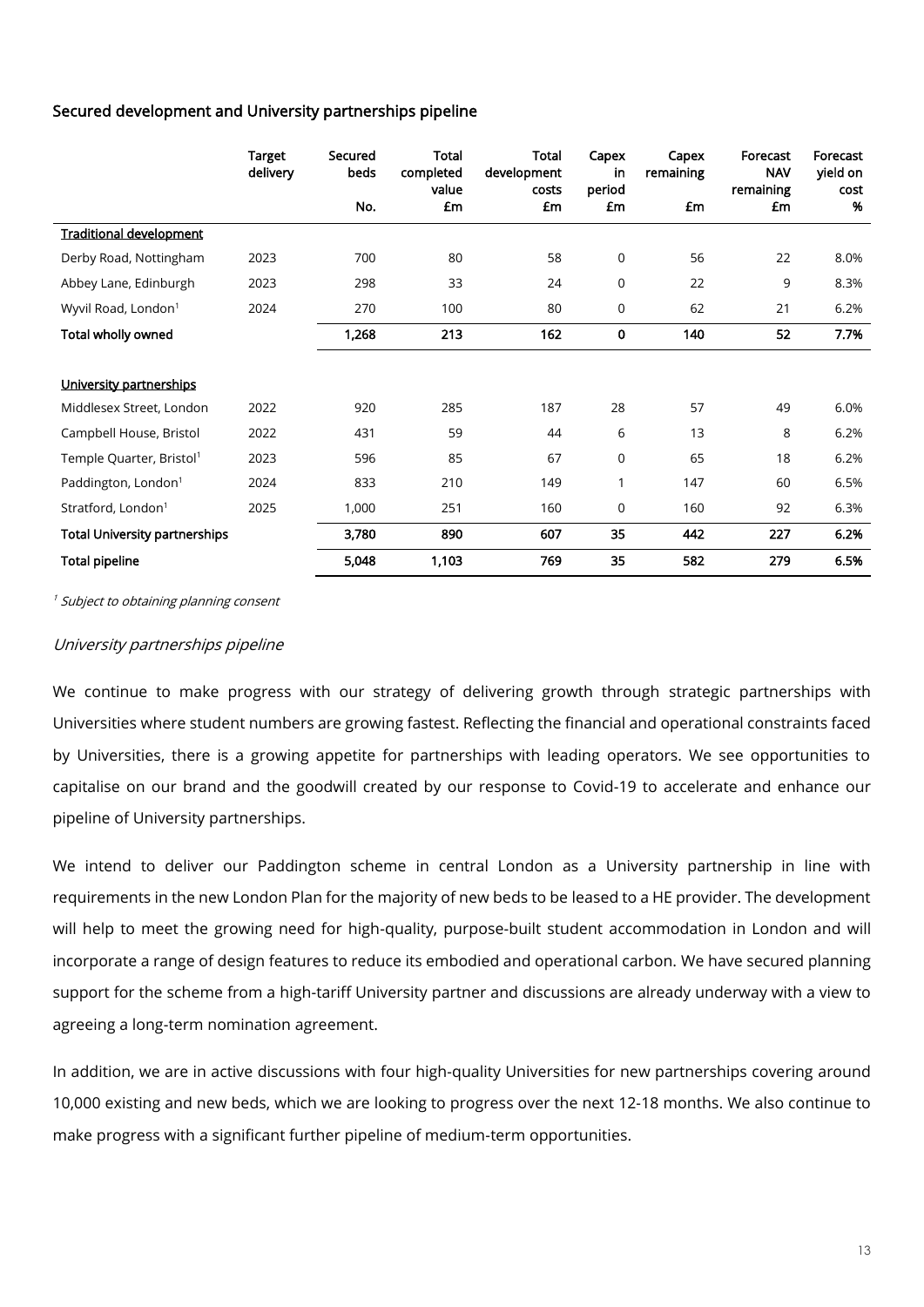### Secured development and University partnerships pipeline

| | Target delivery | Secured beds No. | Total completed value £m | Total development costs £m | Capex in period £m | Capex remaining £m | Forecast NAV remaining £m | Forecast yield on cost % |
|---|---|---|---|---|---|---|---|---|
| Traditional development | | | | | | | | |
| Derby Road, Nottingham | 2023 | 700 | 80 | 58 | 0 | 56 | 22 | 8.0% |
| Abbey Lane, Edinburgh | 2023 | 298 | 33 | 24 | 0 | 22 | 9 | 8.3% |
| Wyvil Road, London[1] | 2024 | 270 | 100 | 80 | 0 | 62 | 21 | 6.2% |
| **Total wholly owned** | | **1,268** | **213** | **162** | **0** | **140** | **52** | **7.7%** |
| University partnerships | | | | | | | | |
| Middlesex Street, London | 2022 | 920 | 285 | 187 | 28 | 57 | 49 | 6.0% |
| Campbell House, Bristol | 2022 | 431 | 59 | 44 | 6 | 13 | 8 | 6.2% |
| Temple Quarter, Bristol[1] | 2023 | 596 | 85 | 67 | 0 | 65 | 18 | 6.2% |
| Paddington, London[1] | 2024 | 833 | 210 | 149 | 1 | 147 | 60 | 6.5% |
| Stratford, London[1] | 2025 | 1,000 | 251 | 160 | 0 | 160 | 92 | 6.3% |
| **Total University partnerships** | | **3,780** | **890** | **607** | **35** | **442** | **227** | **6.2%** |
| **Total pipeline** | | **5,048** | **1,103** | **769** | **35** | **582** | **279** | **6.5%** |

[1] *Subject to obtaining planning consent*

*University partnerships pipeline*

We continue to make progress with our strategy of delivering growth through strategic partnerships with Universities where student numbers are growing fastest. Reflecting the financial and operational constraints faced by Universities, there is a growing appetite for partnerships with leading operators. We see opportunities to capitalise on our brand and the goodwill created by our response to Covid-19 to accelerate and enhance our pipeline of University partnerships.

We intend to deliver our Paddington scheme in central London as a University partnership in line with requirements in the new London Plan for the majority of new beds to be leased to a HE provider. The development will help to meet the growing need for high-quality, purpose-built student accommodation in London and will incorporate a range of design features to reduce its embodied and operational carbon. We have secured planning support for the scheme from a high-tariff University partner and discussions are already underway with a view to agreeing a long-term nomination agreement.

In addition, we are in active discussions with four high-quality Universities for new partnerships covering around 10,000 existing and new beds, which we are looking to progress over the next 12-18 months. We also continue to make progress with a significant further pipeline of medium-term opportunities.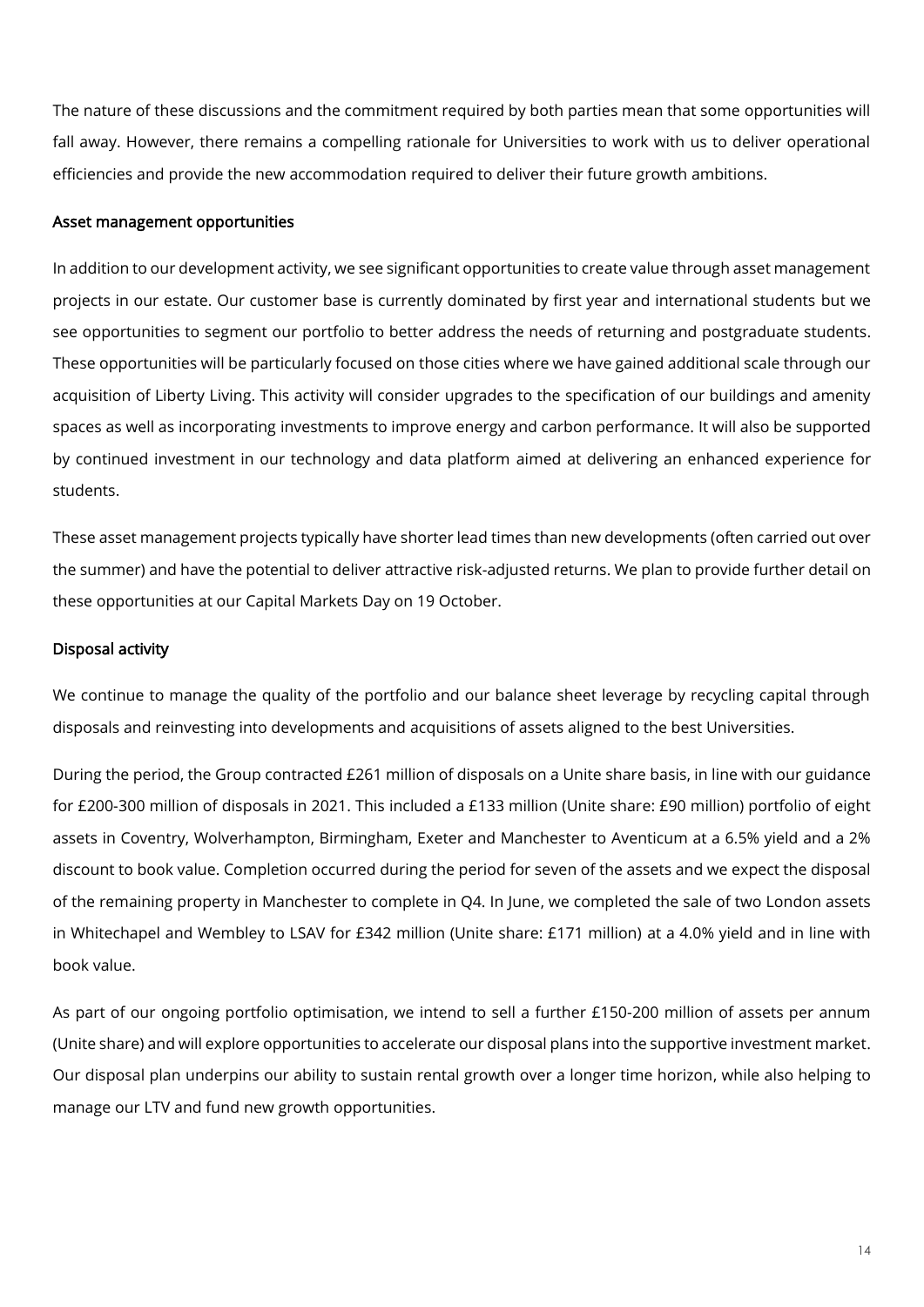The nature of these discussions and the commitment required by both parties mean that some opportunities will fall away. However, there remains a compelling rationale for Universities to work with us to deliver operational efficiencies and provide the new accommodation required to deliver their future growth ambitions.

### Asset management opportunities

In addition to our development activity, we see significant opportunities to create value through asset management projects in our estate. Our customer base is currently dominated by first year and international students but we see opportunities to segment our portfolio to better address the needs of returning and postgraduate students. These opportunities will be particularly focused on those cities where we have gained additional scale through our acquisition of Liberty Living. This activity will consider upgrades to the specification of our buildings and amenity spaces as well as incorporating investments to improve energy and carbon performance. It will also be supported by continued investment in our technology and data platform aimed at delivering an enhanced experience for students.

These asset management projects typically have shorter lead times than new developments (often carried out over the summer) and have the potential to deliver attractive risk-adjusted returns. We plan to provide further detail on these opportunities at our Capital Markets Day on 19 October.

### Disposal activity

We continue to manage the quality of the portfolio and our balance sheet leverage by recycling capital through disposals and reinvesting into developments and acquisitions of assets aligned to the best Universities.

During the period, the Group contracted £261 million of disposals on a Unite share basis, in line with our guidance for £200-300 million of disposals in 2021. This included a £133 million (Unite share: £90 million) portfolio of eight assets in Coventry, Wolverhampton, Birmingham, Exeter and Manchester to Aventicum at a 6.5% yield and a 2% discount to book value. Completion occurred during the period for seven of the assets and we expect the disposal of the remaining property in Manchester to complete in Q4. In June, we completed the sale of two London assets in Whitechapel and Wembley to LSAV for £342 million (Unite share: £171 million) at a 4.0% yield and in line with book value.

As part of our ongoing portfolio optimisation, we intend to sell a further £150-200 million of assets per annum (Unite share) and will explore opportunities to accelerate our disposal plans into the supportive investment market. Our disposal plan underpins our ability to sustain rental growth over a longer time horizon, while also helping to manage our LTV and fund new growth opportunities.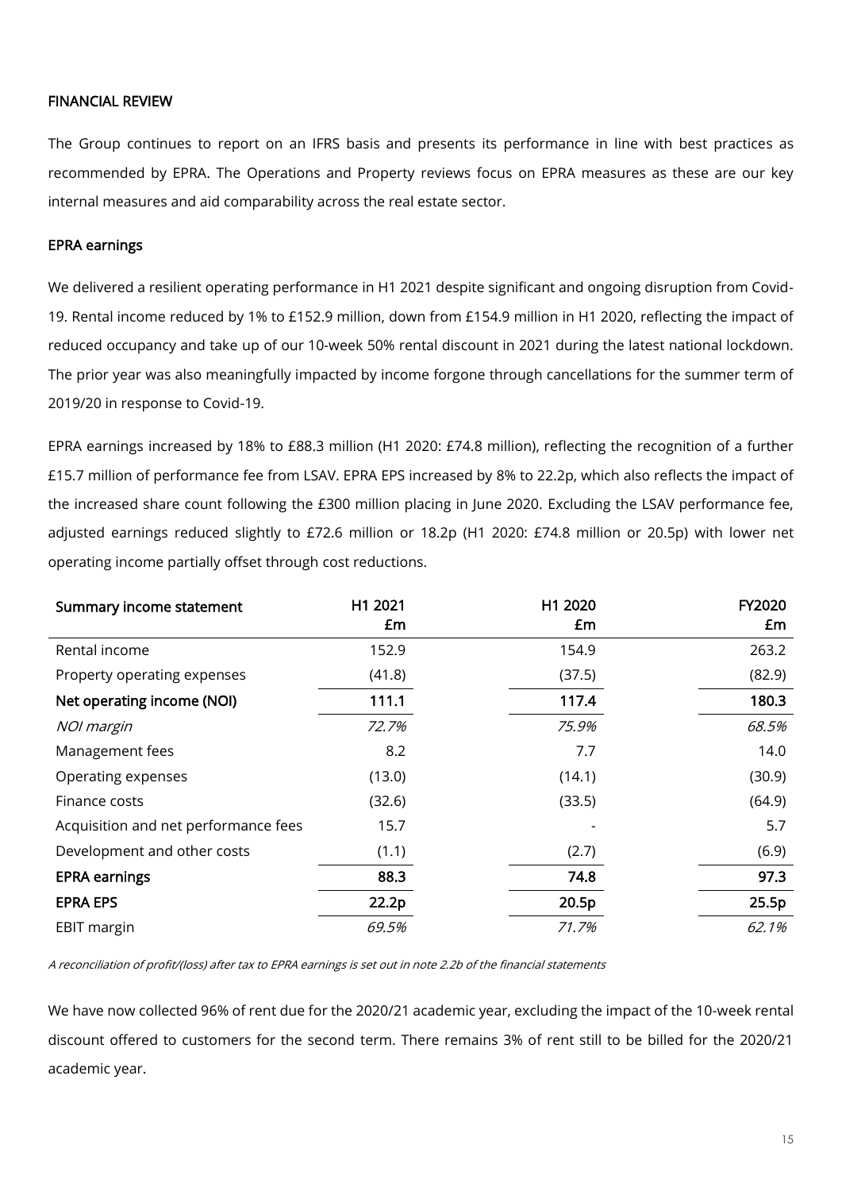## FINANCIAL REVIEW

The Group continues to report on an IFRS basis and presents its performance in line with best practices as recommended by EPRA. The Operations and Property reviews focus on EPRA measures as these are our key internal measures and aid comparability across the real estate sector.

### EPRA earnings

We delivered a resilient operating performance in H1 2021 despite significant and ongoing disruption from Covid-19. Rental income reduced by 1% to £152.9 million, down from £154.9 million in H1 2020, reflecting the impact of reduced occupancy and take up of our 10-week 50% rental discount in 2021 during the latest national lockdown. The prior year was also meaningfully impacted by income forgone through cancellations for the summer term of 2019/20 in response to Covid-19.

EPRA earnings increased by 18% to £88.3 million (H1 2020: £74.8 million), reflecting the recognition of a further £15.7 million of performance fee from LSAV. EPRA EPS increased by 8% to 22.2p, which also reflects the impact of the increased share count following the £300 million placing in June 2020. Excluding the LSAV performance fee, adjusted earnings reduced slightly to £72.6 million or 18.2p (H1 2020: £74.8 million or 20.5p) with lower net operating income partially offset through cost reductions.

| **Summary income statement** | H1 2021<br>£m | H1 2020<br>£m | FY2020<br>£m |
|---|---|---|---|
| Rental income | 152.9 | 154.9 | 263.2 |
| Property operating expenses | (41.8) | (37.5) | (82.9) |
| **Net operating income (NOI)** | **111.1** | **117.4** | **180.3** |
| *NOI margin* | *72.7%* | *75.9%* | *68.5%* |
| Management fees | 8.2 | 7.7 | 14.0 |
| Operating expenses | (13.0) | (14.1) | (30.9) |
| Finance costs | (32.6) | (33.5) | (64.9) |
| Acquisition and net performance fees | 15.7 | - | 5.7 |
| Development and other costs | (1.1) | (2.7) | (6.9) |
| **EPRA earnings** | **88.3** | **74.8** | **97.3** |
| **EPRA EPS** | **22.2p** | **20.5p** | **25.5p** |
| EBIT margin | *69.5%* | *71.7%* | *62.1%* |

*A reconciliation of profit/(loss) after tax to EPRA earnings is set out in note 2.2b of the financial statements*

We have now collected 96% of rent due for the 2020/21 academic year, excluding the impact of the 10-week rental discount offered to customers for the second term. There remains 3% of rent still to be billed for the 2020/21 academic year.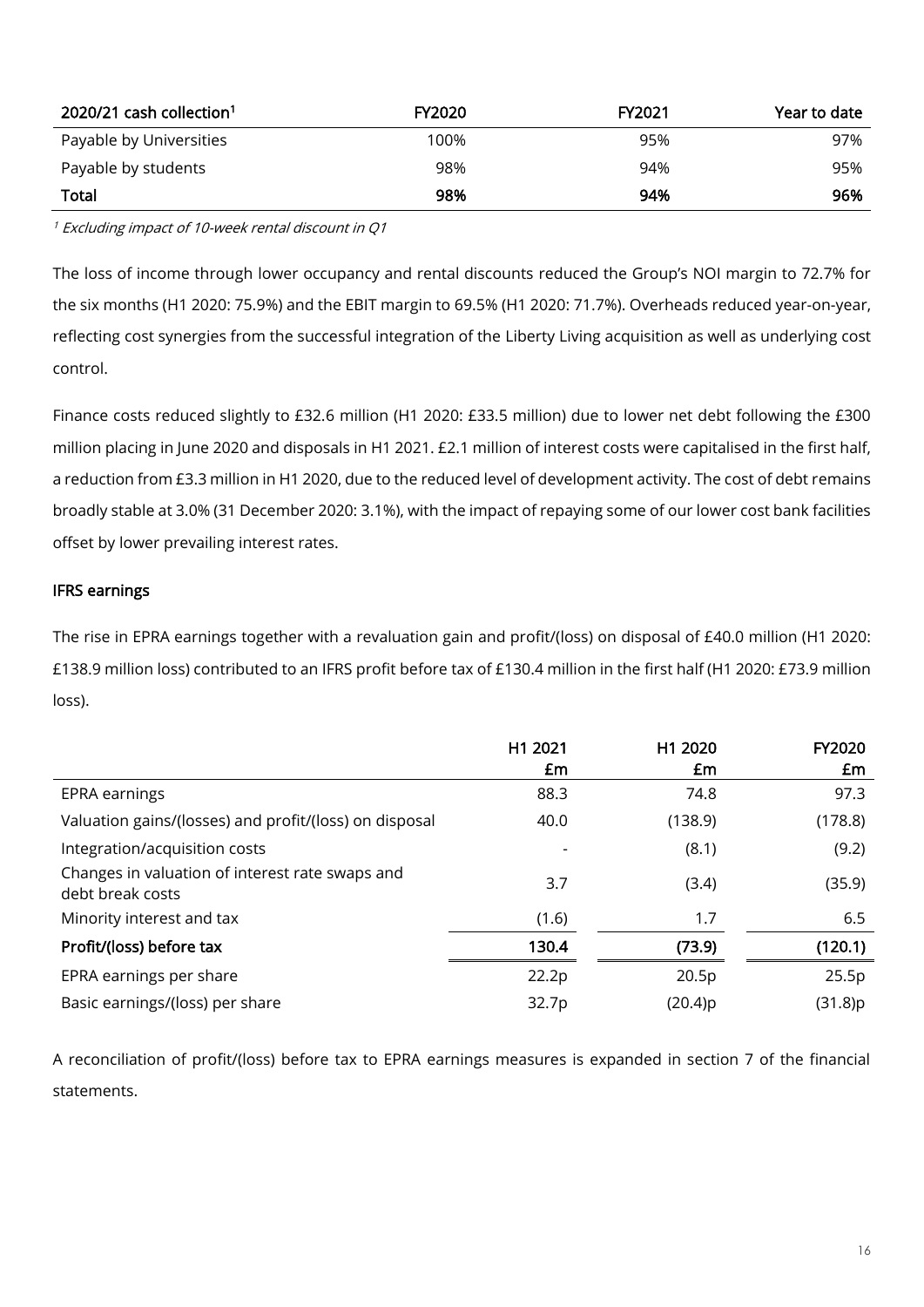| 2020/21 cash collection[1] | FY2020 | FY2021 | Year to date |
|---|---|---|---|
| Payable by Universities | 100% | 95% | 97% |
| Payable by students | 98% | 94% | 95% |
| **Total** | **98%** | **94%** | **96%** |

[1] *Excluding impact of 10-week rental discount in Q1*

The loss of income through lower occupancy and rental discounts reduced the Group's NOI margin to 72.7% for the six months (H1 2020: 75.9%) and the EBIT margin to 69.5% (H1 2020: 71.7%). Overheads reduced year-on-year, reflecting cost synergies from the successful integration of the Liberty Living acquisition as well as underlying cost control.

Finance costs reduced slightly to £32.6 million (H1 2020: £33.5 million) due to lower net debt following the £300 million placing in June 2020 and disposals in H1 2021. £2.1 million of interest costs were capitalised in the first half, a reduction from £3.3 million in H1 2020, due to the reduced level of development activity. The cost of debt remains broadly stable at 3.0% (31 December 2020: 3.1%), with the impact of repaying some of our lower cost bank facilities offset by lower prevailing interest rates.

## IFRS earnings

The rise in EPRA earnings together with a revaluation gain and profit/(loss) on disposal of £40.0 million (H1 2020: £138.9 million loss) contributed to an IFRS profit before tax of £130.4 million in the first half (H1 2020: £73.9 million loss).

| | H1 2021 £m | H1 2020 £m | FY2020 £m |
|---|---|---|---|
| EPRA earnings | 88.3 | 74.8 | 97.3 |
| Valuation gains/(losses) and profit/(loss) on disposal | 40.0 | (138.9) | (178.8) |
| Integration/acquisition costs | - | (8.1) | (9.2) |
| Changes in valuation of interest rate swaps and debt break costs | 3.7 | (3.4) | (35.9) |
| Minority interest and tax | (1.6) | 1.7 | 6.5 |
| **Profit/(loss) before tax** | **130.4** | **(73.9)** | **(120.1)** |
| EPRA earnings per share | 22.2p | 20.5p | 25.5p |
| Basic earnings/(loss) per share | 32.7p | (20.4)p | (31.8)p |

A reconciliation of profit/(loss) before tax to EPRA earnings measures is expanded in section 7 of the financial statements.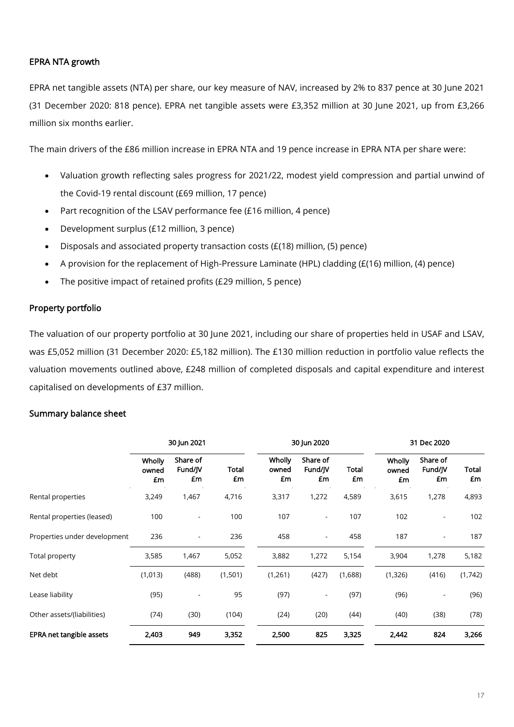## EPRA NTA growth

EPRA net tangible assets (NTA) per share, our key measure of NAV, increased by 2% to 837 pence at 30 June 2021 (31 December 2020: 818 pence). EPRA net tangible assets were £3,352 million at 30 June 2021, up from £3,266 million six months earlier.

The main drivers of the £86 million increase in EPRA NTA and 19 pence increase in EPRA NTA per share were:

- Valuation growth reflecting sales progress for 2021/22, modest yield compression and partial unwind of the Covid-19 rental discount (£69 million, 17 pence)
- Part recognition of the LSAV performance fee (£16 million, 4 pence)
- Development surplus (£12 million, 3 pence)
- Disposals and associated property transaction costs (£(18) million, (5) pence)
- A provision for the replacement of High-Pressure Laminate (HPL) cladding (£(16) million, (4) pence)
- The positive impact of retained profits (£29 million, 5 pence)

## Property portfolio

The valuation of our property portfolio at 30 June 2021, including our share of properties held in USAF and LSAV, was £5,052 million (31 December 2020: £5,182 million). The £130 million reduction in portfolio value reflects the valuation movements outlined above, £248 million of completed disposals and capital expenditure and interest capitalised on developments of £37 million.

## Summary balance sheet

| | 30 Jun 2021 | | | 30 Jun 2020 | | | 31 Dec 2020 | | |
|---|---|---|---|---|---|---|---|---|---|
| | Wholly owned £m | Share of Fund/JV £m | Total £m | Wholly owned £m | Share of Fund/JV £m | Total £m | Wholly owned £m | Share of Fund/JV £m | Total £m |
| Rental properties | 3,249 | 1,467 | 4,716 | 3,317 | 1,272 | 4,589 | 3,615 | 1,278 | 4,893 |
| Rental properties (leased) | 100 | - | 100 | 107 | - | 107 | 102 | - | 102 |
| Properties under development | 236 | - | 236 | 458 | - | 458 | 187 | - | 187 |
| Total property | 3,585 | 1,467 | 5,052 | 3,882 | 1,272 | 5,154 | 3,904 | 1,278 | 5,182 |
| Net debt | (1,013) | (488) | (1,501) | (1,261) | (427) | (1,688) | (1,326) | (416) | (1,742) |
| Lease liability | (95) | - | 95 | (97) | - | (97) | (96) | - | (96) |
| Other assets/(liabilities) | (74) | (30) | (104) | (24) | (20) | (44) | (40) | (38) | (78) |
| **EPRA net tangible assets** | **2,403** | **949** | **3,352** | **2,500** | **825** | **3,325** | **2,442** | **824** | **3,266** |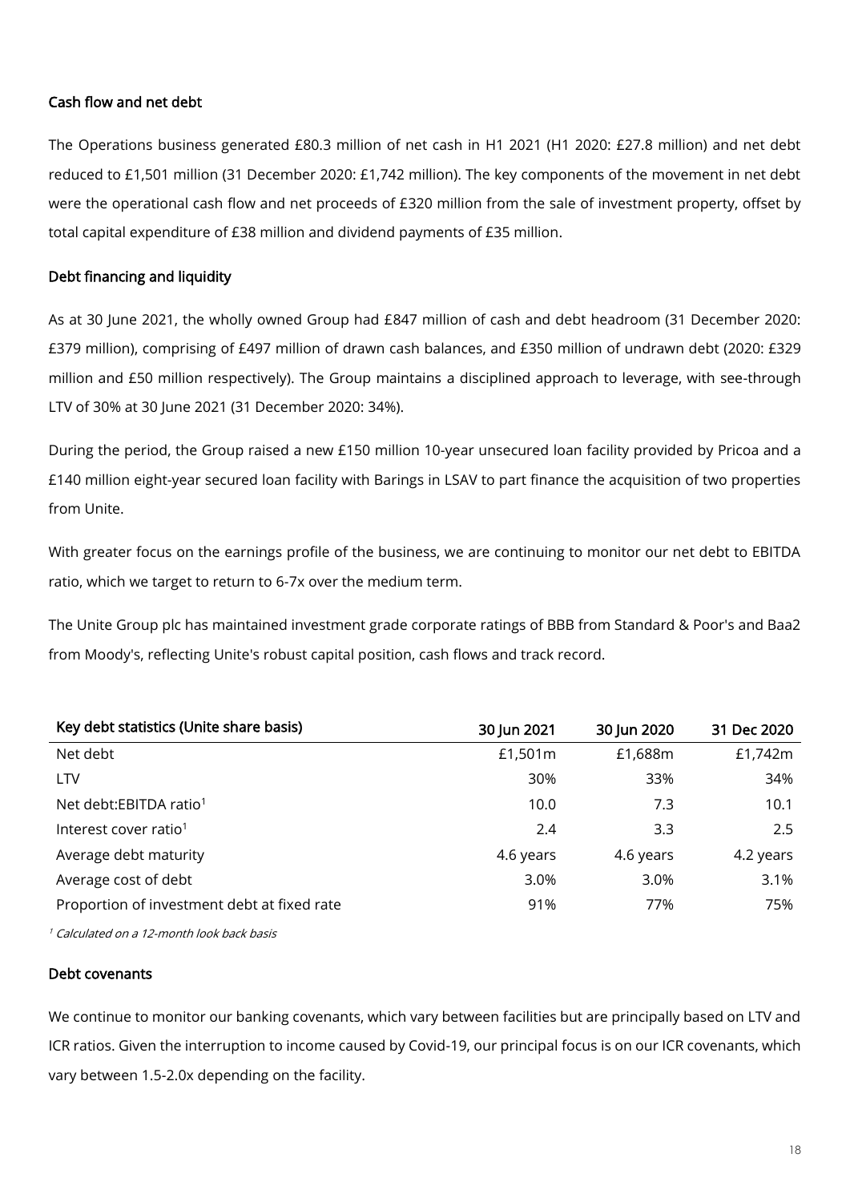### Cash flow and net debt

The Operations business generated £80.3 million of net cash in H1 2021 (H1 2020: £27.8 million) and net debt reduced to £1,501 million (31 December 2020: £1,742 million). The key components of the movement in net debt were the operational cash flow and net proceeds of £320 million from the sale of investment property, offset by total capital expenditure of £38 million and dividend payments of £35 million.

### Debt financing and liquidity

As at 30 June 2021, the wholly owned Group had £847 million of cash and debt headroom (31 December 2020: £379 million), comprising of £497 million of drawn cash balances, and £350 million of undrawn debt (2020: £329 million and £50 million respectively). The Group maintains a disciplined approach to leverage, with see-through LTV of 30% at 30 June 2021 (31 December 2020: 34%).

During the period, the Group raised a new £150 million 10-year unsecured loan facility provided by Pricoa and a £140 million eight-year secured loan facility with Barings in LSAV to part finance the acquisition of two properties from Unite.

With greater focus on the earnings profile of the business, we are continuing to monitor our net debt to EBITDA ratio, which we target to return to 6-7x over the medium term.

The Unite Group plc has maintained investment grade corporate ratings of BBB from Standard & Poor's and Baa2 from Moody's, reflecting Unite's robust capital position, cash flows and track record.

| Key debt statistics (Unite share basis) | 30 Jun 2021 | 30 Jun 2020 | 31 Dec 2020 |
|---|---|---|---|
| Net debt | £1,501m | £1,688m | £1,742m |
| LTV | 30% | 33% | 34% |
| Net debt:EBITDA ratio[1] | 10.0 | 7.3 | 10.1 |
| Interest cover ratio[1] | 2.4 | 3.3 | 2.5 |
| Average debt maturity | 4.6 years | 4.6 years | 4.2 years |
| Average cost of debt | 3.0% | 3.0% | 3.1% |
| Proportion of investment debt at fixed rate | 91% | 77% | 75% |

[1] *Calculated on a 12-month look back basis*

### Debt covenants

We continue to monitor our banking covenants, which vary between facilities but are principally based on LTV and ICR ratios. Given the interruption to income caused by Covid-19, our principal focus is on our ICR covenants, which vary between 1.5-2.0x depending on the facility.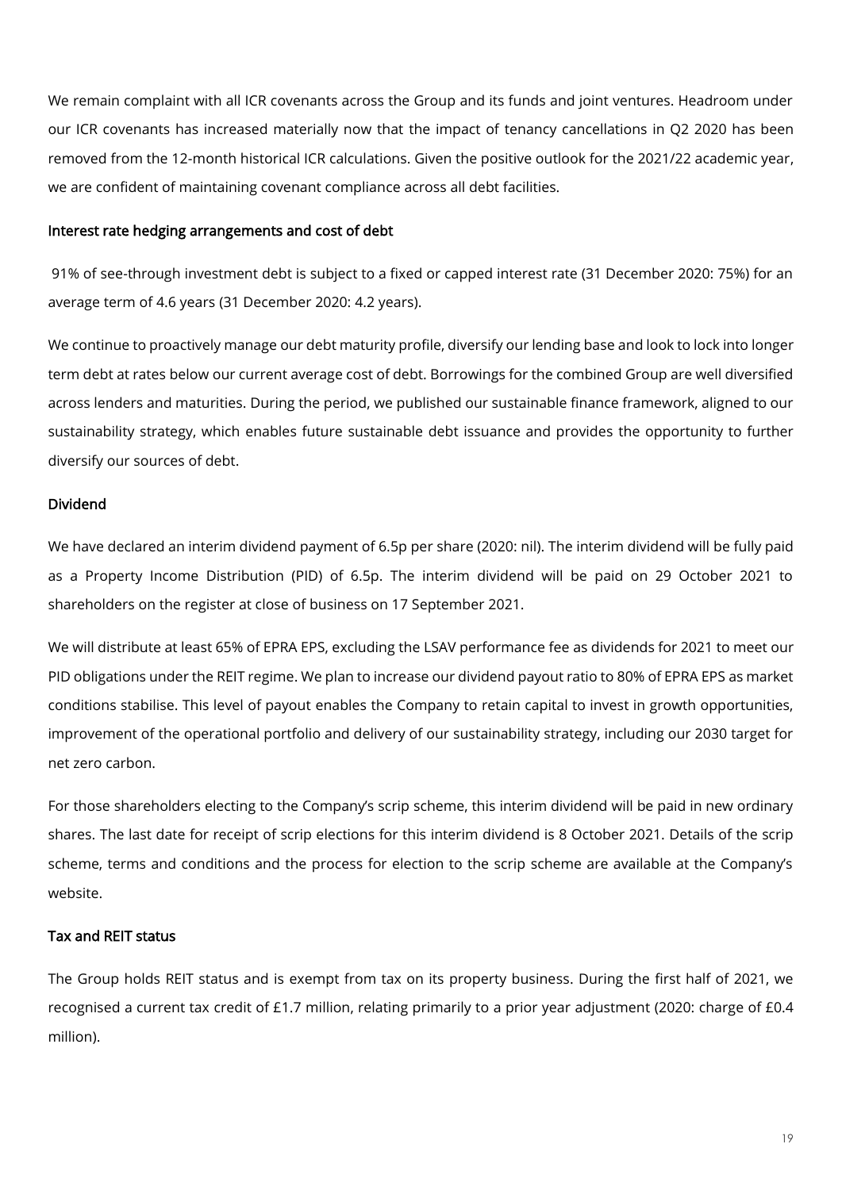We remain complaint with all ICR covenants across the Group and its funds and joint ventures. Headroom under our ICR covenants has increased materially now that the impact of tenancy cancellations in Q2 2020 has been removed from the 12-month historical ICR calculations. Given the positive outlook for the 2021/22 academic year, we are confident of maintaining covenant compliance across all debt facilities.

## Interest rate hedging arrangements and cost of debt

91% of see-through investment debt is subject to a fixed or capped interest rate (31 December 2020: 75%) for an average term of 4.6 years (31 December 2020: 4.2 years).

We continue to proactively manage our debt maturity profile, diversify our lending base and look to lock into longer term debt at rates below our current average cost of debt. Borrowings for the combined Group are well diversified across lenders and maturities. During the period, we published our sustainable finance framework, aligned to our sustainability strategy, which enables future sustainable debt issuance and provides the opportunity to further diversify our sources of debt.

## Dividend

We have declared an interim dividend payment of 6.5p per share (2020: nil). The interim dividend will be fully paid as a Property Income Distribution (PID) of 6.5p. The interim dividend will be paid on 29 October 2021 to shareholders on the register at close of business on 17 September 2021.

We will distribute at least 65% of EPRA EPS, excluding the LSAV performance fee as dividends for 2021 to meet our PID obligations under the REIT regime. We plan to increase our dividend payout ratio to 80% of EPRA EPS as market conditions stabilise. This level of payout enables the Company to retain capital to invest in growth opportunities, improvement of the operational portfolio and delivery of our sustainability strategy, including our 2030 target for net zero carbon.

For those shareholders electing to the Company's scrip scheme, this interim dividend will be paid in new ordinary shares. The last date for receipt of scrip elections for this interim dividend is 8 October 2021. Details of the scrip scheme, terms and conditions and the process for election to the scrip scheme are available at the Company's website.

## Tax and REIT status

The Group holds REIT status and is exempt from tax on its property business. During the first half of 2021, we recognised a current tax credit of £1.7 million, relating primarily to a prior year adjustment (2020: charge of £0.4 million).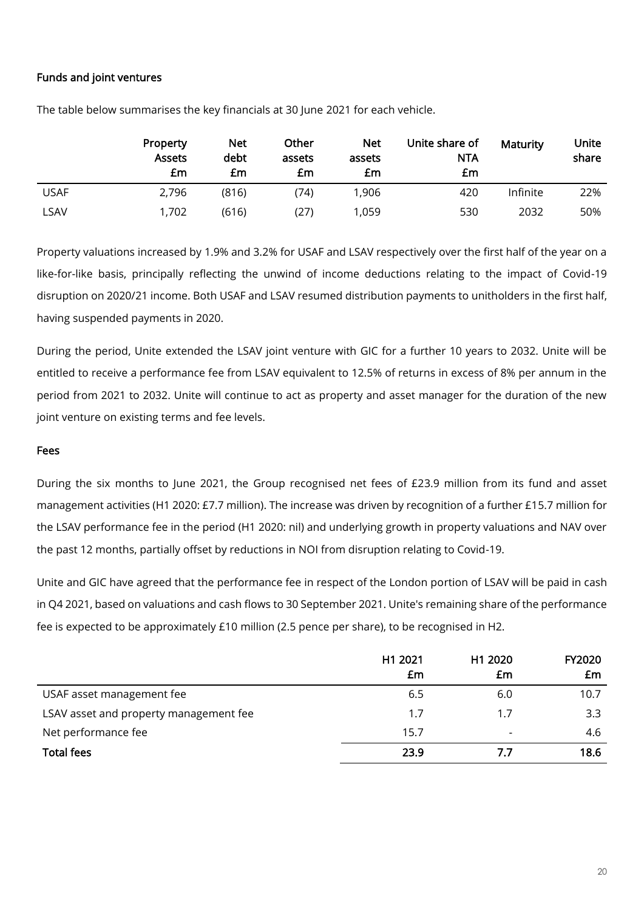### Funds and joint ventures

The table below summarises the key financials at 30 June 2021 for each vehicle.

| | Property Assets £m | Net debt £m | Other assets £m | Net assets £m | Unite share of NTA £m | Maturity | Unite share |
|---|---|---|---|---|---|---|---|
| USAF | 2,796 | (816) | (74) | 1,906 | 420 | Infinite | 22% |
| LSAV | 1,702 | (616) | (27) | 1,059 | 530 | 2032 | 50% |

Property valuations increased by 1.9% and 3.2% for USAF and LSAV respectively over the first half of the year on a like-for-like basis, principally reflecting the unwind of income deductions relating to the impact of Covid-19 disruption on 2020/21 income. Both USAF and LSAV resumed distribution payments to unitholders in the first half, having suspended payments in 2020.

During the period, Unite extended the LSAV joint venture with GIC for a further 10 years to 2032. Unite will be entitled to receive a performance fee from LSAV equivalent to 12.5% of returns in excess of 8% per annum in the period from 2021 to 2032. Unite will continue to act as property and asset manager for the duration of the new joint venture on existing terms and fee levels.

### Fees

During the six months to June 2021, the Group recognised net fees of £23.9 million from its fund and asset management activities (H1 2020: £7.7 million). The increase was driven by recognition of a further £15.7 million for the LSAV performance fee in the period (H1 2020: nil) and underlying growth in property valuations and NAV over the past 12 months, partially offset by reductions in NOI from disruption relating to Covid-19.

Unite and GIC have agreed that the performance fee in respect of the London portion of LSAV will be paid in cash in Q4 2021, based on valuations and cash flows to 30 September 2021. Unite's remaining share of the performance fee is expected to be approximately £10 million (2.5 pence per share), to be recognised in H2.

| | H1 2021 £m | H1 2020 £m | FY2020 £m |
|---|---|---|---|
| USAF asset management fee | 6.5 | 6.0 | 10.7 |
| LSAV asset and property management fee | 1.7 | 1.7 | 3.3 |
| Net performance fee | 15.7 | - | 4.6 |
| **Total fees** | **23.9** | **7.7** | **18.6** |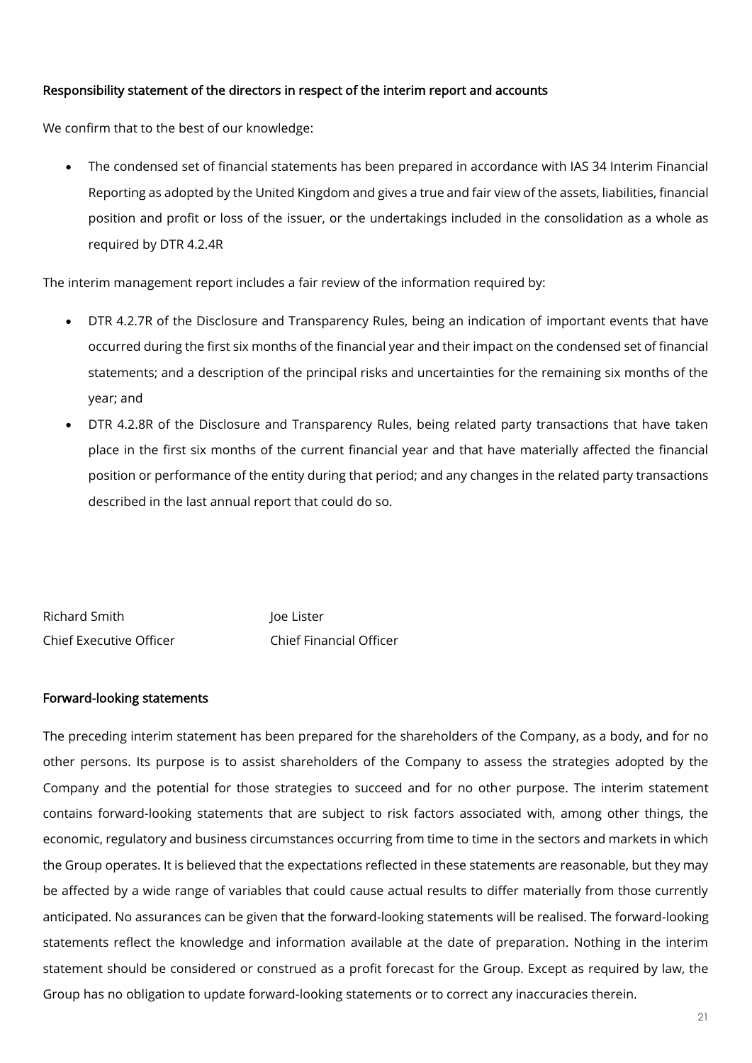## Responsibility statement of the directors in respect of the interim report and accounts

We confirm that to the best of our knowledge:

- The condensed set of financial statements has been prepared in accordance with IAS 34 Interim Financial Reporting as adopted by the United Kingdom and gives a true and fair view of the assets, liabilities, financial position and profit or loss of the issuer, or the undertakings included in the consolidation as a whole as required by DTR 4.2.4R

The interim management report includes a fair review of the information required by:

- DTR 4.2.7R of the Disclosure and Transparency Rules, being an indication of important events that have occurred during the first six months of the financial year and their impact on the condensed set of financial statements; and a description of the principal risks and uncertainties for the remaining six months of the year; and
- DTR 4.2.8R of the Disclosure and Transparency Rules, being related party transactions that have taken place in the first six months of the current financial year and that have materially affected the financial position or performance of the entity during that period; and any changes in the related party transactions described in the last annual report that could do so.

Richard Smith
Chief Executive Officer

Joe Lister
Chief Financial Officer

## Forward-looking statements

The preceding interim statement has been prepared for the shareholders of the Company, as a body, and for no other persons. Its purpose is to assist shareholders of the Company to assess the strategies adopted by the Company and the potential for those strategies to succeed and for no other purpose. The interim statement contains forward-looking statements that are subject to risk factors associated with, among other things, the economic, regulatory and business circumstances occurring from time to time in the sectors and markets in which the Group operates. It is believed that the expectations reflected in these statements are reasonable, but they may be affected by a wide range of variables that could cause actual results to differ materially from those currently anticipated. No assurances can be given that the forward-looking statements will be realised. The forward-looking statements reflect the knowledge and information available at the date of preparation. Nothing in the interim statement should be considered or construed as a profit forecast for the Group. Except as required by law, the Group has no obligation to update forward-looking statements or to correct any inaccuracies therein.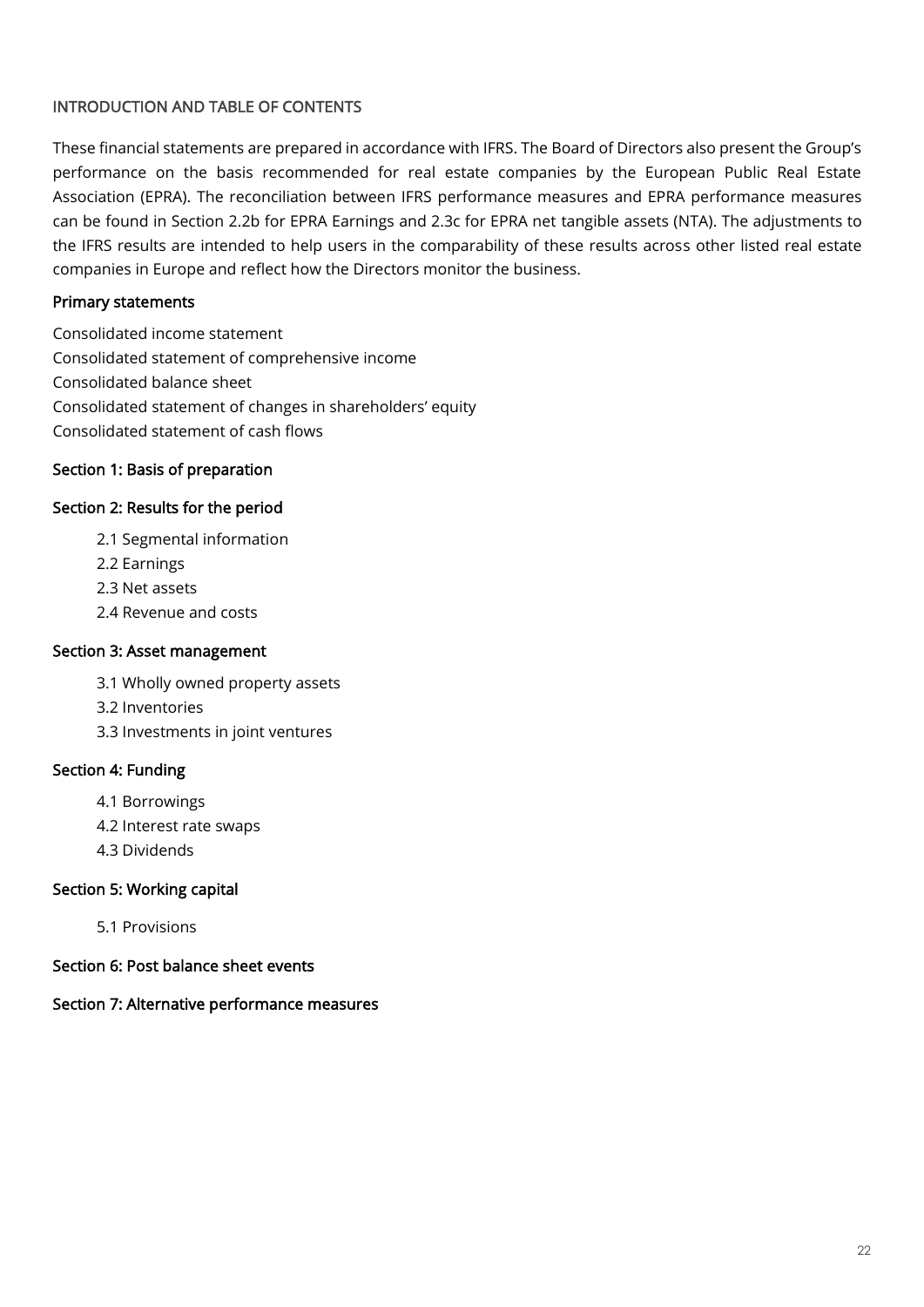## INTRODUCTION AND TABLE OF CONTENTS

These financial statements are prepared in accordance with IFRS. The Board of Directors also present the Group's performance on the basis recommended for real estate companies by the European Public Real Estate Association (EPRA). The reconciliation between IFRS performance measures and EPRA performance measures can be found in Section 2.2b for EPRA Earnings and 2.3c for EPRA net tangible assets (NTA). The adjustments to the IFRS results are intended to help users in the comparability of these results across other listed real estate companies in Europe and reflect how the Directors monitor the business.

### Primary statements

Consolidated income statement
Consolidated statement of comprehensive income
Consolidated balance sheet
Consolidated statement of changes in shareholders' equity
Consolidated statement of cash flows

### Section 1: Basis of preparation

### Section 2: Results for the period

- 2.1 Segmental information
- 2.2 Earnings
- 2.3 Net assets
- 2.4 Revenue and costs

### Section 3: Asset management

- 3.1 Wholly owned property assets
- 3.2 Inventories
- 3.3 Investments in joint ventures

### Section 4: Funding

- 4.1 Borrowings
- 4.2 Interest rate swaps
- 4.3 Dividends

### Section 5: Working capital

- 5.1 Provisions

### Section 6: Post balance sheet events

### Section 7: Alternative performance measures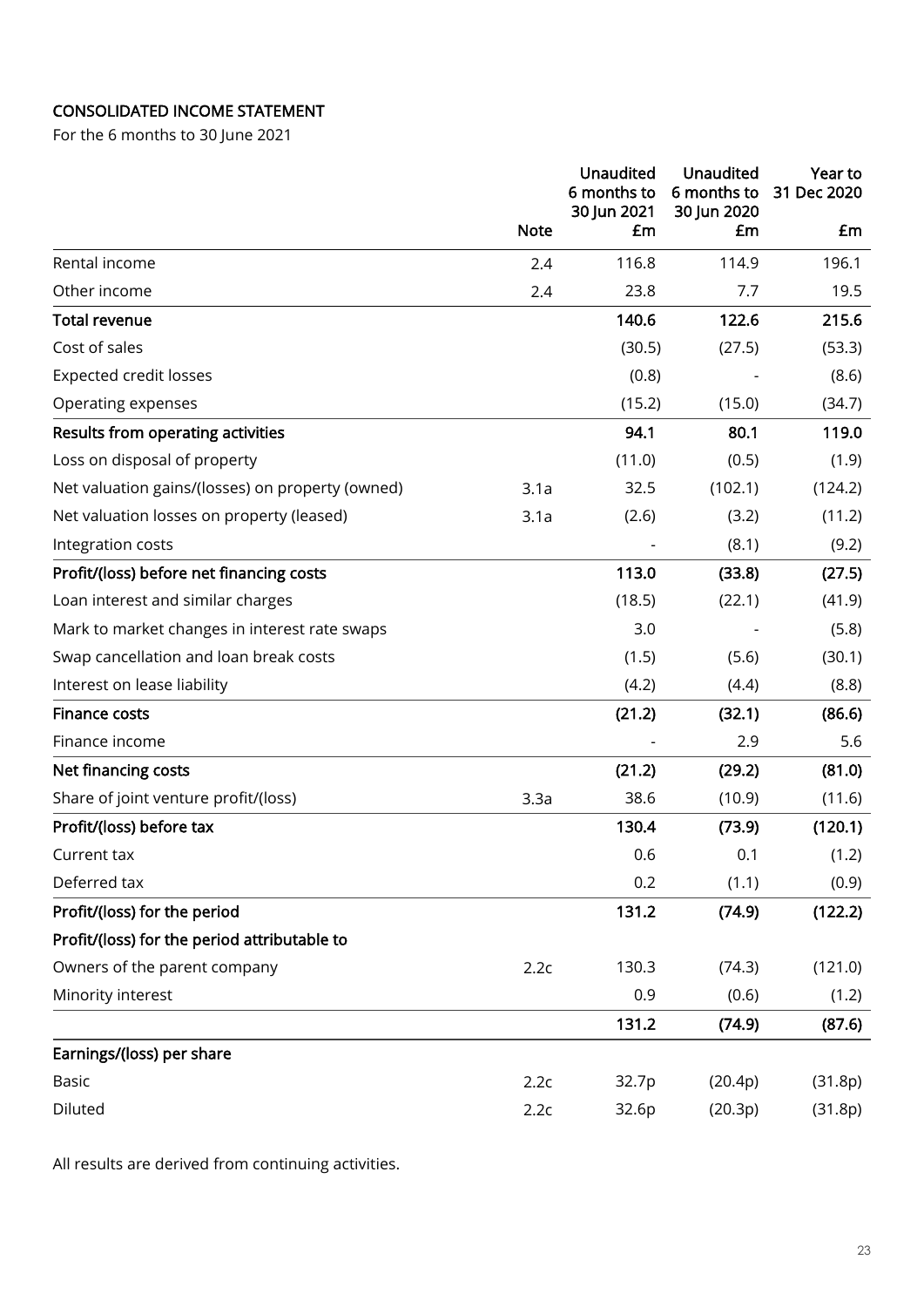**CONSOLIDATED INCOME STATEMENT**

For the 6 months to 30 June 2021

| | Note | Unaudited 6 months to 30 Jun 2021 £m | Unaudited 6 months to 30 Jun 2020 £m | Year to 31 Dec 2020 £m |
|---|---|---|---|---|
| Rental income | 2.4 | 116.8 | 114.9 | 196.1 |
| Other income | 2.4 | 23.8 | 7.7 | 19.5 |
| **Total revenue** | | **140.6** | **122.6** | **215.6** |
| Cost of sales | | (30.5) | (27.5) | (53.3) |
| Expected credit losses | | (0.8) | - | (8.6) |
| Operating expenses | | (15.2) | (15.0) | (34.7) |
| **Results from operating activities** | | **94.1** | **80.1** | **119.0** |
| Loss on disposal of property | | (11.0) | (0.5) | (1.9) |
| Net valuation gains/(losses) on property (owned) | 3.1a | 32.5 | (102.1) | (124.2) |
| Net valuation losses on property (leased) | 3.1a | (2.6) | (3.2) | (11.2) |
| Integration costs | | - | (8.1) | (9.2) |
| **Profit/(loss) before net financing costs** | | **113.0** | **(33.8)** | **(27.5)** |
| Loan interest and similar charges | | (18.5) | (22.1) | (41.9) |
| Mark to market changes in interest rate swaps | | 3.0 | - | (5.8) |
| Swap cancellation and loan break costs | | (1.5) | (5.6) | (30.1) |
| Interest on lease liability | | (4.2) | (4.4) | (8.8) |
| **Finance costs** | | **(21.2)** | **(32.1)** | **(86.6)** |
| Finance income | | - | 2.9 | 5.6 |
| **Net financing costs** | | **(21.2)** | **(29.2)** | **(81.0)** |
| Share of joint venture profit/(loss) | 3.3a | 38.6 | (10.9) | (11.6) |
| **Profit/(loss) before tax** | | **130.4** | **(73.9)** | **(120.1)** |
| Current tax | | 0.6 | 0.1 | (1.2) |
| Deferred tax | | 0.2 | (1.1) | (0.9) |
| **Profit/(loss) for the period** | | **131.2** | **(74.9)** | **(122.2)** |
| **Profit/(loss) for the period attributable to** | | | | |
| Owners of the parent company | 2.2c | 130.3 | (74.3) | (121.0) |
| Minority interest | | 0.9 | (0.6) | (1.2) |
| | | **131.2** | **(74.9)** | **(87.6)** |
| **Earnings/(loss) per share** | | | | |
| Basic | 2.2c | 32.7p | (20.4p) | (31.8p) |
| Diluted | 2.2c | 32.6p | (20.3p) | (31.8p) |

All results are derived from continuing activities.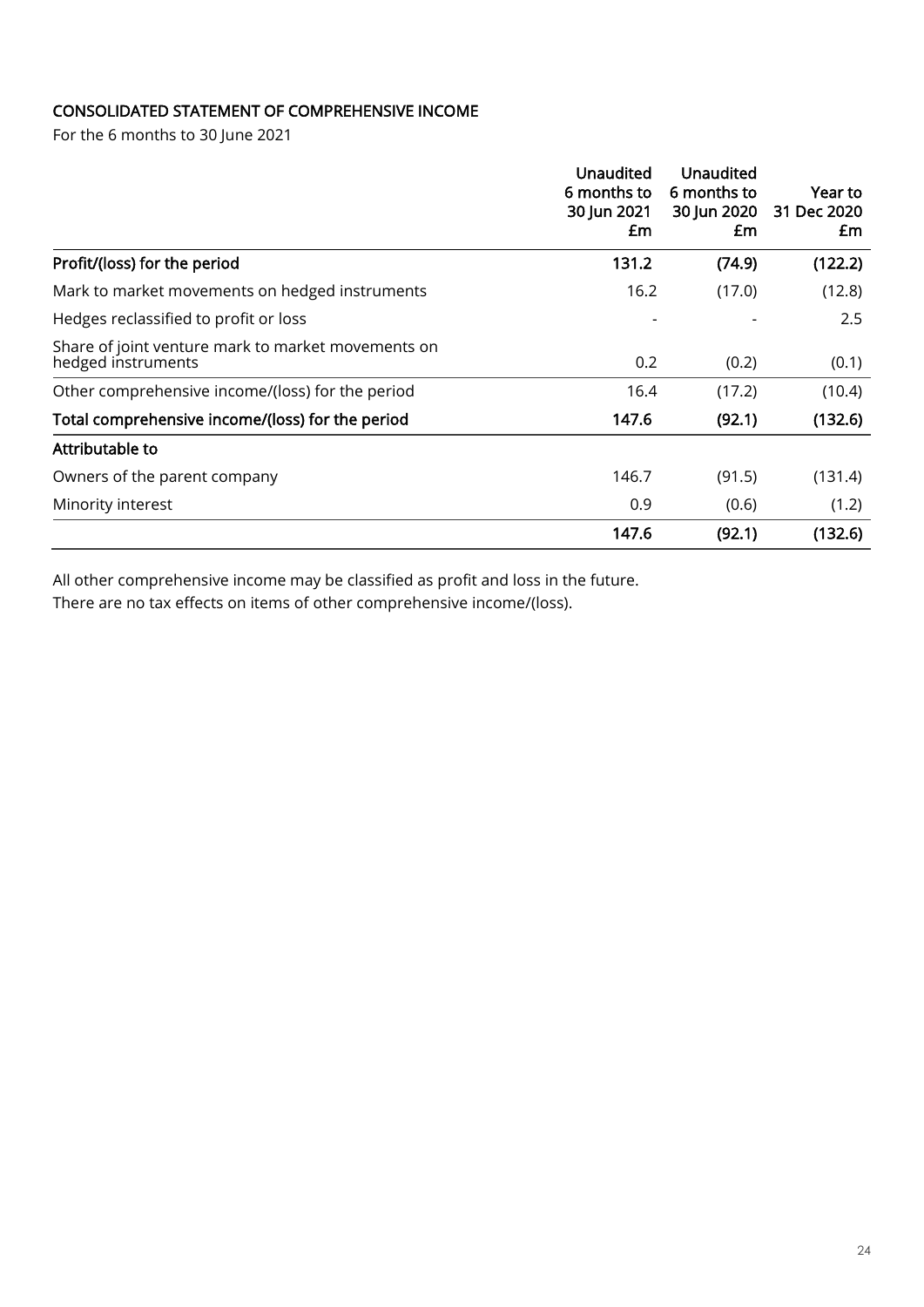## CONSOLIDATED STATEMENT OF COMPREHENSIVE INCOME

For the 6 months to 30 June 2021

| | Unaudited 6 months to 30 Jun 2021 £m | Unaudited 6 months to 30 Jun 2020 £m | Year to 31 Dec 2020 £m |
|---|---|---|---|
| **Profit/(loss) for the period** | **131.2** | **(74.9)** | **(122.2)** |
| Mark to market movements on hedged instruments | 16.2 | (17.0) | (12.8) |
| Hedges reclassified to profit or loss | - | - | 2.5 |
| Share of joint venture mark to market movements on hedged instruments | 0.2 | (0.2) | (0.1) |
| Other comprehensive income/(loss) for the period | 16.4 | (17.2) | (10.4) |
| **Total comprehensive income/(loss) for the period** | **147.6** | **(92.1)** | **(132.6)** |
| **Attributable to** | | | |
| Owners of the parent company | 146.7 | (91.5) | (131.4) |
| Minority interest | 0.9 | (0.6) | (1.2) |
| | **147.6** | **(92.1)** | **(132.6)** |

All other comprehensive income may be classified as profit and loss in the future.
There are no tax effects on items of other comprehensive income/(loss).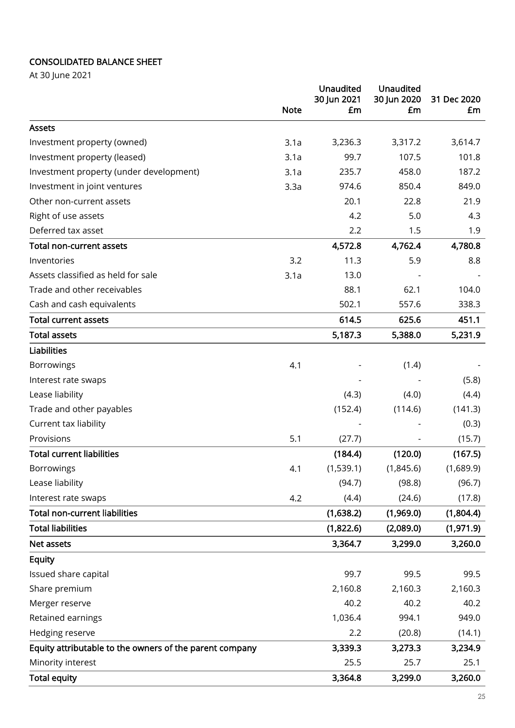# CONSOLIDATED BALANCE SHEET

At 30 June 2021

| | Note | Unaudited 30 Jun 2021 £m | Unaudited 30 Jun 2020 £m | 31 Dec 2020 £m |
|---|---|---|---|---|
| **Assets** | | | | |
| Investment property (owned) | 3.1a | 3,236.3 | 3,317.2 | 3,614.7 |
| Investment property (leased) | 3.1a | 99.7 | 107.5 | 101.8 |
| Investment property (under development) | 3.1a | 235.7 | 458.0 | 187.2 |
| Investment in joint ventures | 3.3a | 974.6 | 850.4 | 849.0 |
| Other non-current assets | | 20.1 | 22.8 | 21.9 |
| Right of use assets | | 4.2 | 5.0 | 4.3 |
| Deferred tax asset | | 2.2 | 1.5 | 1.9 |
| **Total non-current assets** | | **4,572.8** | **4,762.4** | **4,780.8** |
| Inventories | 3.2 | 11.3 | 5.9 | 8.8 |
| Assets classified as held for sale | 3.1a | 13.0 | - | - |
| Trade and other receivables | | 88.1 | 62.1 | 104.0 |
| Cash and cash equivalents | | 502.1 | 557.6 | 338.3 |
| **Total current assets** | | **614.5** | **625.6** | **451.1** |
| **Total assets** | | **5,187.3** | **5,388.0** | **5,231.9** |
| **Liabilities** | | | | |
| Borrowings | 4.1 | - | (1.4) | - |
| Interest rate swaps | | - | - | (5.8) |
| Lease liability | | (4.3) | (4.0) | (4.4) |
| Trade and other payables | | (152.4) | (114.6) | (141.3) |
| Current tax liability | | - | - | (0.3) |
| Provisions | 5.1 | (27.7) | - | (15.7) |
| **Total current liabilities** | | **(184.4)** | **(120.0)** | **(167.5)** |
| Borrowings | 4.1 | (1,539.1) | (1,845.6) | (1,689.9) |
| Lease liability | | (94.7) | (98.8) | (96.7) |
| Interest rate swaps | 4.2 | (4.4) | (24.6) | (17.8) |
| **Total non-current liabilities** | | **(1,638.2)** | **(1,969.0)** | **(1,804.4)** |
| **Total liabilities** | | **(1,822.6)** | **(2,089.0)** | **(1,971.9)** |
| **Net assets** | | **3,364.7** | **3,299.0** | **3,260.0** |
| **Equity** | | | | |
| Issued share capital | | 99.7 | 99.5 | 99.5 |
| Share premium | | 2,160.8 | 2,160.3 | 2,160.3 |
| Merger reserve | | 40.2 | 40.2 | 40.2 |
| Retained earnings | | 1,036.4 | 994.1 | 949.0 |
| Hedging reserve | | 2.2 | (20.8) | (14.1) |
| **Equity attributable to the owners of the parent company** | | **3,339.3** | **3,273.3** | **3,234.9** |
| Minority interest | | 25.5 | 25.7 | 25.1 |
| **Total equity** | | **3,364.8** | **3,299.0** | **3,260.0** |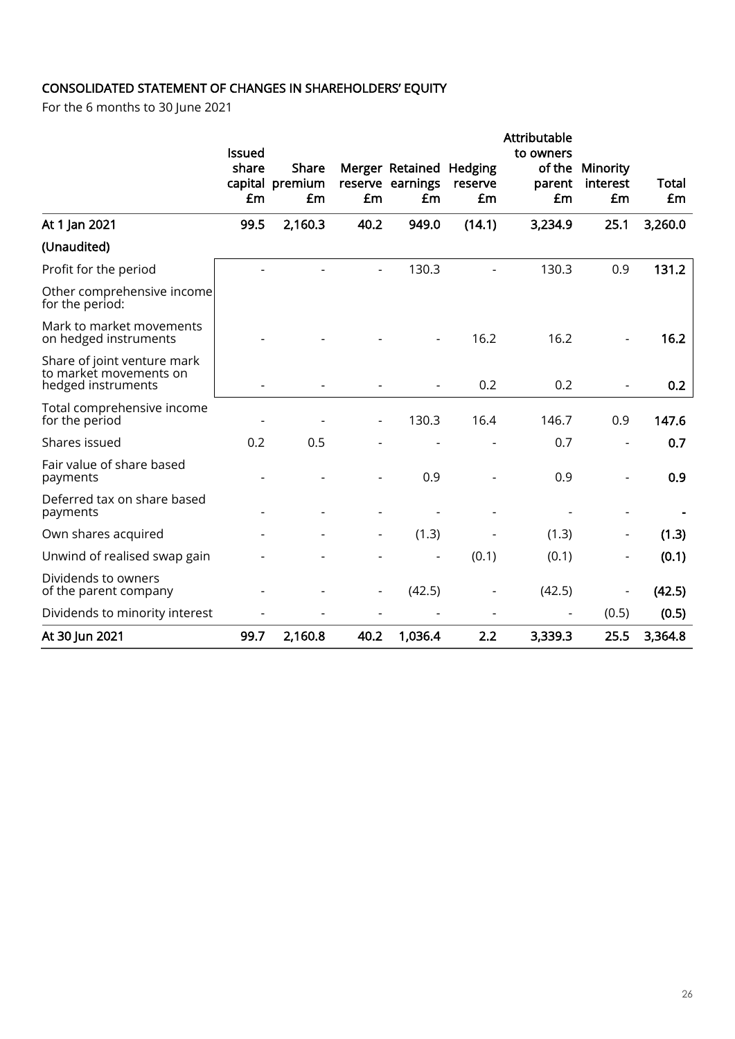## CONSOLIDATED STATEMENT OF CHANGES IN SHAREHOLDERS' EQUITY

For the 6 months to 30 June 2021

| | Issued share capital £m | Share premium £m | Merger reserve £m | Retained earnings £m | Hedging reserve £m | Attributable to owners of the parent £m | Minority interest £m | Total £m |
|---|---|---|---|---|---|---|---|---|
| **At 1 Jan 2021** | **99.5** | **2,160.3** | **40.2** | **949.0** | **(14.1)** | **3,234.9** | **25.1** | **3,260.0** |
| **(Unaudited)** | | | | | | | | |
| Profit for the period | - | - | - | 130.3 | - | 130.3 | 0.9 | **131.2** |
| Other comprehensive income for the period: | | | | | | | | |
| Mark to market movements on hedged instruments | - | - | - | - | 16.2 | 16.2 | - | **16.2** |
| Share of joint venture mark to market movements on hedged instruments | - | - | - | - | 0.2 | 0.2 | - | **0.2** |
| Total comprehensive income for the period | - | - | - | 130.3 | 16.4 | 146.7 | 0.9 | **147.6** |
| Shares issued | 0.2 | 0.5 | - | - | - | 0.7 | - | **0.7** |
| Fair value of share based payments | - | - | - | 0.9 | - | 0.9 | - | **0.9** |
| Deferred tax on share based payments | - | - | - | - | - | - | - | **-** |
| Own shares acquired | - | - | - | (1.3) | - | (1.3) | - | **(1.3)** |
| Unwind of realised swap gain | - | - | - | - | (0.1) | (0.1) | - | **(0.1)** |
| Dividends to owners of the parent company | - | - | - | (42.5) | - | (42.5) | - | **(42.5)** |
| Dividends to minority interest | - | - | - | - | - | - | (0.5) | **(0.5)** |
| **At 30 Jun 2021** | **99.7** | **2,160.8** | **40.2** | **1,036.4** | **2.2** | **3,339.3** | **25.5** | **3,364.8** |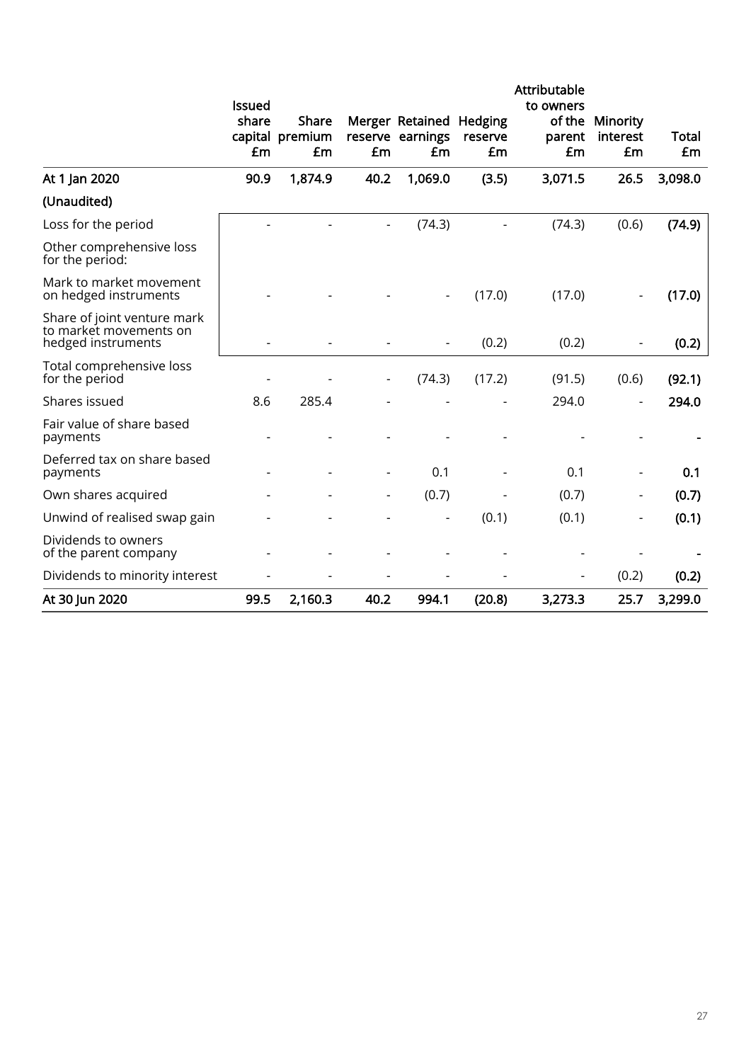| | Issued share capital £m | Share premium £m | Merger reserve £m | Retained earnings £m | Hedging reserve £m | Attributable to owners of the parent £m | Minority interest £m | Total £m |
|---|---|---|---|---|---|---|---|---|
| **At 1 Jan 2020** | **90.9** | **1,874.9** | **40.2** | **1,069.0** | **(3.5)** | **3,071.5** | **26.5** | **3,098.0** |
| **(Unaudited)** | | | | | | | | |
| Loss for the period | - | - | - | (74.3) | - | (74.3) | (0.6) | **(74.9)** |
| Other comprehensive loss for the period: | | | | | | | | |
| Mark to market movement on hedged instruments | - | - | - | - | (17.0) | (17.0) | - | **(17.0)** |
| Share of joint venture mark to market movements on hedged instruments | - | - | - | - | (0.2) | (0.2) | - | **(0.2)** |
| Total comprehensive loss for the period | - | - | - | (74.3) | (17.2) | (91.5) | (0.6) | **(92.1)** |
| Shares issued | 8.6 | 285.4 | - | - | - | 294.0 | - | **294.0** |
| Fair value of share based payments | - | - | - | - | - | - | - | **-** |
| Deferred tax on share based payments | - | - | - | 0.1 | - | 0.1 | - | **0.1** |
| Own shares acquired | - | - | - | (0.7) | - | (0.7) | - | **(0.7)** |
| Unwind of realised swap gain | - | - | - | - | (0.1) | (0.1) | - | **(0.1)** |
| Dividends to owners of the parent company | - | - | - | - | - | - | - | **-** |
| Dividends to minority interest | - | - | - | - | - | - | (0.2) | **(0.2)** |
| **At 30 Jun 2020** | **99.5** | **2,160.3** | **40.2** | **994.1** | **(20.8)** | **3,273.3** | **25.7** | **3,299.0** |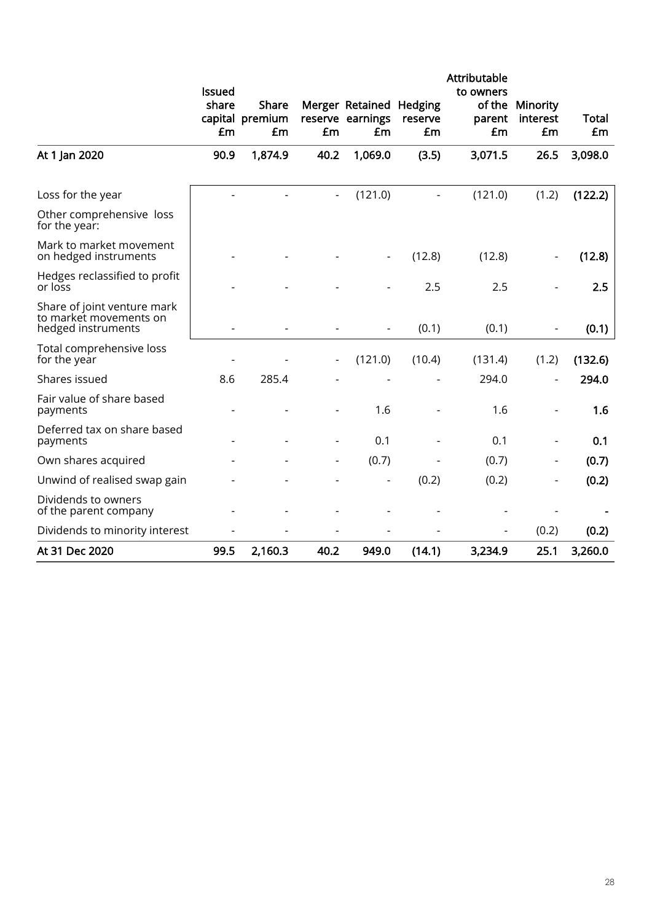| | Issued share capital £m | Share premium £m | Merger reserve £m | Retained earnings £m | Hedging reserve £m | Attributable to owners of the parent £m | Minority interest £m | Total £m |
|---|---|---|---|---|---|---|---|---|
| **At 1 Jan 2020** | **90.9** | **1,874.9** | **40.2** | **1,069.0** | **(3.5)** | **3,071.5** | **26.5** | **3,098.0** |
| Loss for the year | - | - | - | (121.0) | - | (121.0) | (1.2) | **(122.2)** |
| Other comprehensive loss for the year: | | | | | | | | |
| Mark to market movement on hedged instruments | - | - | - | - | (12.8) | (12.8) | - | **(12.8)** |
| Hedges reclassified to profit or loss | - | - | - | - | 2.5 | 2.5 | - | **2.5** |
| Share of joint venture mark to market movements on hedged instruments | - | - | - | - | (0.1) | (0.1) | - | **(0.1)** |
| Total comprehensive loss for the year | - | - | - | (121.0) | (10.4) | (131.4) | (1.2) | **(132.6)** |
| Shares issued | 8.6 | 285.4 | - | - | - | 294.0 | - | **294.0** |
| Fair value of share based payments | - | - | - | 1.6 | - | 1.6 | - | **1.6** |
| Deferred tax on share based payments | - | - | - | 0.1 | - | 0.1 | - | **0.1** |
| Own shares acquired | - | - | - | (0.7) | - | (0.7) | - | **(0.7)** |
| Unwind of realised swap gain | - | - | - | - | (0.2) | (0.2) | - | **(0.2)** |
| Dividends to owners of the parent company | - | - | - | - | - | - | - | **-** |
| Dividends to minority interest | - | - | - | - | - | - | (0.2) | **(0.2)** |
| **At 31 Dec 2020** | **99.5** | **2,160.3** | **40.2** | **949.0** | **(14.1)** | **3,234.9** | **25.1** | **3,260.0** |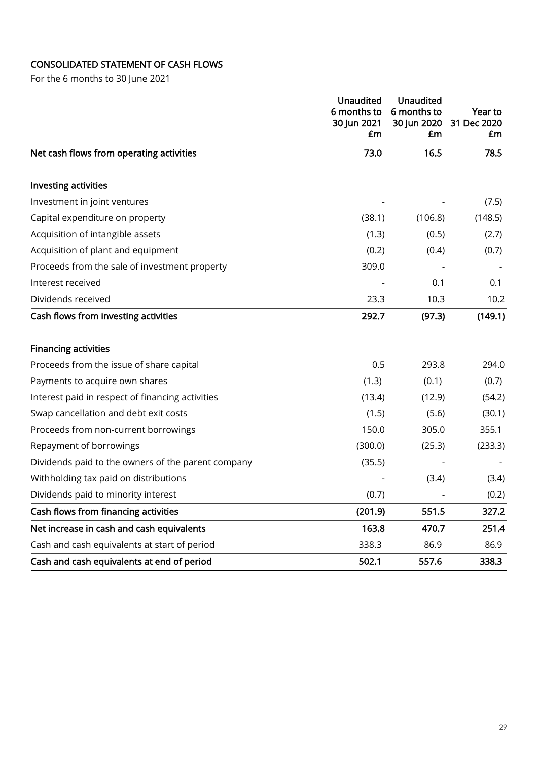CONSOLIDATED STATEMENT OF CASH FLOWS

For the 6 months to 30 June 2021

| | Unaudited 6 months to 30 Jun 2021 £m | Unaudited 6 months to 30 Jun 2020 £m | Year to 31 Dec 2020 £m |
|---|---|---|---|
| **Net cash flows from operating activities** | **73.0** | **16.5** | **78.5** |
| | | | |
| **Investing activities** | | | |
| Investment in joint ventures | - | - | (7.5) |
| Capital expenditure on property | (38.1) | (106.8) | (148.5) |
| Acquisition of intangible assets | (1.3) | (0.5) | (2.7) |
| Acquisition of plant and equipment | (0.2) | (0.4) | (0.7) |
| Proceeds from the sale of investment property | 309.0 | - | - |
| Interest received | - | 0.1 | 0.1 |
| Dividends received | 23.3 | 10.3 | 10.2 |
| **Cash flows from investing activities** | **292.7** | **(97.3)** | **(149.1)** |
| | | | |
| **Financing activities** | | | |
| Proceeds from the issue of share capital | 0.5 | 293.8 | 294.0 |
| Payments to acquire own shares | (1.3) | (0.1) | (0.7) |
| Interest paid in respect of financing activities | (13.4) | (12.9) | (54.2) |
| Swap cancellation and debt exit costs | (1.5) | (5.6) | (30.1) |
| Proceeds from non-current borrowings | 150.0 | 305.0 | 355.1 |
| Repayment of borrowings | (300.0) | (25.3) | (233.3) |
| Dividends paid to the owners of the parent company | (35.5) | - | - |
| Withholding tax paid on distributions | - | (3.4) | (3.4) |
| Dividends paid to minority interest | (0.7) | - | (0.2) |
| **Cash flows from financing activities** | **(201.9)** | **551.5** | **327.2** |
| **Net increase in cash and cash equivalents** | **163.8** | **470.7** | **251.4** |
| Cash and cash equivalents at start of period | 338.3 | 86.9 | 86.9 |
| **Cash and cash equivalents at end of period** | **502.1** | **557.6** | **338.3** |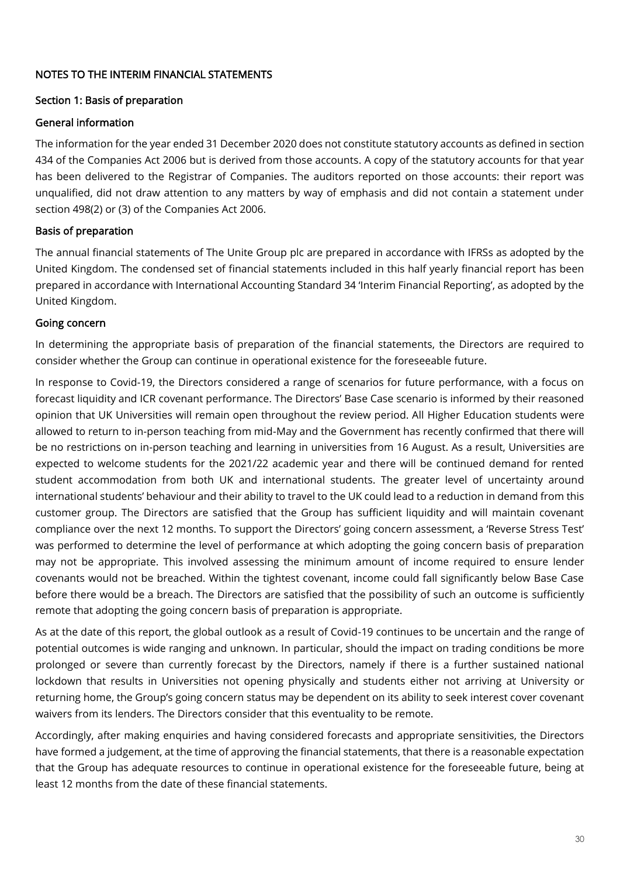## NOTES TO THE INTERIM FINANCIAL STATEMENTS

### Section 1: Basis of preparation

#### General information

The information for the year ended 31 December 2020 does not constitute statutory accounts as defined in section 434 of the Companies Act 2006 but is derived from those accounts. A copy of the statutory accounts for that year has been delivered to the Registrar of Companies. The auditors reported on those accounts: their report was unqualified, did not draw attention to any matters by way of emphasis and did not contain a statement under section 498(2) or (3) of the Companies Act 2006.

#### Basis of preparation

The annual financial statements of The Unite Group plc are prepared in accordance with IFRSs as adopted by the United Kingdom. The condensed set of financial statements included in this half yearly financial report has been prepared in accordance with International Accounting Standard 34 'Interim Financial Reporting', as adopted by the United Kingdom.

#### Going concern

In determining the appropriate basis of preparation of the financial statements, the Directors are required to consider whether the Group can continue in operational existence for the foreseeable future.

In response to Covid-19, the Directors considered a range of scenarios for future performance, with a focus on forecast liquidity and ICR covenant performance. The Directors' Base Case scenario is informed by their reasoned opinion that UK Universities will remain open throughout the review period. All Higher Education students were allowed to return to in-person teaching from mid-May and the Government has recently confirmed that there will be no restrictions on in-person teaching and learning in universities from 16 August. As a result, Universities are expected to welcome students for the 2021/22 academic year and there will be continued demand for rented student accommodation from both UK and international students. The greater level of uncertainty around international students' behaviour and their ability to travel to the UK could lead to a reduction in demand from this customer group. The Directors are satisfied that the Group has sufficient liquidity and will maintain covenant compliance over the next 12 months. To support the Directors' going concern assessment, a 'Reverse Stress Test' was performed to determine the level of performance at which adopting the going concern basis of preparation may not be appropriate. This involved assessing the minimum amount of income required to ensure lender covenants would not be breached. Within the tightest covenant, income could fall significantly below Base Case before there would be a breach. The Directors are satisfied that the possibility of such an outcome is sufficiently remote that adopting the going concern basis of preparation is appropriate.

As at the date of this report, the global outlook as a result of Covid-19 continues to be uncertain and the range of potential outcomes is wide ranging and unknown. In particular, should the impact on trading conditions be more prolonged or severe than currently forecast by the Directors, namely if there is a further sustained national lockdown that results in Universities not opening physically and students either not arriving at University or returning home, the Group's going concern status may be dependent on its ability to seek interest cover covenant waivers from its lenders. The Directors consider that this eventuality to be remote.

Accordingly, after making enquiries and having considered forecasts and appropriate sensitivities, the Directors have formed a judgement, at the time of approving the financial statements, that there is a reasonable expectation that the Group has adequate resources to continue in operational existence for the foreseeable future, being at least 12 months from the date of these financial statements.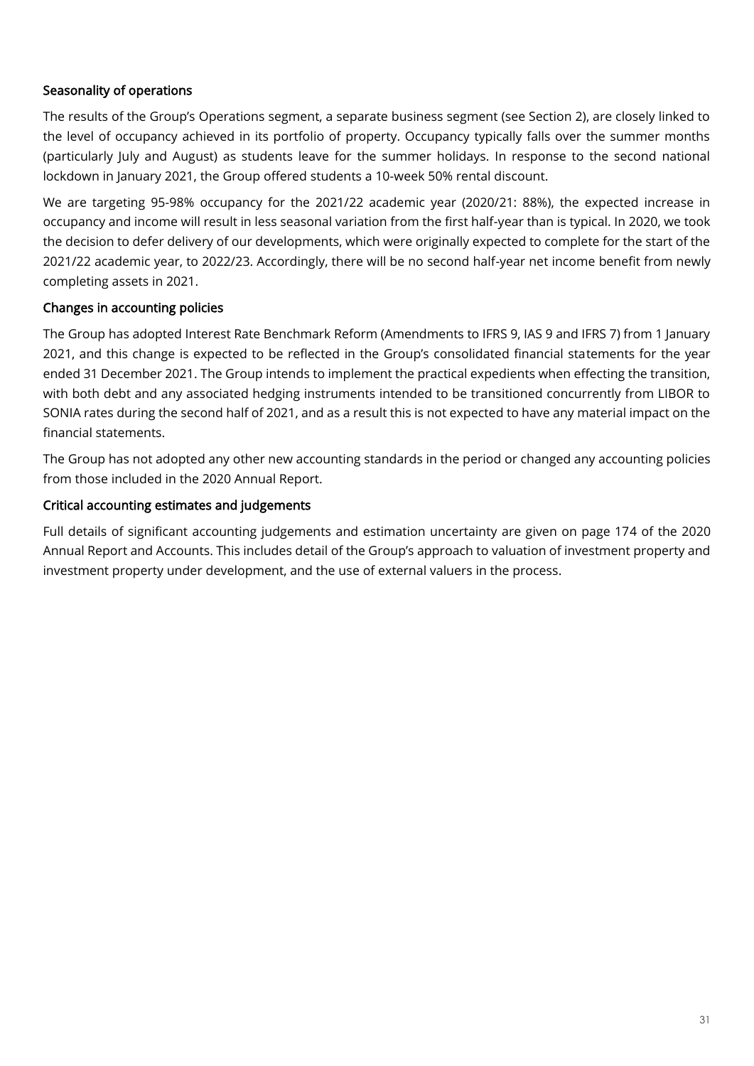### Seasonality of operations

The results of the Group's Operations segment, a separate business segment (see Section 2), are closely linked to the level of occupancy achieved in its portfolio of property. Occupancy typically falls over the summer months (particularly July and August) as students leave for the summer holidays. In response to the second national lockdown in January 2021, the Group offered students a 10-week 50% rental discount.

We are targeting 95-98% occupancy for the 2021/22 academic year (2020/21: 88%), the expected increase in occupancy and income will result in less seasonal variation from the first half-year than is typical. In 2020, we took the decision to defer delivery of our developments, which were originally expected to complete for the start of the 2021/22 academic year, to 2022/23. Accordingly, there will be no second half-year net income benefit from newly completing assets in 2021.

### Changes in accounting policies

The Group has adopted Interest Rate Benchmark Reform (Amendments to IFRS 9, IAS 9 and IFRS 7) from 1 January 2021, and this change is expected to be reflected in the Group's consolidated financial statements for the year ended 31 December 2021. The Group intends to implement the practical expedients when effecting the transition, with both debt and any associated hedging instruments intended to be transitioned concurrently from LIBOR to SONIA rates during the second half of 2021, and as a result this is not expected to have any material impact on the financial statements.

The Group has not adopted any other new accounting standards in the period or changed any accounting policies from those included in the 2020 Annual Report.

### Critical accounting estimates and judgements

Full details of significant accounting judgements and estimation uncertainty are given on page 174 of the 2020 Annual Report and Accounts. This includes detail of the Group's approach to valuation of investment property and investment property under development, and the use of external valuers in the process.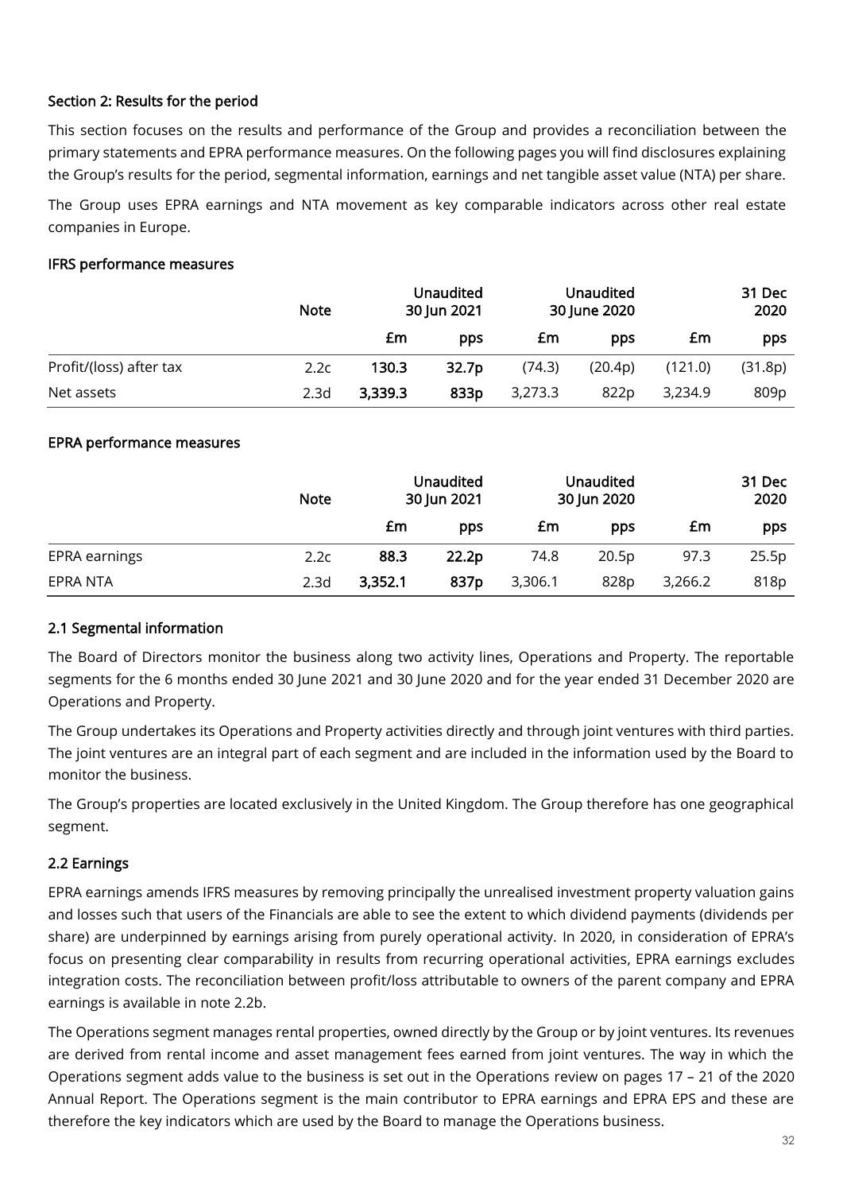### Section 2: Results for the period

This section focuses on the results and performance of the Group and provides a reconciliation between the primary statements and EPRA performance measures. On the following pages you will find disclosures explaining the Group's results for the period, segmental information, earnings and net tangible asset value (NTA) per share.

The Group uses EPRA earnings and NTA movement as key comparable indicators across other real estate companies in Europe.

#### IFRS performance measures

| | Note | Unaudited 30 Jun 2021 | | Unaudited 30 June 2020 | | 31 Dec 2020 | |
|---|---|---|---|---|---|---|---|
| | | £m | pps | £m | pps | £m | pps |
| Profit/(loss) after tax | 2.2c | **130.3** | **32.7p** | (74.3) | (20.4p) | (121.0) | (31.8p) |
| Net assets | 2.3d | **3,339.3** | **833p** | 3,273.3 | 822p | 3,234.9 | 809p |

#### EPRA performance measures

| | Note | Unaudited 30 Jun 2021 | | Unaudited 30 Jun 2020 | | 31 Dec 2020 | |
|---|---|---|---|---|---|---|---|
| | | £m | pps | £m | pps | £m | pps |
| EPRA earnings | 2.2c | **88.3** | **22.2p** | 74.8 | 20.5p | 97.3 | 25.5p |
| EPRA NTA | 2.3d | **3,352.1** | **837p** | 3,306.1 | 828p | 3,266.2 | 818p |

### 2.1 Segmental information

The Board of Directors monitor the business along two activity lines, Operations and Property. The reportable segments for the 6 months ended 30 June 2021 and 30 June 2020 and for the year ended 31 December 2020 are Operations and Property.

The Group undertakes its Operations and Property activities directly and through joint ventures with third parties. The joint ventures are an integral part of each segment and are included in the information used by the Board to monitor the business.

The Group's properties are located exclusively in the United Kingdom. The Group therefore has one geographical segment.

### 2.2 Earnings

EPRA earnings amends IFRS measures by removing principally the unrealised investment property valuation gains and losses such that users of the Financials are able to see the extent to which dividend payments (dividends per share) are underpinned by earnings arising from purely operational activity. In 2020, in consideration of EPRA's focus on presenting clear comparability in results from recurring operational activities, EPRA earnings excludes integration costs. The reconciliation between profit/loss attributable to owners of the parent company and EPRA earnings is available in note 2.2b.

The Operations segment manages rental properties, owned directly by the Group or by joint ventures. Its revenues are derived from rental income and asset management fees earned from joint ventures. The way in which the Operations segment adds value to the business is set out in the Operations review on pages 17 – 21 of the 2020 Annual Report. The Operations segment is the main contributor to EPRA earnings and EPRA EPS and these are therefore the key indicators which are used by the Board to manage the Operations business.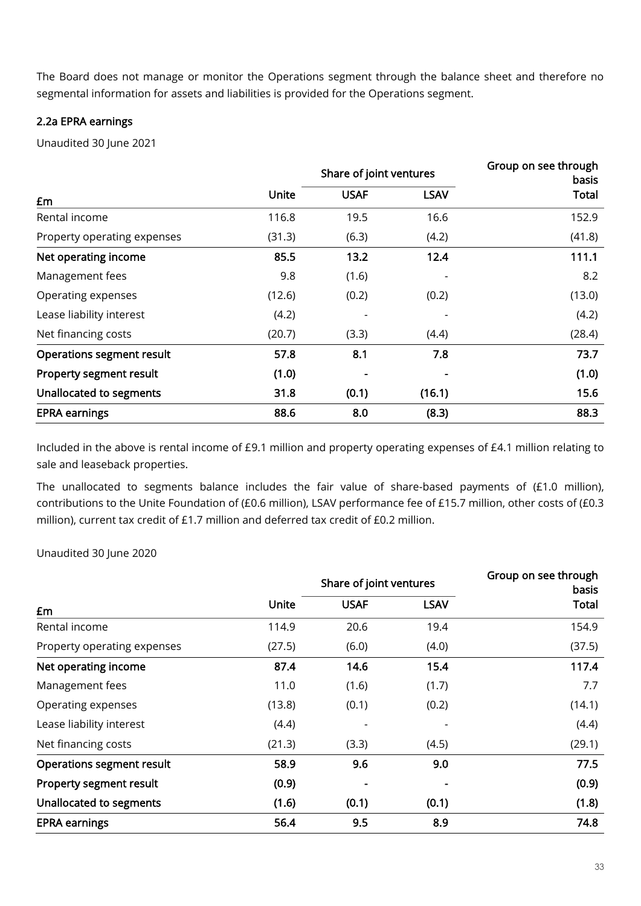The Board does not manage or monitor the Operations segment through the balance sheet and therefore no segmental information for assets and liabilities is provided for the Operations segment.

### 2.2a EPRA earnings

Unaudited 30 June 2021

| £m | Unite | Share of joint ventures | | Group on see through basis |
|---|---|---|---|---|
| | | **USAF** | **LSAV** | **Total** |
| Rental income | 116.8 | 19.5 | 16.6 | 152.9 |
| Property operating expenses | (31.3) | (6.3) | (4.2) | (41.8) |
| **Net operating income** | **85.5** | **13.2** | **12.4** | **111.1** |
| Management fees | 9.8 | (1.6) | - | 8.2 |
| Operating expenses | (12.6) | (0.2) | (0.2) | (13.0) |
| Lease liability interest | (4.2) | - | - | (4.2) |
| Net financing costs | (20.7) | (3.3) | (4.4) | (28.4) |
| **Operations segment result** | **57.8** | **8.1** | **7.8** | **73.7** |
| **Property segment result** | **(1.0)** | **-** | **-** | **(1.0)** |
| **Unallocated to segments** | **31.8** | **(0.1)** | **(16.1)** | **15.6** |
| **EPRA earnings** | **88.6** | **8.0** | **(8.3)** | **88.3** |

Included in the above is rental income of £9.1 million and property operating expenses of £4.1 million relating to sale and leaseback properties.

The unallocated to segments balance includes the fair value of share-based payments of (£1.0 million), contributions to the Unite Foundation of (£0.6 million), LSAV performance fee of £15.7 million, other costs of (£0.3 million), current tax credit of £1.7 million and deferred tax credit of £0.2 million.

Unaudited 30 June 2020

| £m | Unite | Share of joint ventures | | Group on see through basis |
|---|---|---|---|---|
| | | **USAF** | **LSAV** | **Total** |
| Rental income | 114.9 | 20.6 | 19.4 | 154.9 |
| Property operating expenses | (27.5) | (6.0) | (4.0) | (37.5) |
| **Net operating income** | **87.4** | **14.6** | **15.4** | **117.4** |
| Management fees | 11.0 | (1.6) | (1.7) | 7.7 |
| Operating expenses | (13.8) | (0.1) | (0.2) | (14.1) |
| Lease liability interest | (4.4) | - | - | (4.4) |
| Net financing costs | (21.3) | (3.3) | (4.5) | (29.1) |
| **Operations segment result** | **58.9** | **9.6** | **9.0** | **77.5** |
| **Property segment result** | **(0.9)** | **-** | **-** | **(0.9)** |
| **Unallocated to segments** | **(1.6)** | **(0.1)** | **(0.1)** | **(1.8)** |
| **EPRA earnings** | **56.4** | **9.5** | **8.9** | **74.8** |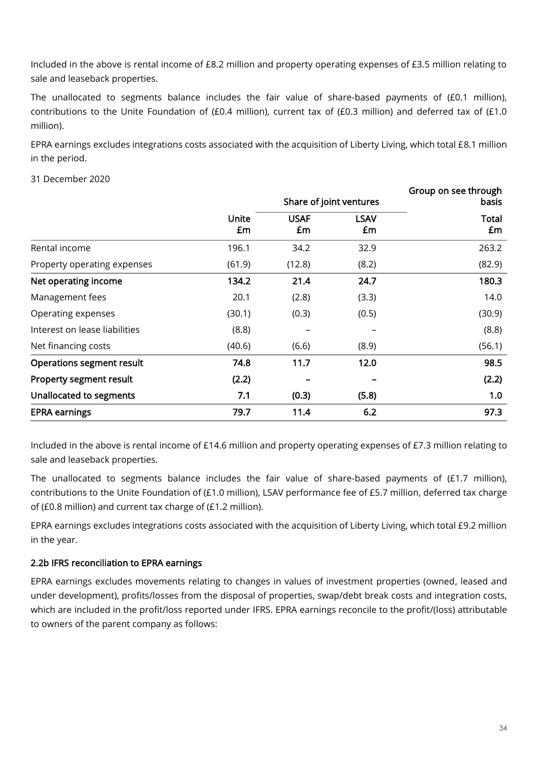Included in the above is rental income of £8.2 million and property operating expenses of £3.5 million relating to sale and leaseback properties.

The unallocated to segments balance includes the fair value of share-based payments of (£0.1 million), contributions to the Unite Foundation of (£0.4 million), current tax of (£0.3 million) and deferred tax of (£1.0 million).

EPRA earnings excludes integrations costs associated with the acquisition of Liberty Living, which total £8.1 million in the period.

31 December 2020

| | | Share of joint ventures | | Group on see through basis |
|---|---|---|---|---|
| | **Unite £m** | **USAF £m** | **LSAV £m** | **Total £m** |
| Rental income | 196.1 | 34.2 | 32.9 | 263.2 |
| Property operating expenses | (61.9) | (12.8) | (8.2) | (82.9) |
| **Net operating income** | **134.2** | **21.4** | **24.7** | **180.3** |
| Management fees | 20.1 | (2.8) | (3.3) | 14.0 |
| Operating expenses | (30.1) | (0.3) | (0.5) | (30.9) |
| Interest on lease liabilities | (8.8) | – | – | (8.8) |
| Net financing costs | (40.6) | (6.6) | (8.9) | (56.1) |
| **Operations segment result** | **74.8** | **11.7** | **12.0** | **98.5** |
| **Property segment result** | **(2.2)** | **–** | **–** | **(2.2)** |
| **Unallocated to segments** | **7.1** | **(0.3)** | **(5.8)** | **1.0** |
| **EPRA earnings** | **79.7** | **11.4** | **6.2** | **97.3** |

Included in the above is rental income of £14.6 million and property operating expenses of £7.3 million relating to sale and leaseback properties.

The unallocated to segments balance includes the fair value of share-based payments of (£1.7 million), contributions to the Unite Foundation of (£1.0 million), LSAV performance fee of £5.7 million, deferred tax charge of (£0.8 million) and current tax charge of (£1.2 million).

EPRA earnings excludes integrations costs associated with the acquisition of Liberty Living, which total £9.2 million in the year.

### 2.2b IFRS reconciliation to EPRA earnings

EPRA earnings excludes movements relating to changes in values of investment properties (owned, leased and under development), profits/losses from the disposal of properties, swap/debt break costs and integration costs, which are included in the profit/loss reported under IFRS. EPRA earnings reconcile to the profit/(loss) attributable to owners of the parent company as follows: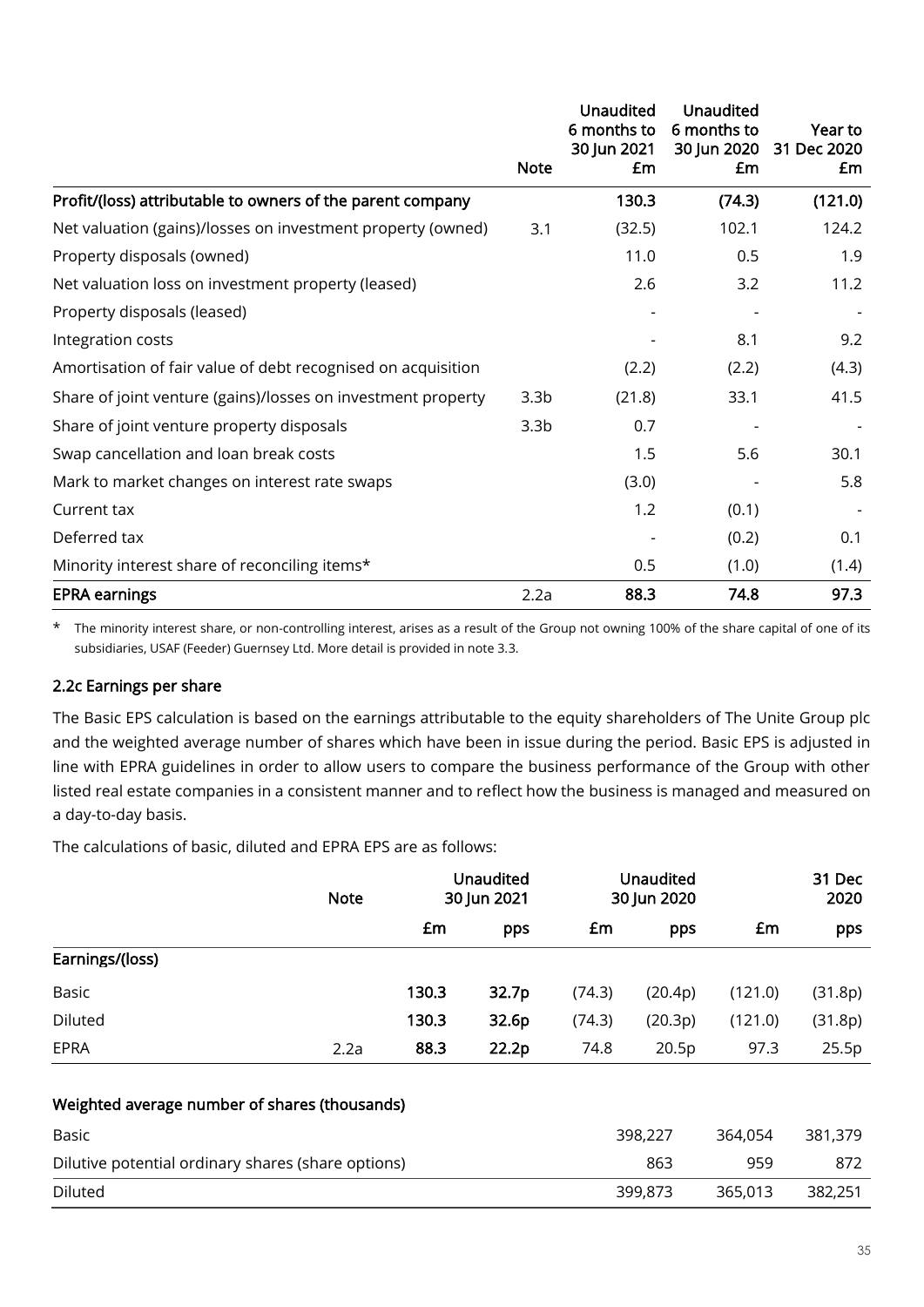| | Note | Unaudited 6 months to 30 Jun 2021 £m | Unaudited 6 months to 30 Jun 2020 £m | Year to 31 Dec 2020 £m |
|---|---|---|---|---|
| **Profit/(loss) attributable to owners of the parent company** | | **130.3** | **(74.3)** | **(121.0)** |
| Net valuation (gains)/losses on investment property (owned) | 3.1 | (32.5) | 102.1 | 124.2 |
| Property disposals (owned) | | 11.0 | 0.5 | 1.9 |
| Net valuation loss on investment property (leased) | | 2.6 | 3.2 | 11.2 |
| Property disposals (leased) | | - | - | - |
| Integration costs | | - | 8.1 | 9.2 |
| Amortisation of fair value of debt recognised on acquisition | | (2.2) | (2.2) | (4.3) |
| Share of joint venture (gains)/losses on investment property | 3.3b | (21.8) | 33.1 | 41.5 |
| Share of joint venture property disposals | 3.3b | 0.7 | - | - |
| Swap cancellation and loan break costs | | 1.5 | 5.6 | 30.1 |
| Mark to market changes on interest rate swaps | | (3.0) | - | 5.8 |
| Current tax | | 1.2 | (0.1) | - |
| Deferred tax | | - | (0.2) | 0.1 |
| Minority interest share of reconciling items* | | 0.5 | (1.0) | (1.4) |
| **EPRA earnings** | 2.2a | **88.3** | **74.8** | **97.3** |

\* The minority interest share, or non-controlling interest, arises as a result of the Group not owning 100% of the share capital of one of its subsidiaries, USAF (Feeder) Guernsey Ltd. More detail is provided in note 3.3.

### 2.2c Earnings per share

The Basic EPS calculation is based on the earnings attributable to the equity shareholders of The Unite Group plc and the weighted average number of shares which have been in issue during the period. Basic EPS is adjusted in line with EPRA guidelines in order to allow users to compare the business performance of the Group with other listed real estate companies in a consistent manner and to reflect how the business is managed and measured on a day-to-day basis.

The calculations of basic, diluted and EPRA EPS are as follows:

| | Note | Unaudited 30 Jun 2021 £m | Unaudited 30 Jun 2021 pps | Unaudited 30 Jun 2020 £m | Unaudited 30 Jun 2020 pps | 31 Dec 2020 £m | 31 Dec 2020 pps |
|---|---|---|---|---|---|---|---|
| **Earnings/(loss)** | | | | | | | |
| Basic | | **130.3** | **32.7p** | (74.3) | (20.4p) | (121.0) | (31.8p) |
| Diluted | | **130.3** | **32.6p** | (74.3) | (20.3p) | (121.0) | (31.8p) |
| EPRA | 2.2a | **88.3** | **22.2p** | 74.8 | 20.5p | 97.3 | 25.5p |

| **Weighted average number of shares (thousands)** | Unaudited 30 Jun 2021 | Unaudited 30 Jun 2020 | 31 Dec 2020 |
|---|---|---|---|
| Basic | 398,227 | 364,054 | 381,379 |
| Dilutive potential ordinary shares (share options) | 863 | 959 | 872 |
| Diluted | 399,873 | 365,013 | 382,251 |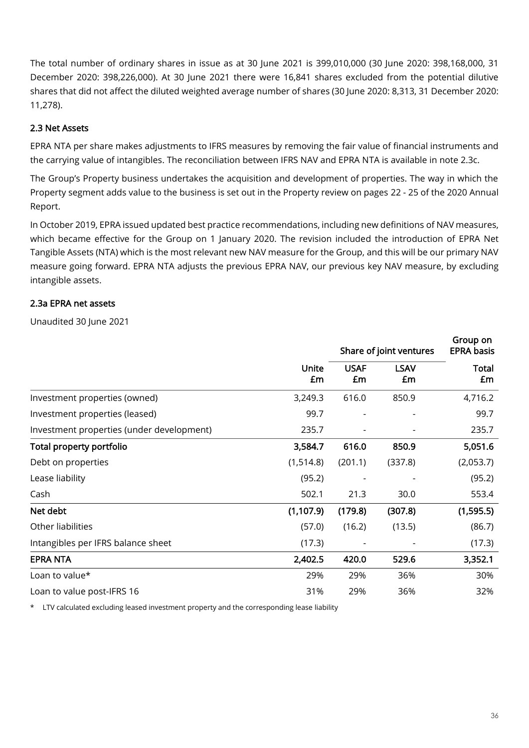The total number of ordinary shares in issue as at 30 June 2021 is 399,010,000 (30 June 2020: 398,168,000, 31 December 2020: 398,226,000). At 30 June 2021 there were 16,841 shares excluded from the potential dilutive shares that did not affect the diluted weighted average number of shares (30 June 2020: 8,313, 31 December 2020: 11,278).

### 2.3 Net Assets

EPRA NTA per share makes adjustments to IFRS measures by removing the fair value of financial instruments and the carrying value of intangibles. The reconciliation between IFRS NAV and EPRA NTA is available in note 2.3c.

The Group's Property business undertakes the acquisition and development of properties. The way in which the Property segment adds value to the business is set out in the Property review on pages 22 - 25 of the 2020 Annual Report.

In October 2019, EPRA issued updated best practice recommendations, including new definitions of NAV measures, which became effective for the Group on 1 January 2020. The revision included the introduction of EPRA Net Tangible Assets (NTA) which is the most relevant new NAV measure for the Group, and this will be our primary NAV measure going forward. EPRA NTA adjusts the previous EPRA NAV, our previous key NAV measure, by excluding intangible assets.

### 2.3a EPRA net assets

Unaudited 30 June 2021

| | | Share of joint ventures | | Group on EPRA basis |
|---|---|---|---|---|
| | Unite £m | USAF £m | LSAV £m | Total £m |
| Investment properties (owned) | 3,249.3 | 616.0 | 850.9 | 4,716.2 |
| Investment properties (leased) | 99.7 | - | - | 99.7 |
| Investment properties (under development) | 235.7 | - | - | 235.7 |
| **Total property portfolio** | **3,584.7** | **616.0** | **850.9** | **5,051.6** |
| Debt on properties | (1,514.8) | (201.1) | (337.8) | (2,053.7) |
| Lease liability | (95.2) | - | - | (95.2) |
| Cash | 502.1 | 21.3 | 30.0 | 553.4 |
| **Net debt** | **(1,107.9)** | **(179.8)** | **(307.8)** | **(1,595.5)** |
| Other liabilities | (57.0) | (16.2) | (13.5) | (86.7) |
| Intangibles per IFRS balance sheet | (17.3) | - | - | (17.3) |
| **EPRA NTA** | **2,402.5** | **420.0** | **529.6** | **3,352.1** |
| Loan to value* | 29% | 29% | 36% | 30% |
| Loan to value post-IFRS 16 | 31% | 29% | 36% | 32% |

* LTV calculated excluding leased investment property and the corresponding lease liability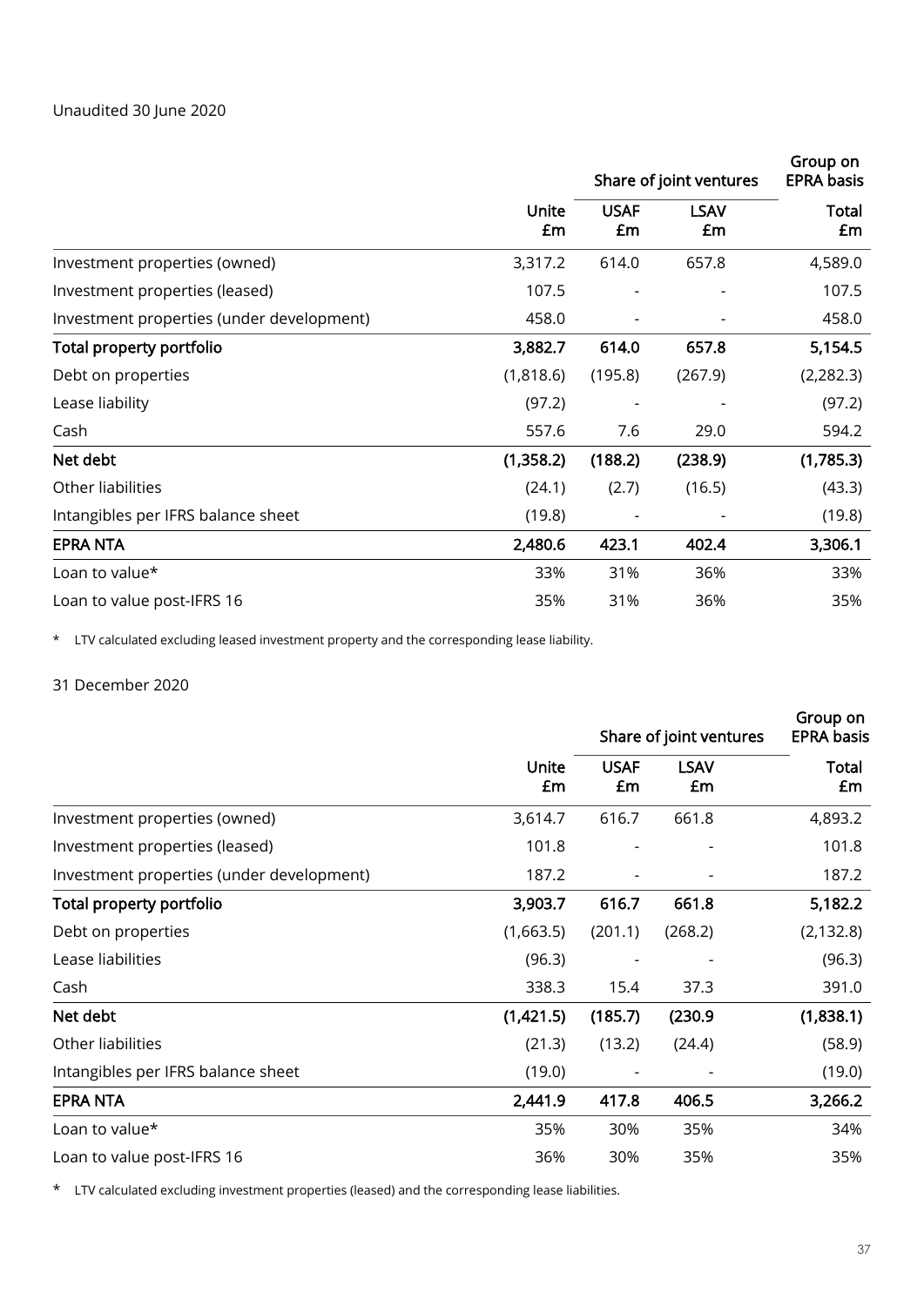Unaudited 30 June 2020

| | | Share of joint ventures | | Group on EPRA basis |
|---|---|---|---|---|
| | Unite £m | USAF £m | LSAV £m | Total £m |
| Investment properties (owned) | 3,317.2 | 614.0 | 657.8 | 4,589.0 |
| Investment properties (leased) | 107.5 | - | - | 107.5 |
| Investment properties (under development) | 458.0 | - | - | 458.0 |
| **Total property portfolio** | **3,882.7** | **614.0** | **657.8** | **5,154.5** |
| Debt on properties | (1,818.6) | (195.8) | (267.9) | (2,282.3) |
| Lease liability | (97.2) | - | - | (97.2) |
| Cash | 557.6 | 7.6 | 29.0 | 594.2 |
| **Net debt** | **(1,358.2)** | **(188.2)** | **(238.9)** | **(1,785.3)** |
| Other liabilities | (24.1) | (2.7) | (16.5) | (43.3) |
| Intangibles per IFRS balance sheet | (19.8) | - | - | (19.8) |
| **EPRA NTA** | **2,480.6** | **423.1** | **402.4** | **3,306.1** |
| Loan to value* | 33% | 31% | 36% | 33% |
| Loan to value post-IFRS 16 | 35% | 31% | 36% | 35% |

\* LTV calculated excluding leased investment property and the corresponding lease liability.

31 December 2020

| | | Share of joint ventures | | Group on EPRA basis |
|---|---|---|---|---|
| | Unite £m | USAF £m | LSAV £m | Total £m |
| Investment properties (owned) | 3,614.7 | 616.7 | 661.8 | 4,893.2 |
| Investment properties (leased) | 101.8 | - | - | 101.8 |
| Investment properties (under development) | 187.2 | - | - | 187.2 |
| **Total property portfolio** | **3,903.7** | **616.7** | **661.8** | **5,182.2** |
| Debt on properties | (1,663.5) | (201.1) | (268.2) | (2,132.8) |
| Lease liabilities | (96.3) | - | - | (96.3) |
| Cash | 338.3 | 15.4 | 37.3 | 391.0 |
| **Net debt** | **(1,421.5)** | **(185.7)** | **(230.9** | **(1,838.1)** |
| Other liabilities | (21.3) | (13.2) | (24.4) | (58.9) |
| Intangibles per IFRS balance sheet | (19.0) | - | - | (19.0) |
| **EPRA NTA** | **2,441.9** | **417.8** | **406.5** | **3,266.2** |
| Loan to value* | 35% | 30% | 35% | 34% |
| Loan to value post-IFRS 16 | 36% | 30% | 35% | 35% |

\* LTV calculated excluding investment properties (leased) and the corresponding lease liabilities.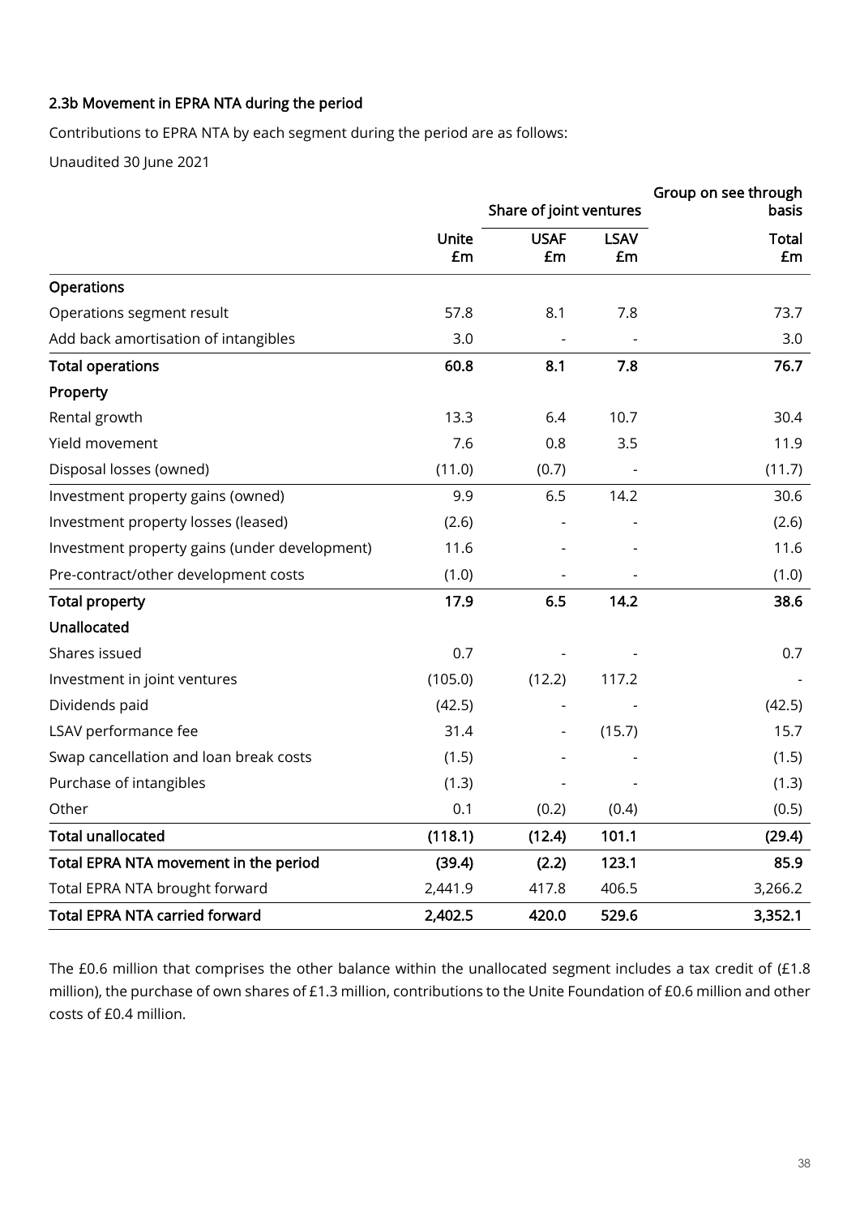### 2.3b Movement in EPRA NTA during the period

Contributions to EPRA NTA by each segment during the period are as follows:

Unaudited 30 June 2021

| | | Share of joint ventures | | Group on see through basis |
|---|---|---|---|---|
| | Unite £m | USAF £m | LSAV £m | Total £m |
| **Operations** | | | | |
| Operations segment result | 57.8 | 8.1 | 7.8 | 73.7 |
| Add back amortisation of intangibles | 3.0 | - | - | 3.0 |
| **Total operations** | **60.8** | **8.1** | **7.8** | **76.7** |
| **Property** | | | | |
| Rental growth | 13.3 | 6.4 | 10.7 | 30.4 |
| Yield movement | 7.6 | 0.8 | 3.5 | 11.9 |
| Disposal losses (owned) | (11.0) | (0.7) | - | (11.7) |
| Investment property gains (owned) | 9.9 | 6.5 | 14.2 | 30.6 |
| Investment property losses (leased) | (2.6) | - | - | (2.6) |
| Investment property gains (under development) | 11.6 | - | - | 11.6 |
| Pre-contract/other development costs | (1.0) | - | - | (1.0) |
| **Total property** | **17.9** | **6.5** | **14.2** | **38.6** |
| **Unallocated** | | | | |
| Shares issued | 0.7 | - | - | 0.7 |
| Investment in joint ventures | (105.0) | (12.2) | 117.2 | - |
| Dividends paid | (42.5) | - | - | (42.5) |
| LSAV performance fee | 31.4 | - | (15.7) | 15.7 |
| Swap cancellation and loan break costs | (1.5) | - | - | (1.5) |
| Purchase of intangibles | (1.3) | - | - | (1.3) |
| Other | 0.1 | (0.2) | (0.4) | (0.5) |
| **Total unallocated** | **(118.1)** | **(12.4)** | **101.1** | **(29.4)** |
| **Total EPRA NTA movement in the period** | **(39.4)** | **(2.2)** | **123.1** | **85.9** |
| Total EPRA NTA brought forward | 2,441.9 | 417.8 | 406.5 | 3,266.2 |
| **Total EPRA NTA carried forward** | **2,402.5** | **420.0** | **529.6** | **3,352.1** |

The £0.6 million that comprises the other balance within the unallocated segment includes a tax credit of (£1.8 million), the purchase of own shares of £1.3 million, contributions to the Unite Foundation of £0.6 million and other costs of £0.4 million.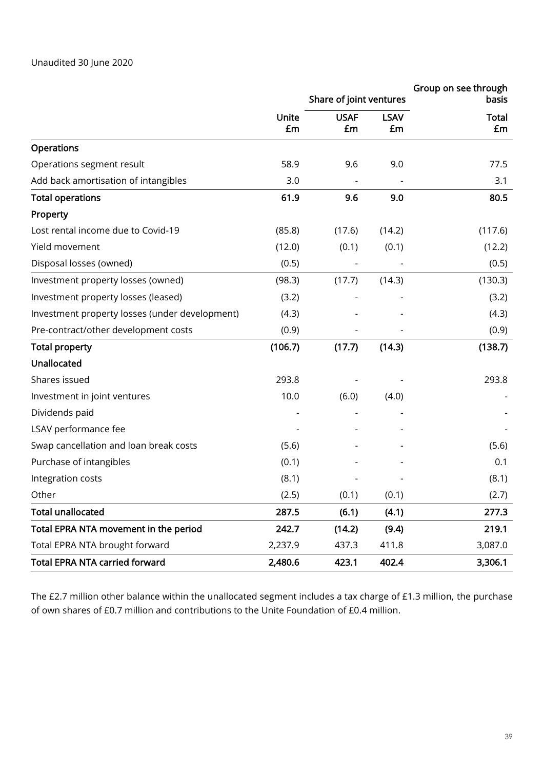Unaudited 30 June 2020

| | | Share of joint ventures | | Group on see through basis |
|---|---|---|---|---|
| | **Unite £m** | **USAF £m** | **LSAV £m** | **Total £m** |
| **Operations** | | | | |
| Operations segment result | 58.9 | 9.6 | 9.0 | 77.5 |
| Add back amortisation of intangibles | 3.0 | - | - | 3.1 |
| **Total operations** | **61.9** | **9.6** | **9.0** | **80.5** |
| **Property** | | | | |
| Lost rental income due to Covid-19 | (85.8) | (17.6) | (14.2) | (117.6) |
| Yield movement | (12.0) | (0.1) | (0.1) | (12.2) |
| Disposal losses (owned) | (0.5) | - | - | (0.5) |
| Investment property losses (owned) | (98.3) | (17.7) | (14.3) | (130.3) |
| Investment property losses (leased) | (3.2) | - | - | (3.2) |
| Investment property losses (under development) | (4.3) | - | - | (4.3) |
| Pre-contract/other development costs | (0.9) | - | - | (0.9) |
| **Total property** | **(106.7)** | **(17.7)** | **(14.3)** | **(138.7)** |
| **Unallocated** | | | | |
| Shares issued | 293.8 | - | - | 293.8 |
| Investment in joint ventures | 10.0 | (6.0) | (4.0) | - |
| Dividends paid | - | - | - | - |
| LSAV performance fee | - | - | - | - |
| Swap cancellation and loan break costs | (5.6) | - | - | (5.6) |
| Purchase of intangibles | (0.1) | - | - | 0.1 |
| Integration costs | (8.1) | - | - | (8.1) |
| Other | (2.5) | (0.1) | (0.1) | (2.7) |
| **Total unallocated** | **287.5** | **(6.1)** | **(4.1)** | **277.3** |
| **Total EPRA NTA movement in the period** | **242.7** | **(14.2)** | **(9.4)** | **219.1** |
| Total EPRA NTA brought forward | 2,237.9 | 437.3 | 411.8 | 3,087.0 |
| **Total EPRA NTA carried forward** | **2,480.6** | **423.1** | **402.4** | **3,306.1** |

The £2.7 million other balance within the unallocated segment includes a tax charge of £1.3 million, the purchase of own shares of £0.7 million and contributions to the Unite Foundation of £0.4 million.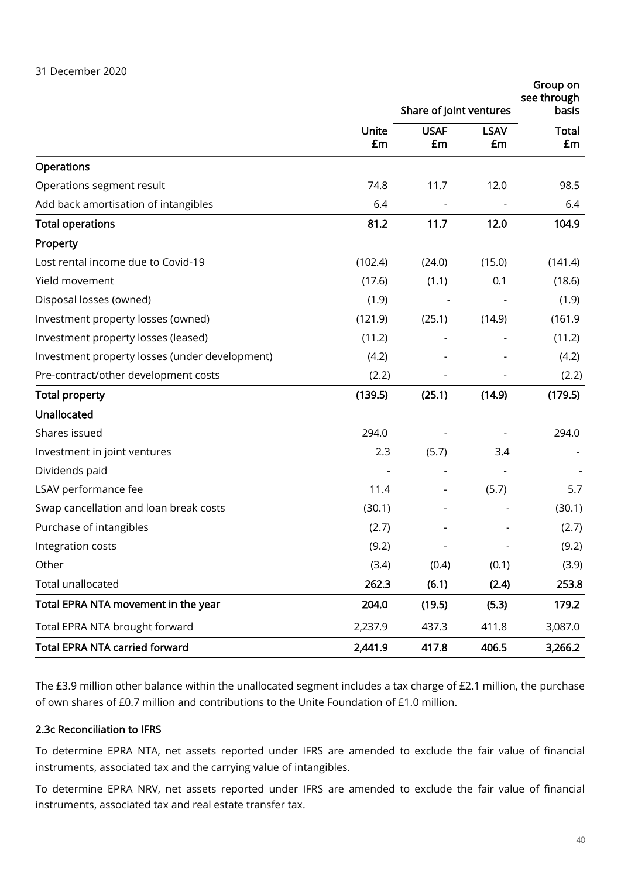31 December 2020

| | | Share of joint ventures | | Group on see through basis |
|---|---|---|---|---|
| | Unite £m | USAF £m | LSAV £m | Total £m |
| **Operations** | | | | |
| Operations segment result | 74.8 | 11.7 | 12.0 | 98.5 |
| Add back amortisation of intangibles | 6.4 | - | - | 6.4 |
| **Total operations** | **81.2** | **11.7** | **12.0** | **104.9** |
| **Property** | | | | |
| Lost rental income due to Covid-19 | (102.4) | (24.0) | (15.0) | (141.4) |
| Yield movement | (17.6) | (1.1) | 0.1 | (18.6) |
| Disposal losses (owned) | (1.9) | - | - | (1.9) |
| Investment property losses (owned) | (121.9) | (25.1) | (14.9) | (161.9 |
| Investment property losses (leased) | (11.2) | - | - | (11.2) |
| Investment property losses (under development) | (4.2) | - | - | (4.2) |
| Pre-contract/other development costs | (2.2) | - | - | (2.2) |
| **Total property** | **(139.5)** | **(25.1)** | **(14.9)** | **(179.5)** |
| **Unallocated** | | | | |
| Shares issued | 294.0 | - | - | 294.0 |
| Investment in joint ventures | 2.3 | (5.7) | 3.4 | - |
| Dividends paid | - | - | - | - |
| LSAV performance fee | 11.4 | - | (5.7) | 5.7 |
| Swap cancellation and loan break costs | (30.1) | - | - | (30.1) |
| Purchase of intangibles | (2.7) | - | - | (2.7) |
| Integration costs | (9.2) | - | - | (9.2) |
| Other | (3.4) | (0.4) | (0.1) | (3.9) |
| Total unallocated | **262.3** | **(6.1)** | **(2.4)** | **253.8** |
| **Total EPRA NTA movement in the year** | **204.0** | **(19.5)** | **(5.3)** | **179.2** |
| Total EPRA NTA brought forward | 2,237.9 | 437.3 | 411.8 | 3,087.0 |
| **Total EPRA NTA carried forward** | **2,441.9** | **417.8** | **406.5** | **3,266.2** |

The £3.9 million other balance within the unallocated segment includes a tax charge of £2.1 million, the purchase of own shares of £0.7 million and contributions to the Unite Foundation of £1.0 million.

### 2.3c Reconciliation to IFRS

To determine EPRA NTA, net assets reported under IFRS are amended to exclude the fair value of financial instruments, associated tax and the carrying value of intangibles.

To determine EPRA NRV, net assets reported under IFRS are amended to exclude the fair value of financial instruments, associated tax and real estate transfer tax.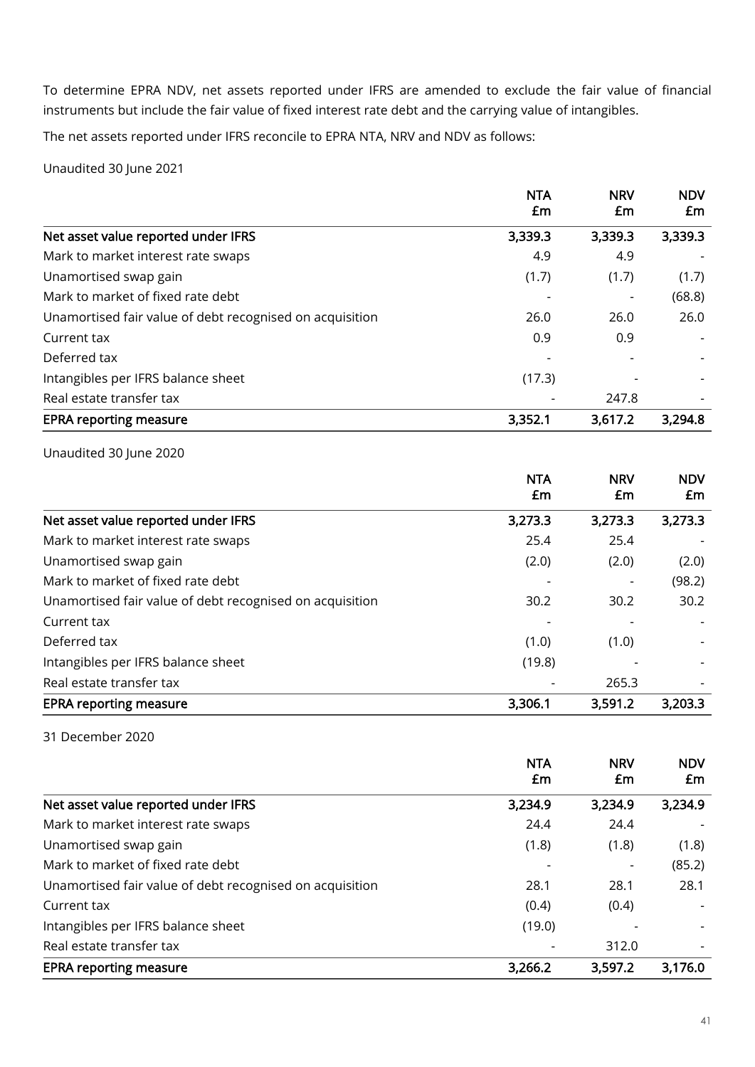To determine EPRA NDV, net assets reported under IFRS are amended to exclude the fair value of financial instruments but include the fair value of fixed interest rate debt and the carrying value of intangibles.

The net assets reported under IFRS reconcile to EPRA NTA, NRV and NDV as follows:

Unaudited 30 June 2021

| | NTA £m | NRV £m | NDV £m |
|---|---|---|---|
| **Net asset value reported under IFRS** | **3,339.3** | **3,339.3** | **3,339.3** |
| Mark to market interest rate swaps | 4.9 | 4.9 | - |
| Unamortised swap gain | (1.7) | (1.7) | (1.7) |
| Mark to market of fixed rate debt | - | - | (68.8) |
| Unamortised fair value of debt recognised on acquisition | 26.0 | 26.0 | 26.0 |
| Current tax | 0.9 | 0.9 | - |
| Deferred tax | - | - | - |
| Intangibles per IFRS balance sheet | (17.3) | - | - |
| Real estate transfer tax | - | 247.8 | - |
| **EPRA reporting measure** | **3,352.1** | **3,617.2** | **3,294.8** |

Unaudited 30 June 2020

| | NTA £m | NRV £m | NDV £m |
|---|---|---|---|
| **Net asset value reported under IFRS** | **3,273.3** | **3,273.3** | **3,273.3** |
| Mark to market interest rate swaps | 25.4 | 25.4 | - |
| Unamortised swap gain | (2.0) | (2.0) | (2.0) |
| Mark to market of fixed rate debt | - | - | (98.2) |
| Unamortised fair value of debt recognised on acquisition | 30.2 | 30.2 | 30.2 |
| Current tax | - | - | - |
| Deferred tax | (1.0) | (1.0) | - |
| Intangibles per IFRS balance sheet | (19.8) | - | - |
| Real estate transfer tax | - | 265.3 | - |
| **EPRA reporting measure** | **3,306.1** | **3,591.2** | **3,203.3** |

31 December 2020

| | NTA £m | NRV £m | NDV £m |
|---|---|---|---|
| **Net asset value reported under IFRS** | **3,234.9** | **3,234.9** | **3,234.9** |
| Mark to market interest rate swaps | 24.4 | 24.4 | - |
| Unamortised swap gain | (1.8) | (1.8) | (1.8) |
| Mark to market of fixed rate debt | - | - | (85.2) |
| Unamortised fair value of debt recognised on acquisition | 28.1 | 28.1 | 28.1 |
| Current tax | (0.4) | (0.4) | - |
| Intangibles per IFRS balance sheet | (19.0) | - | - |
| Real estate transfer tax | - | 312.0 | - |
| **EPRA reporting measure** | **3,266.2** | **3,597.2** | **3,176.0** |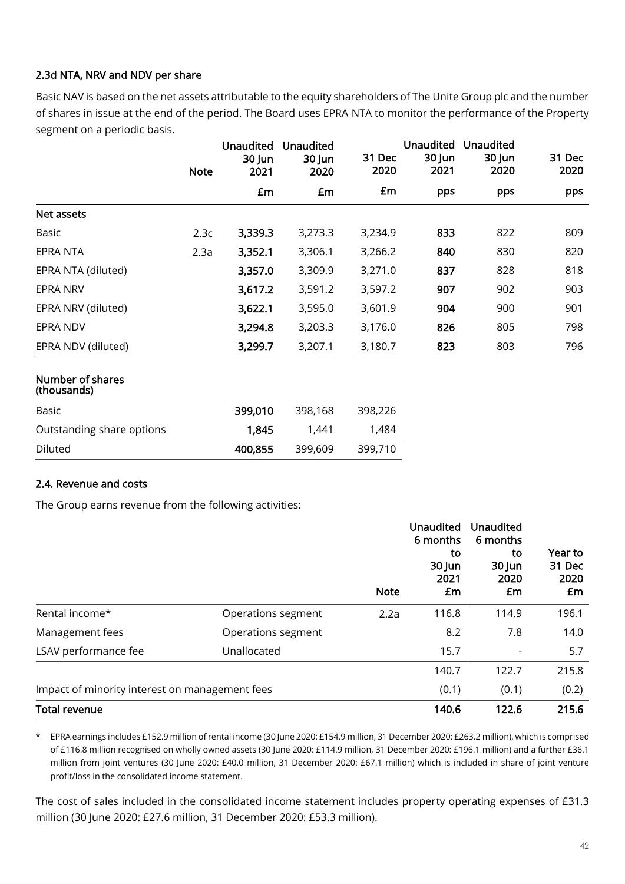### 2.3d NTA, NRV and NDV per share

Basic NAV is based on the net assets attributable to the equity shareholders of The Unite Group plc and the number of shares in issue at the end of the period. The Board uses EPRA NTA to monitor the performance of the Property segment on a periodic basis.

| | Note | Unaudited 30 Jun 2021 | Unaudited 30 Jun 2020 | 31 Dec 2020 | Unaudited 30 Jun 2021 | Unaudited 30 Jun 2020 | 31 Dec 2020 |
|---|---|---|---|---|---|---|---|
| | | £m | £m | £m | pps | pps | pps |
| **Net assets** | | | | | | | |
| Basic | 2.3c | **3,339.3** | 3,273.3 | 3,234.9 | **833** | 822 | 809 |
| EPRA NTA | 2.3a | **3,352.1** | 3,306.1 | 3,266.2 | **840** | 830 | 820 |
| EPRA NTA (diluted) | | **3,357.0** | 3,309.9 | 3,271.0 | **837** | 828 | 818 |
| EPRA NRV | | **3,617.2** | 3,591.2 | 3,597.2 | **907** | 902 | 903 |
| EPRA NRV (diluted) | | **3,622.1** | 3,595.0 | 3,601.9 | **904** | 900 | 901 |
| EPRA NDV | | **3,294.8** | 3,203.3 | 3,176.0 | **826** | 805 | 798 |
| EPRA NDV (diluted) | | **3,299.7** | 3,207.1 | 3,180.7 | **823** | 803 | 796 |

| **Number of shares (thousands)** | | | |
|---|---|---|---|
| Basic | **399,010** | 398,168 | 398,226 |
| Outstanding share options | **1,845** | 1,441 | 1,484 |
| Diluted | **400,855** | 399,609 | 399,710 |

### 2.4. Revenue and costs

The Group earns revenue from the following activities:

| | | Note | Unaudited 6 months to 30 Jun 2021 £m | Unaudited 6 months to 30 Jun 2020 £m | Year to 31 Dec 2020 £m |
|---|---|---|---|---|---|
| Rental income* | Operations segment | 2.2a | 116.8 | 114.9 | 196.1 |
| Management fees | Operations segment | | 8.2 | 7.8 | 14.0 |
| LSAV performance fee | Unallocated | | 15.7 | - | 5.7 |
| | | | 140.7 | 122.7 | 215.8 |
| Impact of minority interest on management fees | | | (0.1) | (0.1) | (0.2) |
| **Total revenue** | | | **140.6** | **122.6** | **215.6** |

\* EPRA earnings includes £152.9 million of rental income (30 June 2020: £154.9 million, 31 December 2020: £263.2 million), which is comprised of £116.8 million recognised on wholly owned assets (30 June 2020: £114.9 million, 31 December 2020: £196.1 million) and a further £36.1 million from joint ventures (30 June 2020: £40.0 million, 31 December 2020: £67.1 million) which is included in share of joint venture profit/loss in the consolidated income statement.

The cost of sales included in the consolidated income statement includes property operating expenses of £31.3 million (30 June 2020: £27.6 million, 31 December 2020: £53.3 million).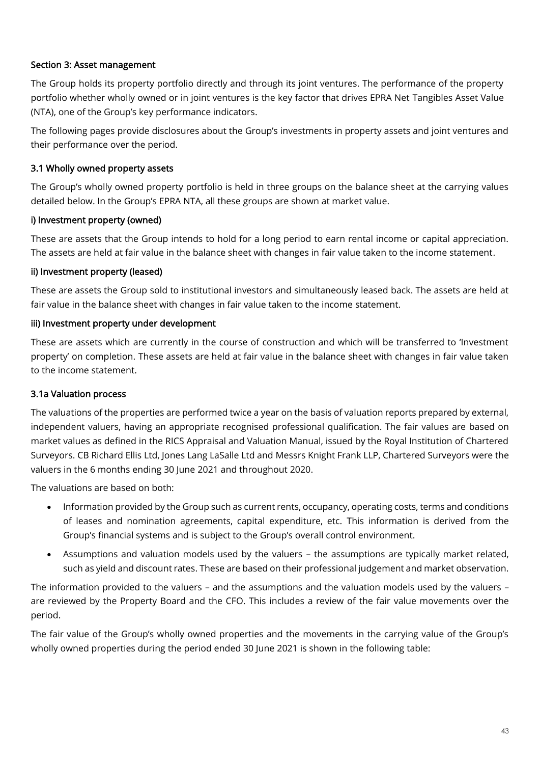## Section 3: Asset management

The Group holds its property portfolio directly and through its joint ventures. The performance of the property portfolio whether wholly owned or in joint ventures is the key factor that drives EPRA Net Tangibles Asset Value (NTA), one of the Group's key performance indicators.

The following pages provide disclosures about the Group's investments in property assets and joint ventures and their performance over the period.

### 3.1 Wholly owned property assets

The Group's wholly owned property portfolio is held in three groups on the balance sheet at the carrying values detailed below. In the Group's EPRA NTA, all these groups are shown at market value.

#### i) Investment property (owned)

These are assets that the Group intends to hold for a long period to earn rental income or capital appreciation. The assets are held at fair value in the balance sheet with changes in fair value taken to the income statement.

#### ii) Investment property (leased)

These are assets the Group sold to institutional investors and simultaneously leased back. The assets are held at fair value in the balance sheet with changes in fair value taken to the income statement.

#### iii) Investment property under development

These are assets which are currently in the course of construction and which will be transferred to 'Investment property' on completion. These assets are held at fair value in the balance sheet with changes in fair value taken to the income statement.

### 3.1a Valuation process

The valuations of the properties are performed twice a year on the basis of valuation reports prepared by external, independent valuers, having an appropriate recognised professional qualification. The fair values are based on market values as defined in the RICS Appraisal and Valuation Manual, issued by the Royal Institution of Chartered Surveyors. CB Richard Ellis Ltd, Jones Lang LaSalle Ltd and Messrs Knight Frank LLP, Chartered Surveyors were the valuers in the 6 months ending 30 June 2021 and throughout 2020.

The valuations are based on both:

- Information provided by the Group such as current rents, occupancy, operating costs, terms and conditions of leases and nomination agreements, capital expenditure, etc. This information is derived from the Group's financial systems and is subject to the Group's overall control environment.
- Assumptions and valuation models used by the valuers – the assumptions are typically market related, such as yield and discount rates. These are based on their professional judgement and market observation.

The information provided to the valuers – and the assumptions and the valuation models used by the valuers – are reviewed by the Property Board and the CFO. This includes a review of the fair value movements over the period.

The fair value of the Group's wholly owned properties and the movements in the carrying value of the Group's wholly owned properties during the period ended 30 June 2021 is shown in the following table: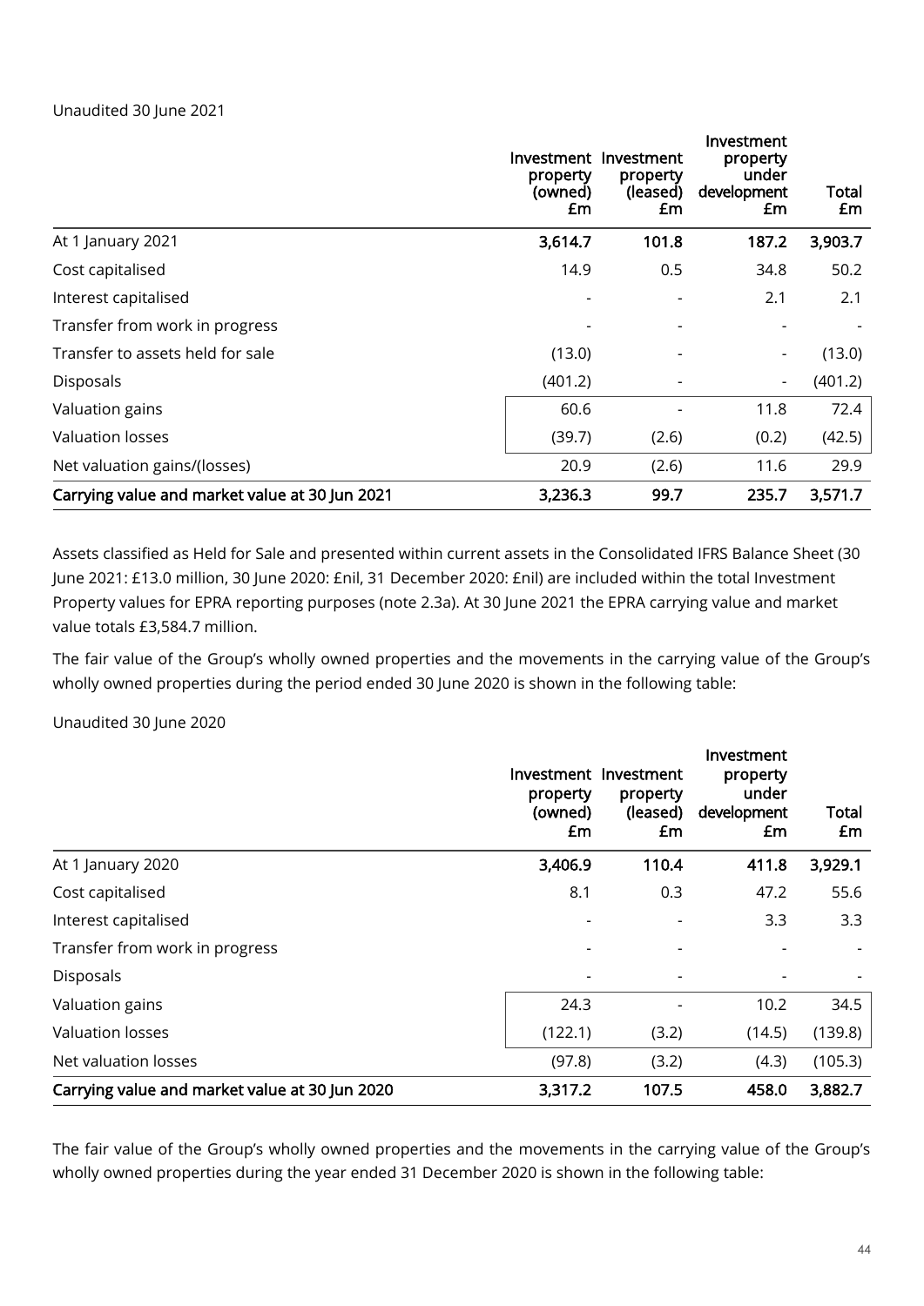Unaudited 30 June 2021

| | Investment property (owned) £m | Investment property (leased) £m | Investment property under development £m | Total £m |
|---|---|---|---|---|
| At 1 January 2021 | **3,614.7** | **101.8** | **187.2** | **3,903.7** |
| Cost capitalised | 14.9 | 0.5 | 34.8 | 50.2 |
| Interest capitalised | - | - | 2.1 | 2.1 |
| Transfer from work in progress | - | - | - | - |
| Transfer to assets held for sale | (13.0) | - | - | (13.0) |
| Disposals | (401.2) | - | - | (401.2) |
| Valuation gains | 60.6 | - | 11.8 | 72.4 |
| Valuation losses | (39.7) | (2.6) | (0.2) | (42.5) |
| Net valuation gains/(losses) | 20.9 | (2.6) | 11.6 | 29.9 |
| **Carrying value and market value at 30 Jun 2021** | **3,236.3** | **99.7** | **235.7** | **3,571.7** |

Assets classified as Held for Sale and presented within current assets in the Consolidated IFRS Balance Sheet (30 June 2021: £13.0 million, 30 June 2020: £nil, 31 December 2020: £nil) are included within the total Investment Property values for EPRA reporting purposes (note 2.3a). At 30 June 2021 the EPRA carrying value and market value totals £3,584.7 million.

The fair value of the Group's wholly owned properties and the movements in the carrying value of the Group's wholly owned properties during the period ended 30 June 2020 is shown in the following table:

Unaudited 30 June 2020

| | Investment property (owned) £m | Investment property (leased) £m | Investment property under development £m | Total £m |
|---|---|---|---|---|
| At 1 January 2020 | **3,406.9** | **110.4** | **411.8** | **3,929.1** |
| Cost capitalised | 8.1 | 0.3 | 47.2 | 55.6 |
| Interest capitalised | - | - | 3.3 | 3.3 |
| Transfer from work in progress | - | - | - | - |
| Disposals | - | - | - | - |
| Valuation gains | 24.3 | - | 10.2 | 34.5 |
| Valuation losses | (122.1) | (3.2) | (14.5) | (139.8) |
| Net valuation losses | (97.8) | (3.2) | (4.3) | (105.3) |
| **Carrying value and market value at 30 Jun 2020** | **3,317.2** | **107.5** | **458.0** | **3,882.7** |

The fair value of the Group's wholly owned properties and the movements in the carrying value of the Group's wholly owned properties during the year ended 31 December 2020 is shown in the following table: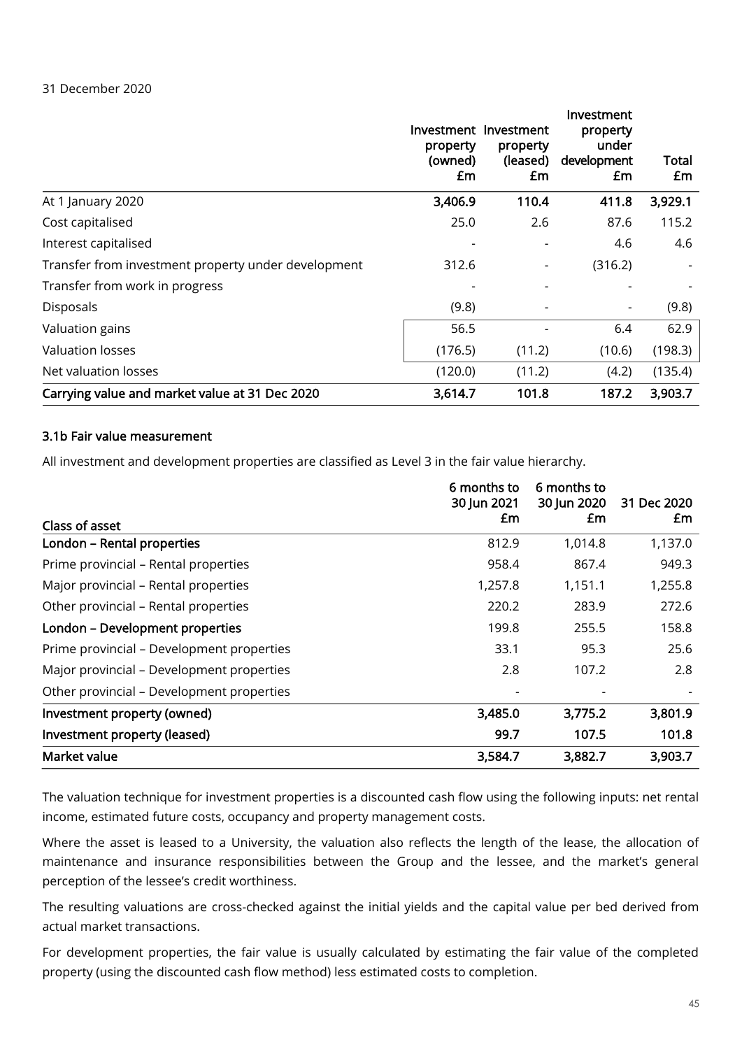31 December 2020

| | Investment property (owned) £m | Investment property (leased) £m | Investment property under development £m | Total £m |
|---|---|---|---|---|
| At 1 January 2020 | **3,406.9** | **110.4** | **411.8** | **3,929.1** |
| Cost capitalised | 25.0 | 2.6 | 87.6 | 115.2 |
| Interest capitalised | - | - | 4.6 | 4.6 |
| Transfer from investment property under development | 312.6 | - | (316.2) | - |
| Transfer from work in progress | - | - | - | - |
| Disposals | (9.8) | - | - | (9.8) |
| Valuation gains | 56.5 | - | 6.4 | 62.9 |
| Valuation losses | (176.5) | (11.2) | (10.6) | (198.3) |
| Net valuation losses | (120.0) | (11.2) | (4.2) | (135.4) |
| **Carrying value and market value at 31 Dec 2020** | **3,614.7** | **101.8** | **187.2** | **3,903.7** |

### 3.1b Fair value measurement

All investment and development properties are classified as Level 3 in the fair value hierarchy.

| Class of asset | 6 months to 30 Jun 2021 £m | 6 months to 30 Jun 2020 £m | 31 Dec 2020 £m |
|---|---|---|---|
| **London – Rental properties** | 812.9 | 1,014.8 | 1,137.0 |
| Prime provincial – Rental properties | 958.4 | 867.4 | 949.3 |
| Major provincial – Rental properties | 1,257.8 | 1,151.1 | 1,255.8 |
| Other provincial – Rental properties | 220.2 | 283.9 | 272.6 |
| **London – Development properties** | 199.8 | 255.5 | 158.8 |
| Prime provincial – Development properties | 33.1 | 95.3 | 25.6 |
| Major provincial – Development properties | 2.8 | 107.2 | 2.8 |
| Other provincial – Development properties | - | - | - |
| **Investment property (owned)** | **3,485.0** | **3,775.2** | **3,801.9** |
| **Investment property (leased)** | **99.7** | **107.5** | **101.8** |
| **Market value** | **3,584.7** | **3,882.7** | **3,903.7** |

The valuation technique for investment properties is a discounted cash flow using the following inputs: net rental income, estimated future costs, occupancy and property management costs.

Where the asset is leased to a University, the valuation also reflects the length of the lease, the allocation of maintenance and insurance responsibilities between the Group and the lessee, and the market's general perception of the lessee's credit worthiness.

The resulting valuations are cross-checked against the initial yields and the capital value per bed derived from actual market transactions.

For development properties, the fair value is usually calculated by estimating the fair value of the completed property (using the discounted cash flow method) less estimated costs to completion.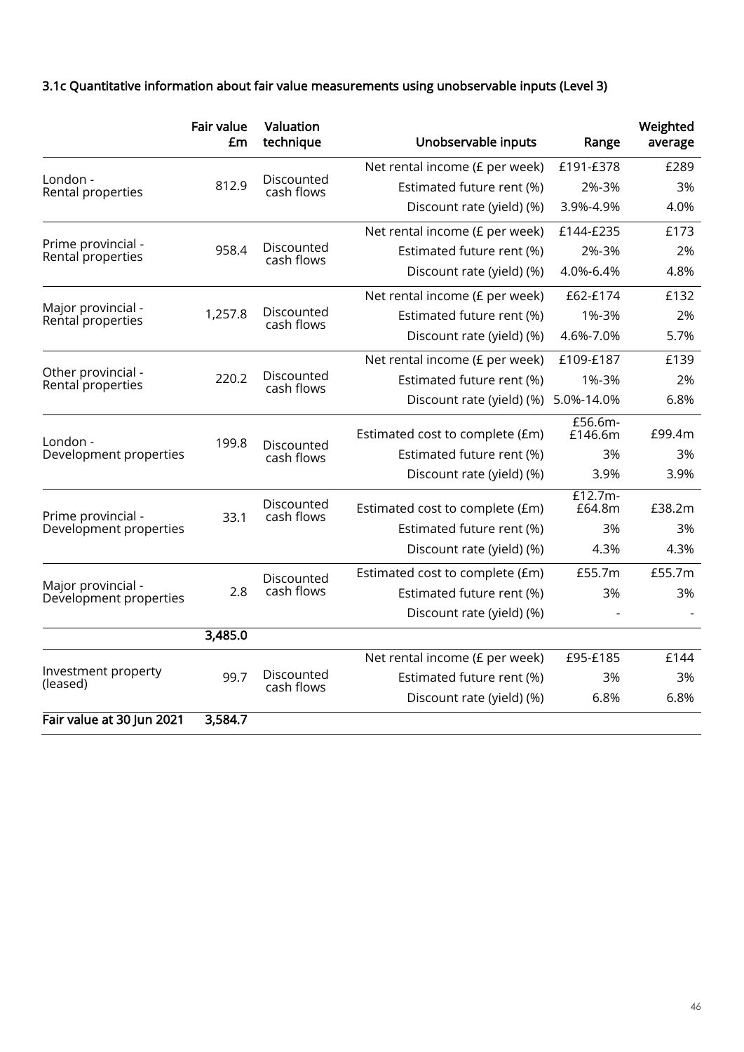### 3.1c Quantitative information about fair value measurements using unobservable inputs (Level 3)

| | Fair value £m | Valuation technique | Unobservable inputs | Range | Weighted average |
|---|---|---|---|---|---|
| London - Rental properties | 812.9 | Discounted cash flows | Net rental income (£ per week) | £191-£378 | £289 |
| | | | Estimated future rent (%) | 2%-3% | 3% |
| | | | Discount rate (yield) (%) | 3.9%-4.9% | 4.0% |
| Prime provincial - Rental properties | 958.4 | Discounted cash flows | Net rental income (£ per week) | £144-£235 | £173 |
| | | | Estimated future rent (%) | 2%-3% | 2% |
| | | | Discount rate (yield) (%) | 4.0%-6.4% | 4.8% |
| Major provincial - Rental properties | 1,257.8 | Discounted cash flows | Net rental income (£ per week) | £62-£174 | £132 |
| | | | Estimated future rent (%) | 1%-3% | 2% |
| | | | Discount rate (yield) (%) | 4.6%-7.0% | 5.7% |
| Other provincial - Rental properties | 220.2 | Discounted cash flows | Net rental income (£ per week) | £109-£187 | £139 |
| | | | Estimated future rent (%) | 1%-3% | 2% |
| | | | Discount rate (yield) (%) | 5.0%-14.0% | 6.8% |
| London - Development properties | 199.8 | Discounted cash flows | Estimated cost to complete (£m) | £56.6m-£146.6m | £99.4m |
| | | | Estimated future rent (%) | 3% | 3% |
| | | | Discount rate (yield) (%) | 3.9% | 3.9% |
| Prime provincial - Development properties | 33.1 | Discounted cash flows | Estimated cost to complete (£m) | £12.7m-£64.8m | £38.2m |
| | | | Estimated future rent (%) | 3% | 3% |
| | | | Discount rate (yield) (%) | 4.3% | 4.3% |
| Major provincial - Development properties | 2.8 | Discounted cash flows | Estimated cost to complete (£m) | £55.7m | £55.7m |
| | | | Estimated future rent (%) | 3% | 3% |
| | | | Discount rate (yield) (%) | - | - |
| | **3,485.0** | | | | |
| Investment property (leased) | 99.7 | Discounted cash flows | Net rental income (£ per week) | £95-£185 | £144 |
| | | | Estimated future rent (%) | 3% | 3% |
| | | | Discount rate (yield) (%) | 6.8% | 6.8% |
| **Fair value at 30 Jun 2021** | **3,584.7** | | | | |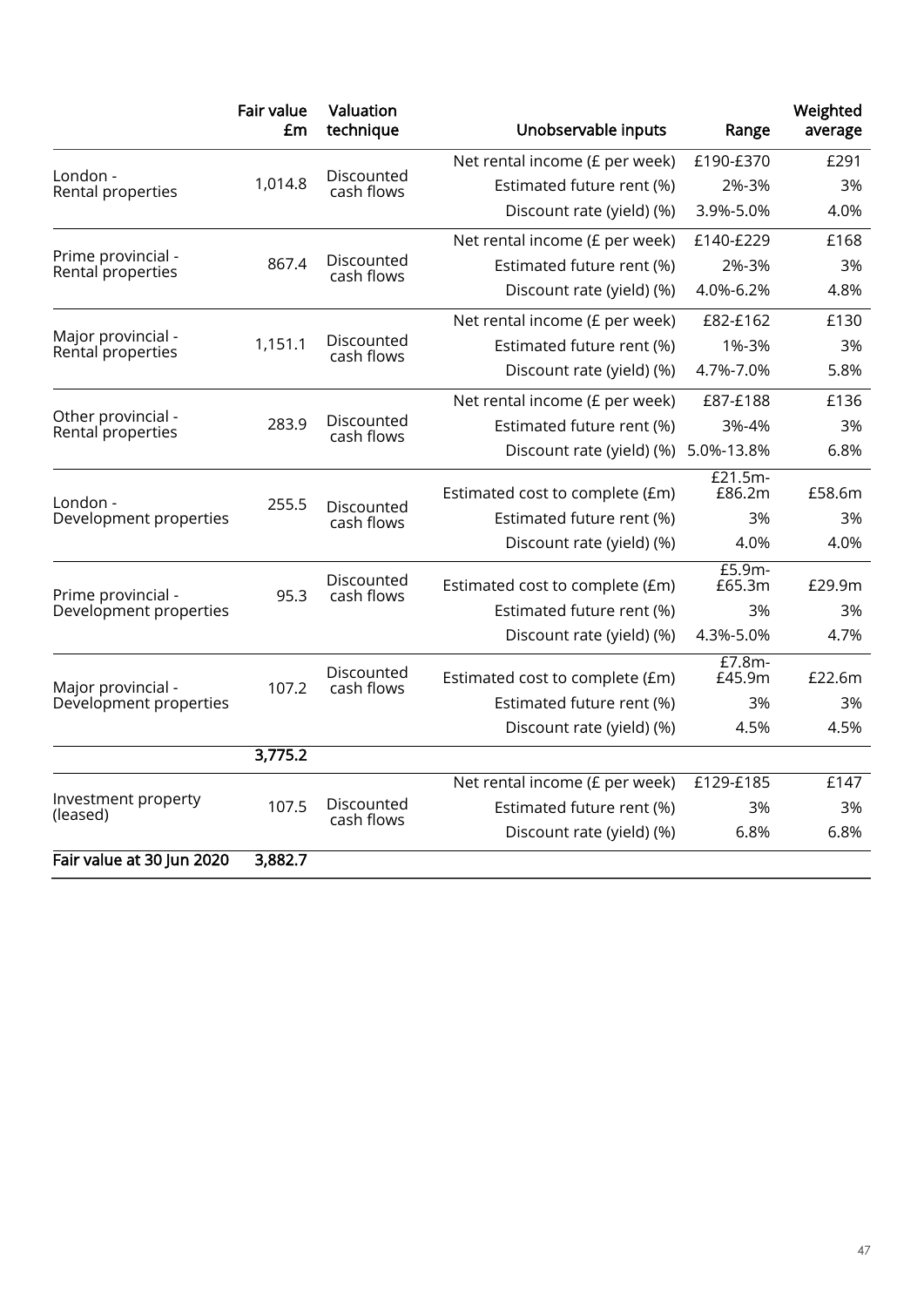| | Fair value £m | Valuation technique | Unobservable inputs | Range | Weighted average |
|---|---|---|---|---|---|
| London - Rental properties | 1,014.8 | Discounted cash flows | Net rental income (£ per week) | £190-£370 | £291 |
| | | | Estimated future rent (%) | 2%-3% | 3% |
| | | | Discount rate (yield) (%) | 3.9%-5.0% | 4.0% |
| Prime provincial - Rental properties | 867.4 | Discounted cash flows | Net rental income (£ per week) | £140-£229 | £168 |
| | | | Estimated future rent (%) | 2%-3% | 3% |
| | | | Discount rate (yield) (%) | 4.0%-6.2% | 4.8% |
| Major provincial - Rental properties | 1,151.1 | Discounted cash flows | Net rental income (£ per week) | £82-£162 | £130 |
| | | | Estimated future rent (%) | 1%-3% | 3% |
| | | | Discount rate (yield) (%) | 4.7%-7.0% | 5.8% |
| Other provincial - Rental properties | 283.9 | Discounted cash flows | Net rental income (£ per week) | £87-£188 | £136 |
| | | | Estimated future rent (%) | 3%-4% | 3% |
| | | | Discount rate (yield) (%) | 5.0%-13.8% | 6.8% |
| London - Development properties | 255.5 | Discounted cash flows | Estimated cost to complete (£m) | £21.5m-£86.2m | £58.6m |
| | | | Estimated future rent (%) | 3% | 3% |
| | | | Discount rate (yield) (%) | 4.0% | 4.0% |
| Prime provincial - Development properties | 95.3 | Discounted cash flows | Estimated cost to complete (£m) | £5.9m-£65.3m | £29.9m |
| | | | Estimated future rent (%) | 3% | 3% |
| | | | Discount rate (yield) (%) | 4.3%-5.0% | 4.7% |
| Major provincial - Development properties | 107.2 | Discounted cash flows | Estimated cost to complete (£m) | £7.8m-£45.9m | £22.6m |
| | | | Estimated future rent (%) | 3% | 3% |
| | | | Discount rate (yield) (%) | 4.5% | 4.5% |
| | **3,775.2** | | | | |
| Investment property (leased) | 107.5 | Discounted cash flows | Net rental income (£ per week) | £129-£185 | £147 |
| | | | Estimated future rent (%) | 3% | 3% |
| | | | Discount rate (yield) (%) | 6.8% | 6.8% |
| **Fair value at 30 Jun 2020** | **3,882.7** | | | | |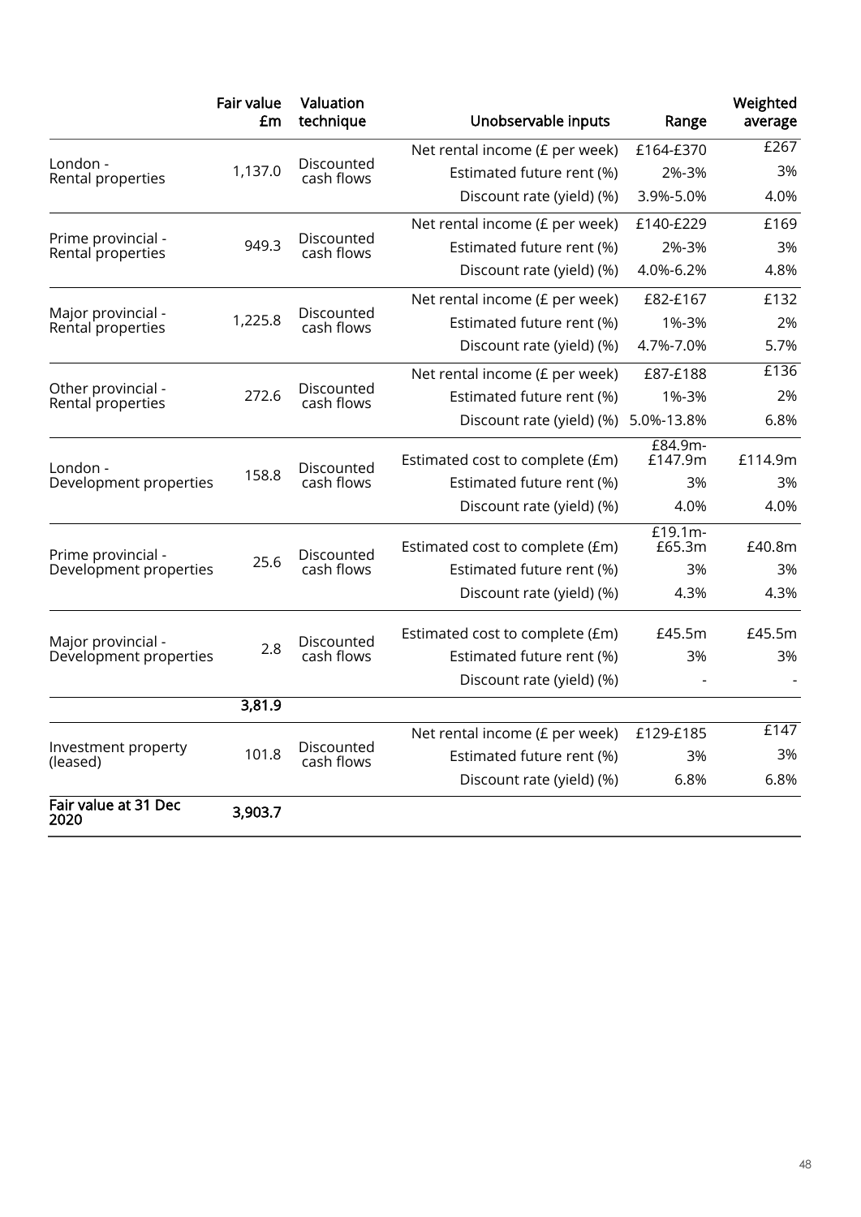| | Fair value £m | Valuation technique | Unobservable inputs | Range | Weighted average |
|---|---|---|---|---|---|
| London - Rental properties | 1,137.0 | Discounted cash flows | Net rental income (£ per week) | £164-£370 | £267 |
| | | | Estimated future rent (%) | 2%-3% | 3% |
| | | | Discount rate (yield) (%) | 3.9%-5.0% | 4.0% |
| Prime provincial - Rental properties | 949.3 | Discounted cash flows | Net rental income (£ per week) | £140-£229 | £169 |
| | | | Estimated future rent (%) | 2%-3% | 3% |
| | | | Discount rate (yield) (%) | 4.0%-6.2% | 4.8% |
| Major provincial - Rental properties | 1,225.8 | Discounted cash flows | Net rental income (£ per week) | £82-£167 | £132 |
| | | | Estimated future rent (%) | 1%-3% | 2% |
| | | | Discount rate (yield) (%) | 4.7%-7.0% | 5.7% |
| Other provincial - Rental properties | 272.6 | Discounted cash flows | Net rental income (£ per week) | £87-£188 | £136 |
| | | | Estimated future rent (%) | 1%-3% | 2% |
| | | | Discount rate (yield) (%) | 5.0%-13.8% | 6.8% |
| London - Development properties | 158.8 | Discounted cash flows | Estimated cost to complete (£m) | £84.9m-£147.9m | £114.9m |
| | | | Estimated future rent (%) | 3% | 3% |
| | | | Discount rate (yield) (%) | 4.0% | 4.0% |
| Prime provincial - Development properties | 25.6 | Discounted cash flows | Estimated cost to complete (£m) | £19.1m-£65.3m | £40.8m |
| | | | Estimated future rent (%) | 3% | 3% |
| | | | Discount rate (yield) (%) | 4.3% | 4.3% |
| Major provincial - Development properties | 2.8 | Discounted cash flows | Estimated cost to complete (£m) | £45.5m | £45.5m |
| | | | Estimated future rent (%) | 3% | 3% |
| | | | Discount rate (yield) (%) | - | - |
| | **3,81.9** | | | | |
| Investment property (leased) | 101.8 | Discounted cash flows | Net rental income (£ per week) | £129-£185 | £147 |
| | | | Estimated future rent (%) | 3% | 3% |
| | | | Discount rate (yield) (%) | 6.8% | 6.8% |
| **Fair value at 31 Dec 2020** | **3,903.7** | | | | |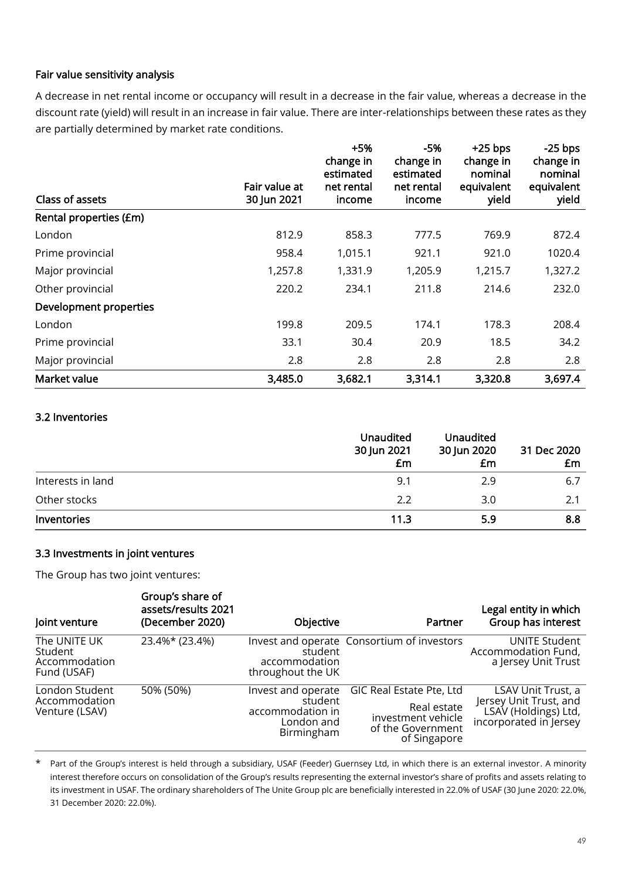### Fair value sensitivity analysis

A decrease in net rental income or occupancy will result in a decrease in the fair value, whereas a decrease in the discount rate (yield) will result in an increase in fair value. There are inter-relationships between these rates as they are partially determined by market rate conditions.

| Class of assets | Fair value at 30 Jun 2021 | +5% change in estimated net rental income | -5% change in estimated net rental income | +25 bps change in nominal equivalent yield | -25 bps change in nominal equivalent yield |
|---|---|---|---|---|---|
| **Rental properties (£m)** | | | | | |
| London | 812.9 | 858.3 | 777.5 | 769.9 | 872.4 |
| Prime provincial | 958.4 | 1,015.1 | 921.1 | 921.0 | 1020.4 |
| Major provincial | 1,257.8 | 1,331.9 | 1,205.9 | 1,215.7 | 1,327.2 |
| Other provincial | 220.2 | 234.1 | 211.8 | 214.6 | 232.0 |
| **Development properties** | | | | | |
| London | 199.8 | 209.5 | 174.1 | 178.3 | 208.4 |
| Prime provincial | 33.1 | 30.4 | 20.9 | 18.5 | 34.2 |
| Major provincial | 2.8 | 2.8 | 2.8 | 2.8 | 2.8 |
| **Market value** | **3,485.0** | **3,682.1** | **3,314.1** | **3,320.8** | **3,697.4** |

### 3.2 Inventories

| | Unaudited 30 Jun 2021 £m | Unaudited 30 Jun 2020 £m | 31 Dec 2020 £m |
|---|---|---|---|
| Interests in land | 9.1 | 2.9 | 6.7 |
| Other stocks | 2.2 | 3.0 | 2.1 |
| **Inventories** | **11.3** | **5.9** | **8.8** |

### 3.3 Investments in joint ventures

The Group has two joint ventures:

| Joint venture | Group's share of assets/results 2021 (December 2020) | Objective | Partner | Legal entity in which Group has interest |
|---|---|---|---|---|
| The UNITE UK Student Accommodation Fund (USAF) | 23.4%* (23.4%) | Invest and operate student accommodation throughout the UK | Consortium of investors | UNITE Student Accommodation Fund, a Jersey Unit Trust |
| London Student Accommodation Venture (LSAV) | 50% (50%) | Invest and operate student accommodation in London and Birmingham | GIC Real Estate Pte, Ltd Real estate investment vehicle of the Government of Singapore | LSAV Unit Trust, a Jersey Unit Trust, and LSAV (Holdings) Ltd, incorporated in Jersey |

\* Part of the Group's interest is held through a subsidiary, USAF (Feeder) Guernsey Ltd, in which there is an external investor. A minority interest therefore occurs on consolidation of the Group's results representing the external investor's share of profits and assets relating to its investment in USAF. The ordinary shareholders of The Unite Group plc are beneficially interested in 22.0% of USAF (30 June 2020: 22.0%, 31 December 2020: 22.0%).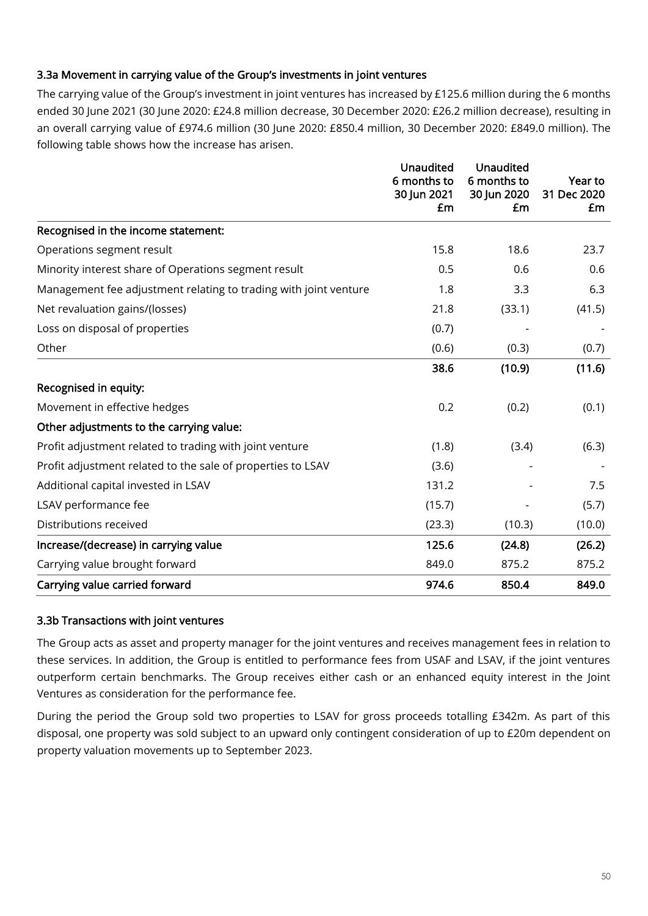### 3.3a Movement in carrying value of the Group's investments in joint ventures

The carrying value of the Group's investment in joint ventures has increased by £125.6 million during the 6 months ended 30 June 2021 (30 June 2020: £24.8 million decrease, 30 December 2020: £26.2 million decrease), resulting in an overall carrying value of £974.6 million (30 June 2020: £850.4 million, 30 December 2020: £849.0 million). The following table shows how the increase has arisen.

| | Unaudited 6 months to 30 Jun 2021 £m | Unaudited 6 months to 30 Jun 2020 £m | Year to 31 Dec 2020 £m |
|---|---|---|---|
| **Recognised in the income statement:** | | | |
| Operations segment result | 15.8 | 18.6 | 23.7 |
| Minority interest share of Operations segment result | 0.5 | 0.6 | 0.6 |
| Management fee adjustment relating to trading with joint venture | 1.8 | 3.3 | 6.3 |
| Net revaluation gains/(losses) | 21.8 | (33.1) | (41.5) |
| Loss on disposal of properties | (0.7) | - | - |
| Other | (0.6) | (0.3) | (0.7) |
| | **38.6** | **(10.9)** | **(11.6)** |
| **Recognised in equity:** | | | |
| Movement in effective hedges | 0.2 | (0.2) | (0.1) |
| **Other adjustments to the carrying value:** | | | |
| Profit adjustment related to trading with joint venture | (1.8) | (3.4) | (6.3) |
| Profit adjustment related to the sale of properties to LSAV | (3.6) | - | - |
| Additional capital invested in LSAV | 131.2 | - | 7.5 |
| LSAV performance fee | (15.7) | - | (5.7) |
| Distributions received | (23.3) | (10.3) | (10.0) |
| **Increase/(decrease) in carrying value** | **125.6** | **(24.8)** | **(26.2)** |
| Carrying value brought forward | 849.0 | 875.2 | 875.2 |
| **Carrying value carried forward** | **974.6** | **850.4** | **849.0** |

### 3.3b Transactions with joint ventures

The Group acts as asset and property manager for the joint ventures and receives management fees in relation to these services. In addition, the Group is entitled to performance fees from USAF and LSAV, if the joint ventures outperform certain benchmarks. The Group receives either cash or an enhanced equity interest in the Joint Ventures as consideration for the performance fee.

During the period the Group sold two properties to LSAV for gross proceeds totalling £342m. As part of this disposal, one property was sold subject to an upward only contingent consideration of up to £20m dependent on property valuation movements up to September 2023.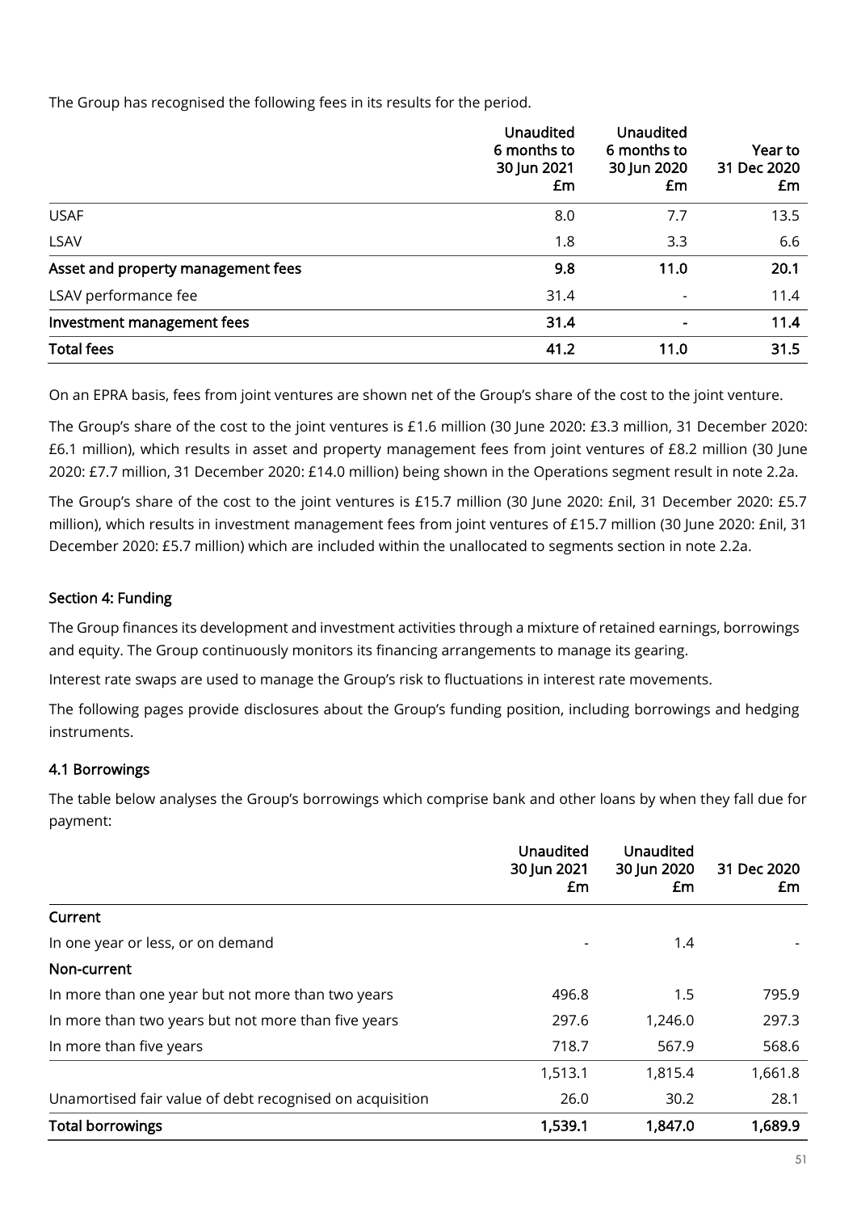The Group has recognised the following fees in its results for the period.

| | Unaudited 6 months to 30 Jun 2021 £m | Unaudited 6 months to 30 Jun 2020 £m | Year to 31 Dec 2020 £m |
|---|---|---|---|
| USAF | 8.0 | 7.7 | 13.5 |
| LSAV | 1.8 | 3.3 | 6.6 |
| **Asset and property management fees** | **9.8** | **11.0** | **20.1** |
| LSAV performance fee | 31.4 | - | 11.4 |
| **Investment management fees** | **31.4** | **-** | **11.4** |
| **Total fees** | **41.2** | **11.0** | **31.5** |

On an EPRA basis, fees from joint ventures are shown net of the Group's share of the cost to the joint venture.

The Group's share of the cost to the joint ventures is £1.6 million (30 June 2020: £3.3 million, 31 December 2020: £6.1 million), which results in asset and property management fees from joint ventures of £8.2 million (30 June 2020: £7.7 million, 31 December 2020: £14.0 million) being shown in the Operations segment result in note 2.2a.

The Group's share of the cost to the joint ventures is £15.7 million (30 June 2020: £nil, 31 December 2020: £5.7 million), which results in investment management fees from joint ventures of £15.7 million (30 June 2020: £nil, 31 December 2020: £5.7 million) which are included within the unallocated to segments section in note 2.2a.

## Section 4: Funding

The Group finances its development and investment activities through a mixture of retained earnings, borrowings and equity. The Group continuously monitors its financing arrangements to manage its gearing.

Interest rate swaps are used to manage the Group's risk to fluctuations in interest rate movements.

The following pages provide disclosures about the Group's funding position, including borrowings and hedging instruments.

### 4.1 Borrowings

The table below analyses the Group's borrowings which comprise bank and other loans by when they fall due for payment:

| | Unaudited 30 Jun 2021 £m | Unaudited 30 Jun 2020 £m | 31 Dec 2020 £m |
|---|---|---|---|
| **Current** | | | |
| In one year or less, or on demand | - | 1.4 | - |
| **Non-current** | | | |
| In more than one year but not more than two years | 496.8 | 1.5 | 795.9 |
| In more than two years but not more than five years | 297.6 | 1,246.0 | 297.3 |
| In more than five years | 718.7 | 567.9 | 568.6 |
| | 1,513.1 | 1,815.4 | 1,661.8 |
| Unamortised fair value of debt recognised on acquisition | 26.0 | 30.2 | 28.1 |
| **Total borrowings** | **1,539.1** | **1,847.0** | **1,689.9** |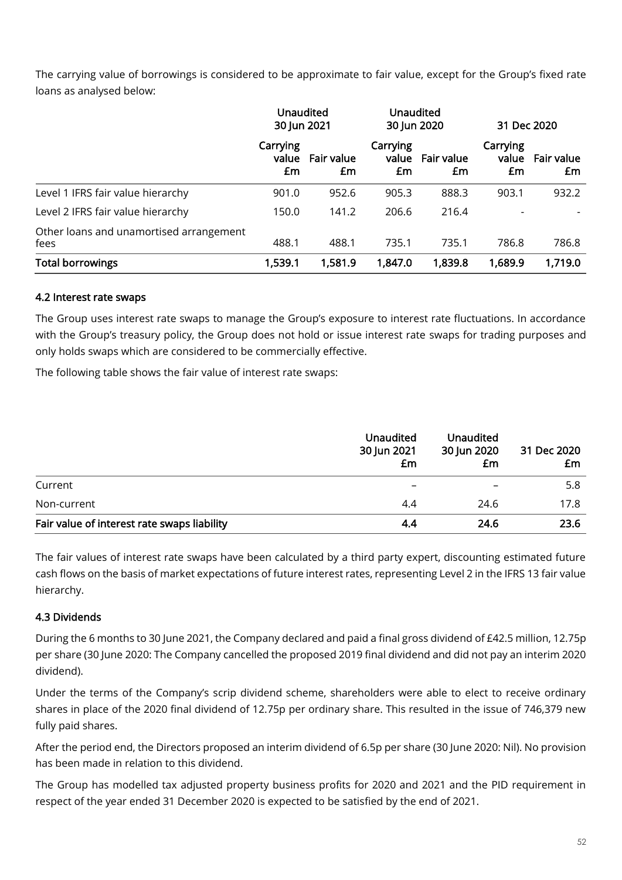The carrying value of borrowings is considered to be approximate to fair value, except for the Group's fixed rate loans as analysed below:

| | Unaudited 30 Jun 2021 | | Unaudited 30 Jun 2020 | | 31 Dec 2020 | |
|---|---|---|---|---|---|---|
| | Carrying value £m | Fair value £m | Carrying value £m | Fair value £m | Carrying value £m | Fair value £m |
| Level 1 IFRS fair value hierarchy | 901.0 | 952.6 | 905.3 | 888.3 | 903.1 | 932.2 |
| Level 2 IFRS fair value hierarchy | 150.0 | 141.2 | 206.6 | 216.4 | - | - |
| Other loans and unamortised arrangement fees | 488.1 | 488.1 | 735.1 | 735.1 | 786.8 | 786.8 |
| **Total borrowings** | **1,539.1** | **1,581.9** | **1,847.0** | **1,839.8** | **1,689.9** | **1,719.0** |

### 4.2 Interest rate swaps

The Group uses interest rate swaps to manage the Group's exposure to interest rate fluctuations. In accordance with the Group's treasury policy, the Group does not hold or issue interest rate swaps for trading purposes and only holds swaps which are considered to be commercially effective.

The following table shows the fair value of interest rate swaps:

| | Unaudited 30 Jun 2021 £m | Unaudited 30 Jun 2020 £m | 31 Dec 2020 £m |
|---|---|---|---|
| Current | – | – | 5.8 |
| Non-current | 4.4 | 24.6 | 17.8 |
| **Fair value of interest rate swaps liability** | **4.4** | **24.6** | **23.6** |

The fair values of interest rate swaps have been calculated by a third party expert, discounting estimated future cash flows on the basis of market expectations of future interest rates, representing Level 2 in the IFRS 13 fair value hierarchy.

### 4.3 Dividends

During the 6 months to 30 June 2021, the Company declared and paid a final gross dividend of £42.5 million, 12.75p per share (30 June 2020: The Company cancelled the proposed 2019 final dividend and did not pay an interim 2020 dividend).

Under the terms of the Company's scrip dividend scheme, shareholders were able to elect to receive ordinary shares in place of the 2020 final dividend of 12.75p per ordinary share. This resulted in the issue of 746,379 new fully paid shares.

After the period end, the Directors proposed an interim dividend of 6.5p per share (30 June 2020: Nil). No provision has been made in relation to this dividend.

The Group has modelled tax adjusted property business profits for 2020 and 2021 and the PID requirement in respect of the year ended 31 December 2020 is expected to be satisfied by the end of 2021.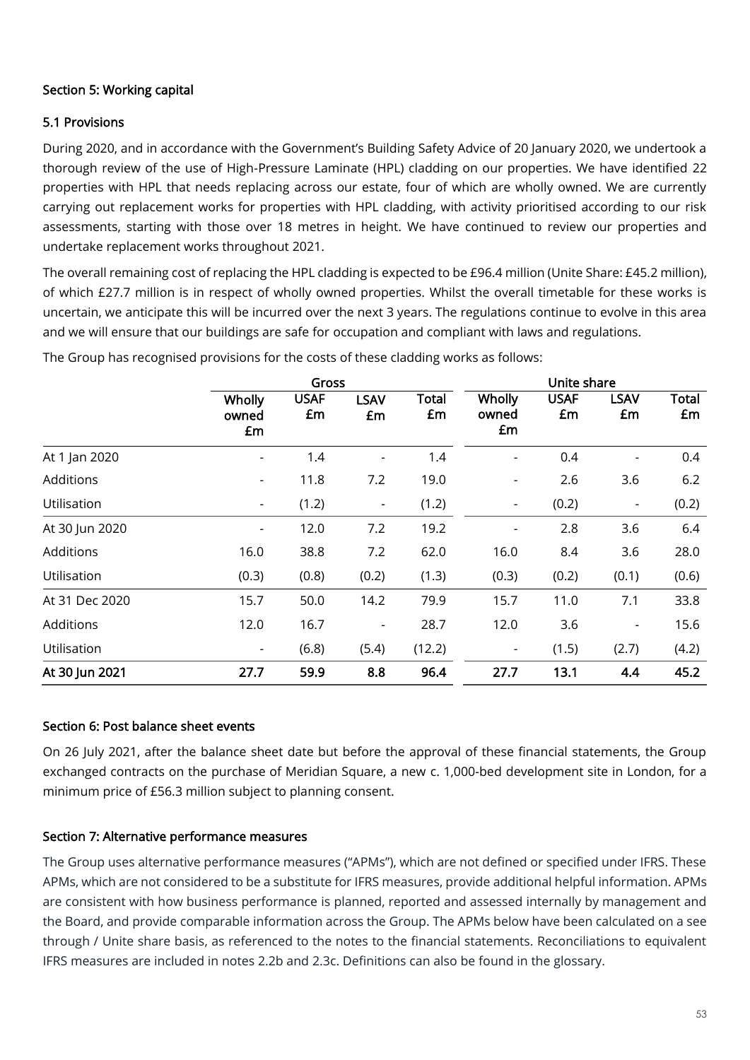## Section 5: Working capital

### 5.1 Provisions

During 2020, and in accordance with the Government's Building Safety Advice of 20 January 2020, we undertook a thorough review of the use of High-Pressure Laminate (HPL) cladding on our properties. We have identified 22 properties with HPL that needs replacing across our estate, four of which are wholly owned. We are currently carrying out replacement works for properties with HPL cladding, with activity prioritised according to our risk assessments, starting with those over 18 metres in height. We have continued to review our properties and undertake replacement works throughout 2021.

The overall remaining cost of replacing the HPL cladding is expected to be £96.4 million (Unite Share: £45.2 million), of which £27.7 million is in respect of wholly owned properties. Whilst the overall timetable for these works is uncertain, we anticipate this will be incurred over the next 3 years. The regulations continue to evolve in this area and we will ensure that our buildings are safe for occupation and compliant with laws and regulations.

The Group has recognised provisions for the costs of these cladding works as follows:

| | Gross | | | | Unite share | | | |
|---|---|---|---|---|---|---|---|---|
| | Wholly owned £m | USAF £m | LSAV £m | Total £m | Wholly owned £m | USAF £m | LSAV £m | Total £m |
| At 1 Jan 2020 | - | 1.4 | - | 1.4 | - | 0.4 | - | 0.4 |
| Additions | - | 11.8 | 7.2 | 19.0 | - | 2.6 | 3.6 | 6.2 |
| Utilisation | - | (1.2) | - | (1.2) | - | (0.2) | - | (0.2) |
| At 30 Jun 2020 | - | 12.0 | 7.2 | 19.2 | - | 2.8 | 3.6 | 6.4 |
| Additions | 16.0 | 38.8 | 7.2 | 62.0 | 16.0 | 8.4 | 3.6 | 28.0 |
| Utilisation | (0.3) | (0.8) | (0.2) | (1.3) | (0.3) | (0.2) | (0.1) | (0.6) |
| At 31 Dec 2020 | 15.7 | 50.0 | 14.2 | 79.9 | 15.7 | 11.0 | 7.1 | 33.8 |
| Additions | 12.0 | 16.7 | - | 28.7 | 12.0 | 3.6 | - | 15.6 |
| Utilisation | - | (6.8) | (5.4) | (12.2) | - | (1.5) | (2.7) | (4.2) |
| **At 30 Jun 2021** | **27.7** | **59.9** | **8.8** | **96.4** | **27.7** | **13.1** | **4.4** | **45.2** |

## Section 6: Post balance sheet events

On 26 July 2021, after the balance sheet date but before the approval of these financial statements, the Group exchanged contracts on the purchase of Meridian Square, a new c. 1,000-bed development site in London, for a minimum price of £56.3 million subject to planning consent.

## Section 7: Alternative performance measures

The Group uses alternative performance measures ("APMs"), which are not defined or specified under IFRS. These APMs, which are not considered to be a substitute for IFRS measures, provide additional helpful information. APMs are consistent with how business performance is planned, reported and assessed internally by management and the Board, and provide comparable information across the Group. The APMs below have been calculated on a see through / Unite share basis, as referenced to the notes to the financial statements. Reconciliations to equivalent IFRS measures are included in notes 2.2b and 2.3c. Definitions can also be found in the glossary.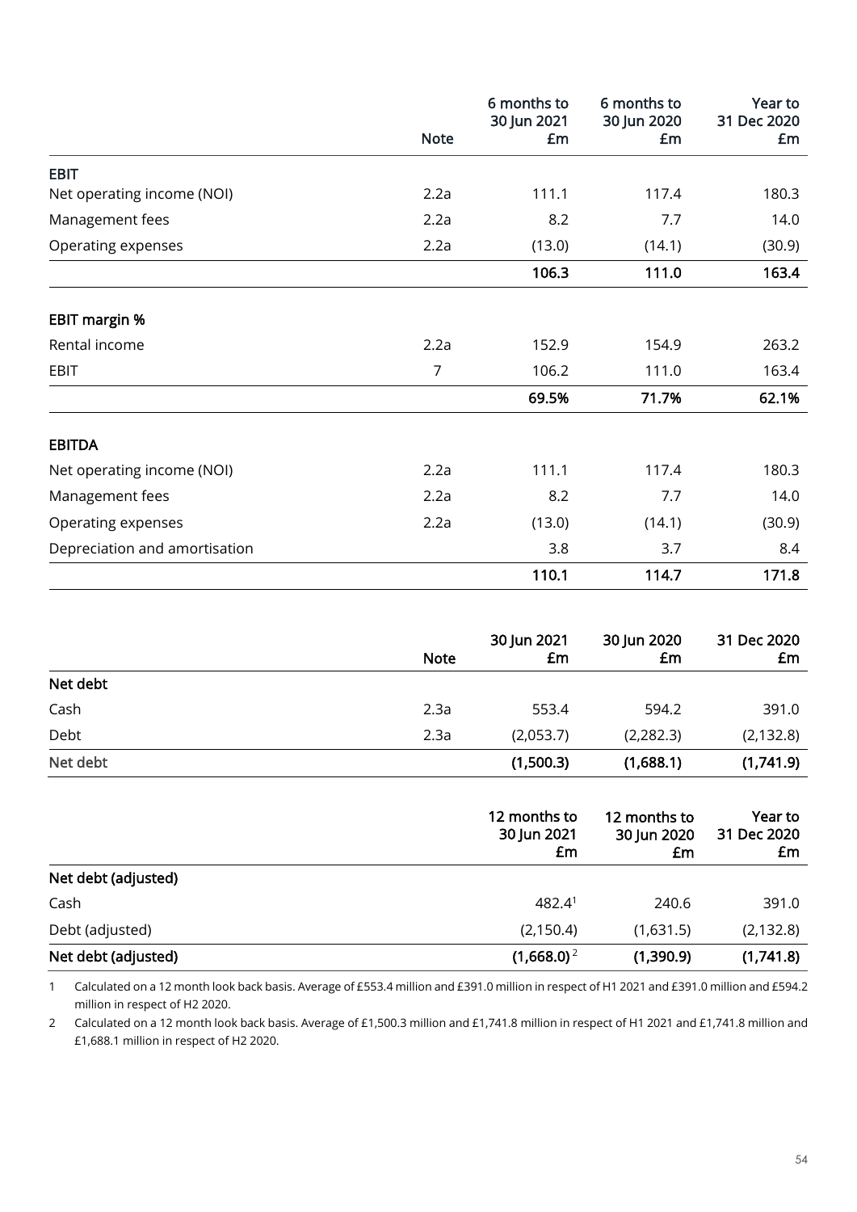| | Note | 6 months to 30 Jun 2021 £m | 6 months to 30 Jun 2020 £m | Year to 31 Dec 2020 £m |
|---|---|---|---|---|
| **EBIT** | | | | |
| Net operating income (NOI) | 2.2a | 111.1 | 117.4 | 180.3 |
| Management fees | 2.2a | 8.2 | 7.7 | 14.0 |
| Operating expenses | 2.2a | (13.0) | (14.1) | (30.9) |
| | | **106.3** | **111.0** | **163.4** |
| **EBIT margin %** | | | | |
| Rental income | 2.2a | 152.9 | 154.9 | 263.2 |
| EBIT | 7 | 106.2 | 111.0 | 163.4 |
| | | **69.5%** | **71.7%** | **62.1%** |
| **EBITDA** | | | | |
| Net operating income (NOI) | 2.2a | 111.1 | 117.4 | 180.3 |
| Management fees | 2.2a | 8.2 | 7.7 | 14.0 |
| Operating expenses | 2.2a | (13.0) | (14.1) | (30.9) |
| Depreciation and amortisation | | 3.8 | 3.7 | 8.4 |
| | | **110.1** | **114.7** | **171.8** |

| | Note | 30 Jun 2021 £m | 30 Jun 2020 £m | 31 Dec 2020 £m |
|---|---|---|---|---|
| **Net debt** | | | | |
| Cash | 2.3a | 553.4 | 594.2 | 391.0 |
| Debt | 2.3a | (2,053.7) | (2,282.3) | (2,132.8) |
| **Net debt** | | **(1,500.3)** | **(1,688.1)** | **(1,741.9)** |

| | 12 months to 30 Jun 2021 £m | 12 months to 30 Jun 2020 £m | Year to 31 Dec 2020 £m |
|---|---|---|---|
| **Net debt (adjusted)** | | | |
| Cash | 482.4[1] | 240.6 | 391.0 |
| Debt (adjusted) | (2,150.4) | (1,631.5) | (2,132.8) |
| **Net debt (adjusted)** | **(1,668.0)**[2] | **(1,390.9)** | **(1,741.8)** |

1 Calculated on a 12 month look back basis. Average of £553.4 million and £391.0 million in respect of H1 2021 and £391.0 million and £594.2 million in respect of H2 2020.

2 Calculated on a 12 month look back basis. Average of £1,500.3 million and £1,741.8 million in respect of H1 2021 and £1,741.8 million and £1,688.1 million in respect of H2 2020.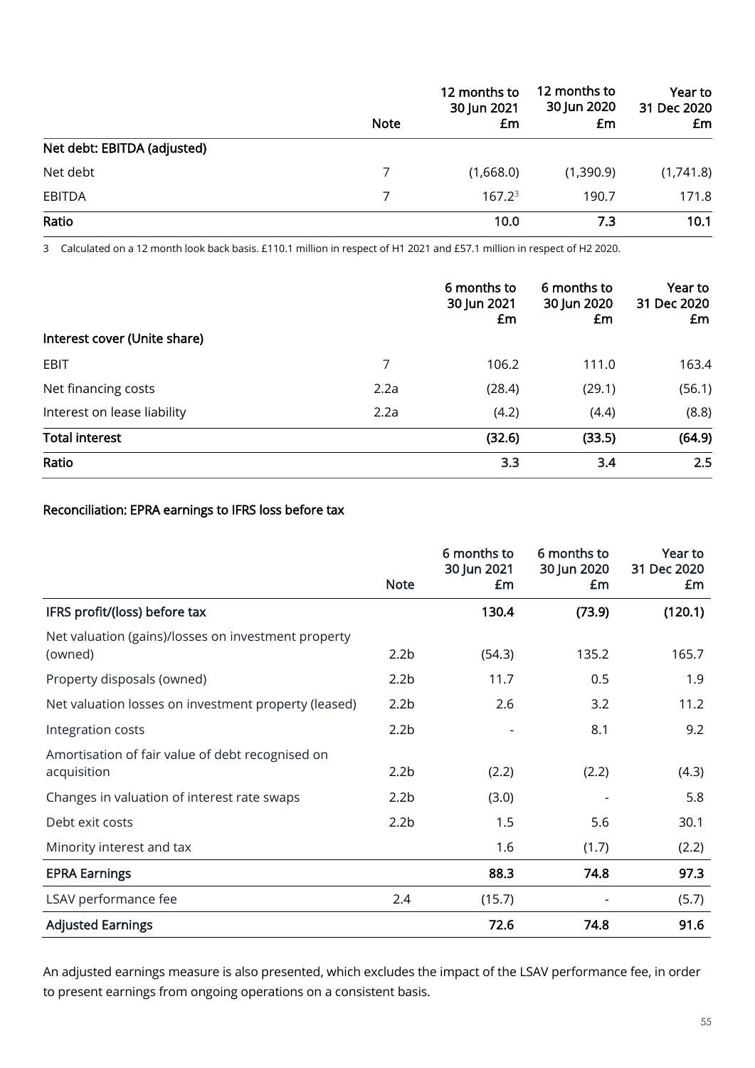| | Note | 12 months to 30 Jun 2021 £m | 12 months to 30 Jun 2020 £m | Year to 31 Dec 2020 £m |
|---|---|---|---|---|
| **Net debt: EBITDA (adjusted)** | | | | |
| Net debt | 7 | (1,668.0) | (1,390.9) | (1,741.8) |
| EBITDA | 7 | 167.2[3] | 190.7 | 171.8 |
| **Ratio** | | **10.0** | **7.3** | **10.1** |

3 Calculated on a 12 month look back basis. £110.1 million in respect of H1 2021 and £57.1 million in respect of H2 2020.

| | | 6 months to 30 Jun 2021 £m | 6 months to 30 Jun 2020 £m | Year to 31 Dec 2020 £m |
|---|---|---|---|---|
| **Interest cover (Unite share)** | | | | |
| EBIT | 7 | 106.2 | 111.0 | 163.4 |
| Net financing costs | 2.2a | (28.4) | (29.1) | (56.1) |
| Interest on lease liability | 2.2a | (4.2) | (4.4) | (8.8) |
| **Total interest** | | **(32.6)** | **(33.5)** | **(64.9)** |
| **Ratio** | | **3.3** | **3.4** | **2.5** |

**Reconciliation: EPRA earnings to IFRS loss before tax**

| | Note | 6 months to 30 Jun 2021 £m | 6 months to 30 Jun 2020 £m | Year to 31 Dec 2020 £m |
|---|---|---|---|---|
| **IFRS profit/(loss) before tax** | | **130.4** | **(73.9)** | **(120.1)** |
| Net valuation (gains)/losses on investment property (owned) | 2.2b | (54.3) | 135.2 | 165.7 |
| Property disposals (owned) | 2.2b | 11.7 | 0.5 | 1.9 |
| Net valuation losses on investment property (leased) | 2.2b | 2.6 | 3.2 | 11.2 |
| Integration costs | 2.2b | - | 8.1 | 9.2 |
| Amortisation of fair value of debt recognised on acquisition | 2.2b | (2.2) | (2.2) | (4.3) |
| Changes in valuation of interest rate swaps | 2.2b | (3.0) | - | 5.8 |
| Debt exit costs | 2.2b | 1.5 | 5.6 | 30.1 |
| Minority interest and tax | | 1.6 | (1.7) | (2.2) |
| **EPRA Earnings** | | **88.3** | **74.8** | **97.3** |
| LSAV performance fee | 2.4 | (15.7) | - | (5.7) |
| **Adjusted Earnings** | | **72.6** | **74.8** | **91.6** |

An adjusted earnings measure is also presented, which excludes the impact of the LSAV performance fee, in order to present earnings from ongoing operations on a consistent basis.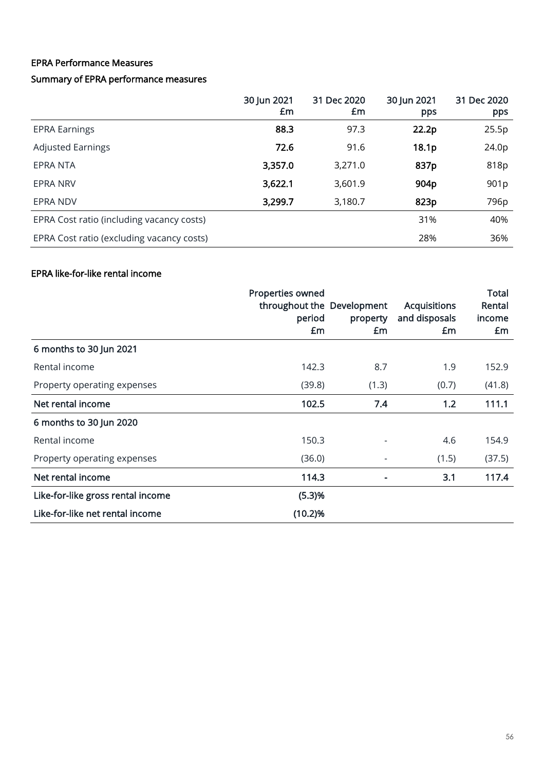## EPRA Performance Measures

### Summary of EPRA performance measures

| | 30 Jun 2021 £m | 31 Dec 2020 £m | 30 Jun 2021 pps | 31 Dec 2020 pps |
|---|---|---|---|---|
| EPRA Earnings | **88.3** | 97.3 | **22.2p** | 25.5p |
| Adjusted Earnings | **72.6** | 91.6 | **18.1p** | 24.0p |
| EPRA NTA | **3,357.0** | 3,271.0 | **837p** | 818p |
| EPRA NRV | **3,622.1** | 3,601.9 | **904p** | 901p |
| EPRA NDV | **3,299.7** | 3,180.7 | **823p** | 796p |
| EPRA Cost ratio (including vacancy costs) | | | 31% | 40% |
| EPRA Cost ratio (excluding vacancy costs) | | | 28% | 36% |

### EPRA like-for-like rental income

| | Properties owned throughout the period £m | Development property £m | Acquisitions and disposals £m | Total Rental income £m |
|---|---|---|---|---|
| **6 months to 30 Jun 2021** | | | | |
| Rental income | 142.3 | 8.7 | 1.9 | 152.9 |
| Property operating expenses | (39.8) | (1.3) | (0.7) | (41.8) |
| **Net rental income** | **102.5** | **7.4** | **1.2** | **111.1** |
| **6 months to 30 Jun 2020** | | | | |
| Rental income | 150.3 | - | 4.6 | 154.9 |
| Property operating expenses | (36.0) | - | (1.5) | (37.5) |
| **Net rental income** | **114.3** | **-** | **3.1** | **117.4** |
| **Like-for-like gross rental income** | **(5.3)%** | | | |
| **Like-for-like net rental income** | **(10.2)%** | | | |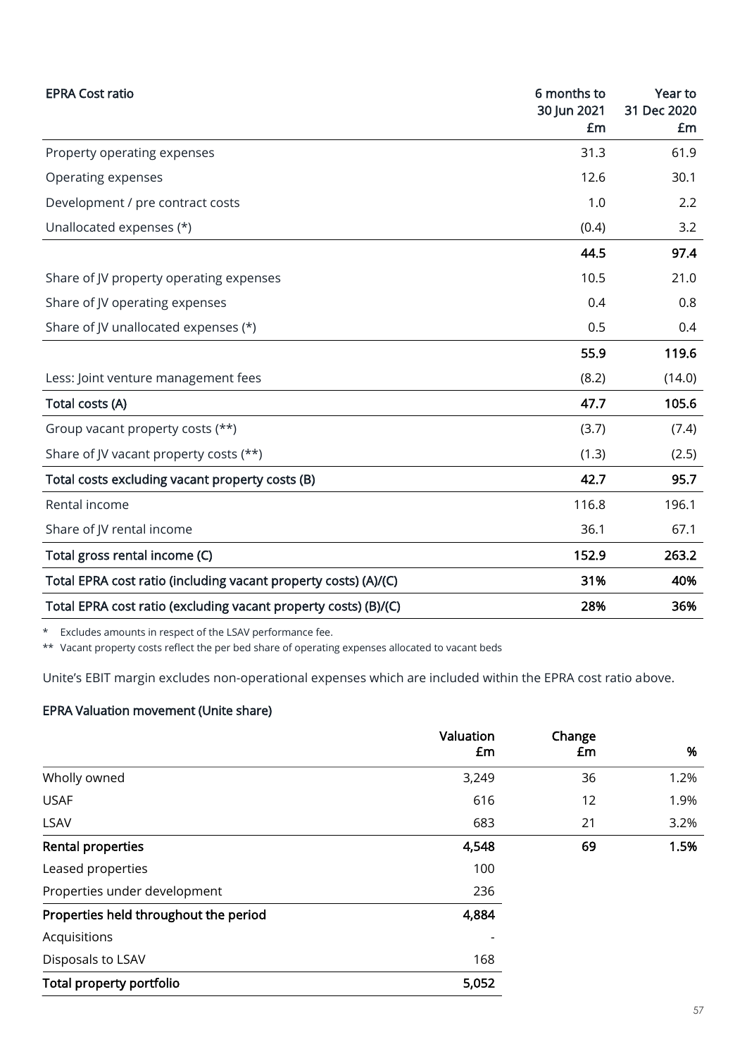| EPRA Cost ratio | 6 months to 30 Jun 2021 £m | Year to 31 Dec 2020 £m |
|---|---|---|
| Property operating expenses | 31.3 | 61.9 |
| Operating expenses | 12.6 | 30.1 |
| Development / pre contract costs | 1.0 | 2.2 |
| Unallocated expenses (*) | (0.4) | 3.2 |
| | **44.5** | **97.4** |
| Share of JV property operating expenses | 10.5 | 21.0 |
| Share of JV operating expenses | 0.4 | 0.8 |
| Share of JV unallocated expenses (*) | 0.5 | 0.4 |
| | **55.9** | **119.6** |
| Less: Joint venture management fees | (8.2) | (14.0) |
| **Total costs (A)** | **47.7** | **105.6** |
| Group vacant property costs (**) | (3.7) | (7.4) |
| Share of JV vacant property costs (**) | (1.3) | (2.5) |
| **Total costs excluding vacant property costs (B)** | **42.7** | **95.7** |
| Rental income | 116.8 | 196.1 |
| Share of JV rental income | 36.1 | 67.1 |
| **Total gross rental income (C)** | **152.9** | **263.2** |
| **Total EPRA cost ratio (including vacant property costs) (A)/(C)** | **31%** | **40%** |
| **Total EPRA cost ratio (excluding vacant property costs) (B)/(C)** | **28%** | **36%** |

\* Excludes amounts in respect of the LSAV performance fee.

** Vacant property costs reflect the per bed share of operating expenses allocated to vacant beds

Unite's EBIT margin excludes non-operational expenses which are included within the EPRA cost ratio above.

**EPRA Valuation movement (Unite share)**

| | Valuation £m | Change £m | % |
|---|---|---|---|
| Wholly owned | 3,249 | 36 | 1.2% |
| USAF | 616 | 12 | 1.9% |
| LSAV | 683 | 21 | 3.2% |
| **Rental properties** | **4,548** | **69** | **1.5%** |
| Leased properties | 100 | | |
| Properties under development | 236 | | |
| **Properties held throughout the period** | **4,884** | | |
| Acquisitions | - | | |
| Disposals to LSAV | 168 | | |
| **Total property portfolio** | **5,052** | | |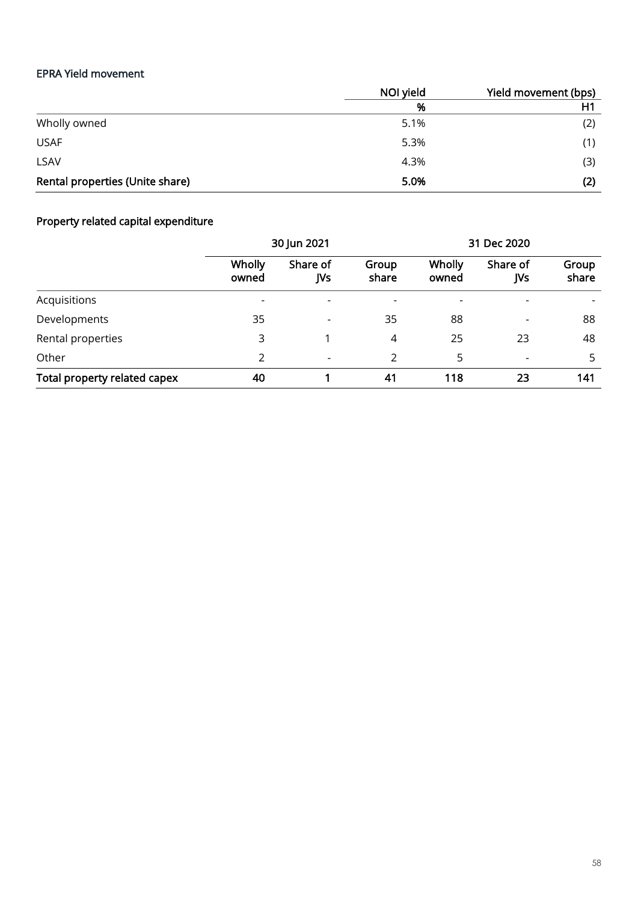### EPRA Yield movement

| | NOI yield | Yield movement (bps) |
|---|---|---|
| | % | H1 |
| Wholly owned | 5.1% | (2) |
| USAF | 5.3% | (1) |
| LSAV | 4.3% | (3) |
| **Rental properties (Unite share)** | **5.0%** | **(2)** |

### Property related capital expenditure

| | 30 Jun 2021 | | | 31 Dec 2020 | | |
|---|---|---|---|---|---|---|
| | Wholly owned | Share of JVs | Group share | Wholly owned | Share of JVs | Group share |
| Acquisitions | - | - | - | - | - | - |
| Developments | 35 | - | 35 | 88 | - | 88 |
| Rental properties | 3 | 1 | 4 | 25 | 23 | 48 |
| Other | 2 | - | 2 | 5 | - | 5 |
| **Total property related capex** | **40** | **1** | **41** | **118** | **23** | **141** |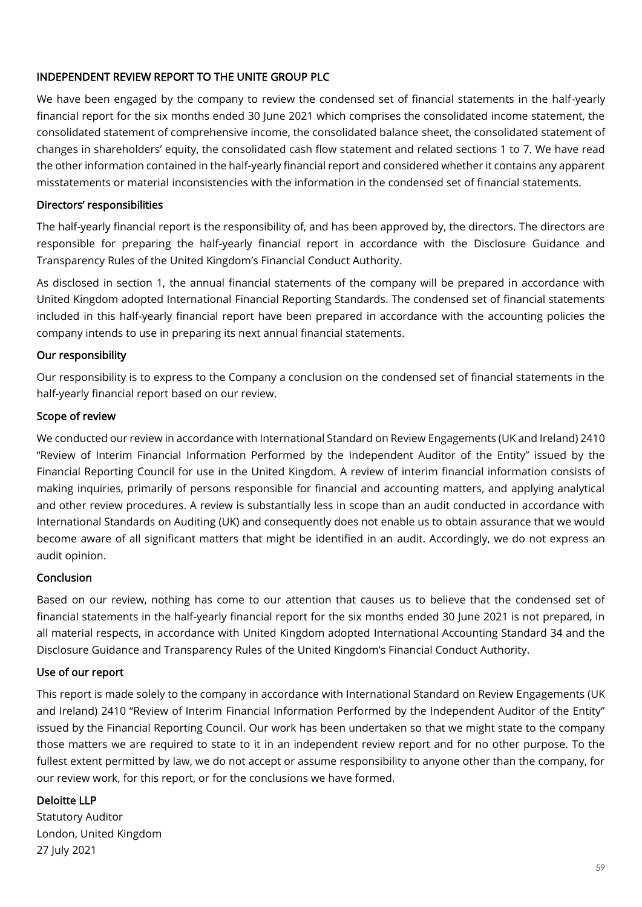## INDEPENDENT REVIEW REPORT TO THE UNITE GROUP PLC

We have been engaged by the company to review the condensed set of financial statements in the half-yearly financial report for the six months ended 30 June 2021 which comprises the consolidated income statement, the consolidated statement of comprehensive income, the consolidated balance sheet, the consolidated statement of changes in shareholders' equity, the consolidated cash flow statement and related sections 1 to 7. We have read the other information contained in the half-yearly financial report and considered whether it contains any apparent misstatements or material inconsistencies with the information in the condensed set of financial statements.

### Directors' responsibilities

The half-yearly financial report is the responsibility of, and has been approved by, the directors. The directors are responsible for preparing the half-yearly financial report in accordance with the Disclosure Guidance and Transparency Rules of the United Kingdom's Financial Conduct Authority.

As disclosed in section 1, the annual financial statements of the company will be prepared in accordance with United Kingdom adopted International Financial Reporting Standards. The condensed set of financial statements included in this half-yearly financial report have been prepared in accordance with the accounting policies the company intends to use in preparing its next annual financial statements.

### Our responsibility

Our responsibility is to express to the Company a conclusion on the condensed set of financial statements in the half-yearly financial report based on our review.

### Scope of review

We conducted our review in accordance with International Standard on Review Engagements (UK and Ireland) 2410 "Review of Interim Financial Information Performed by the Independent Auditor of the Entity" issued by the Financial Reporting Council for use in the United Kingdom. A review of interim financial information consists of making inquiries, primarily of persons responsible for financial and accounting matters, and applying analytical and other review procedures. A review is substantially less in scope than an audit conducted in accordance with International Standards on Auditing (UK) and consequently does not enable us to obtain assurance that we would become aware of all significant matters that might be identified in an audit. Accordingly, we do not express an audit opinion.

### Conclusion

Based on our review, nothing has come to our attention that causes us to believe that the condensed set of financial statements in the half-yearly financial report for the six months ended 30 June 2021 is not prepared, in all material respects, in accordance with United Kingdom adopted International Accounting Standard 34 and the Disclosure Guidance and Transparency Rules of the United Kingdom's Financial Conduct Authority.

### Use of our report

This report is made solely to the company in accordance with International Standard on Review Engagements (UK and Ireland) 2410 "Review of Interim Financial Information Performed by the Independent Auditor of the Entity" issued by the Financial Reporting Council. Our work has been undertaken so that we might state to the company those matters we are required to state to it in an independent review report and for no other purpose. To the fullest extent permitted by law, we do not accept or assume responsibility to anyone other than the company, for our review work, for this report, or for the conclusions we have formed.

Deloitte LLP
Statutory Auditor
London, United Kingdom
27 July 2021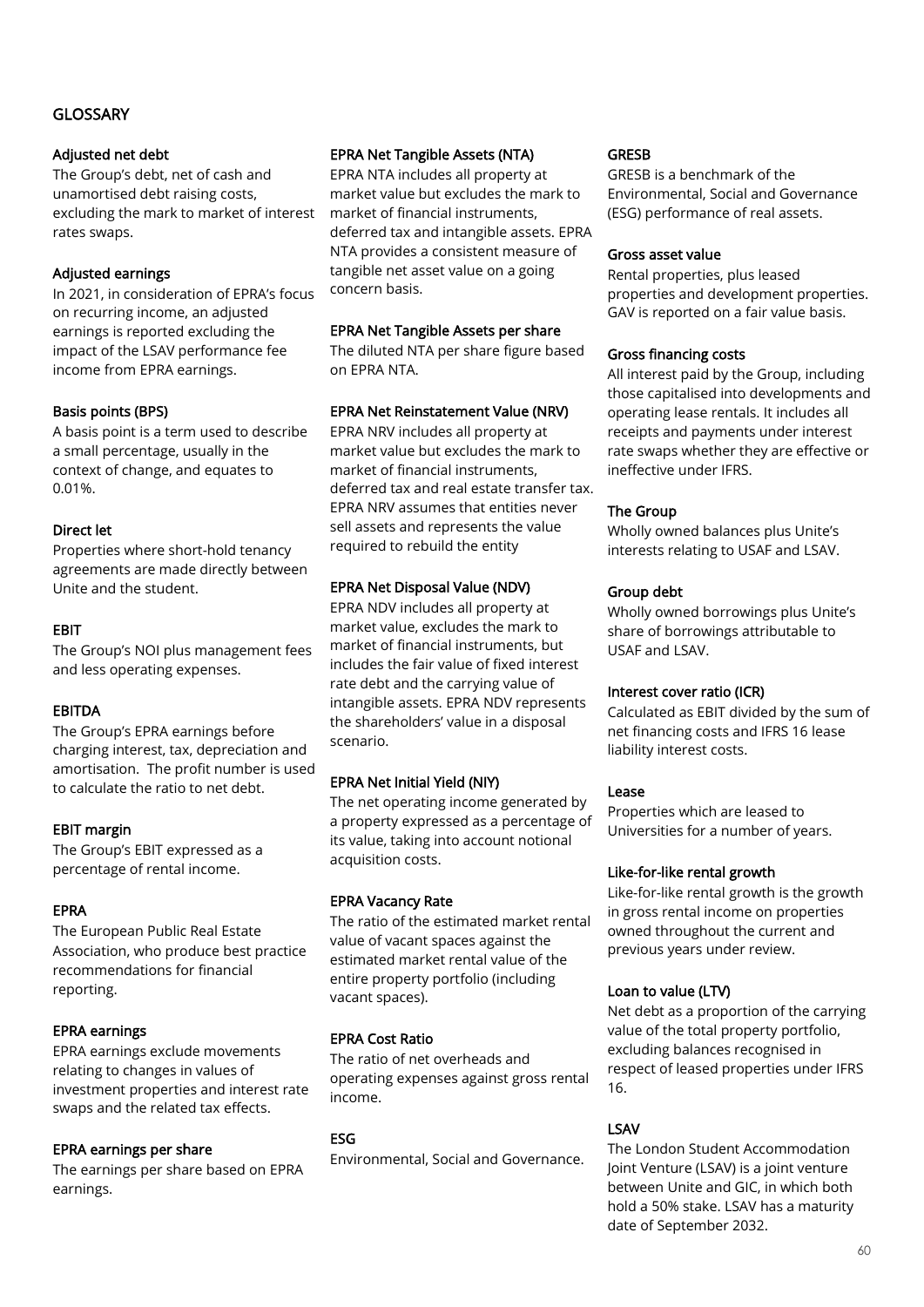# GLOSSARY

### Adjusted net debt

The Group's debt, net of cash and unamortised debt raising costs, excluding the mark to market of interest rates swaps.

### Adjusted earnings

In 2021, in consideration of EPRA's focus on recurring income, an adjusted earnings is reported excluding the impact of the LSAV performance fee income from EPRA earnings.

### Basis points (BPS)

A basis point is a term used to describe a small percentage, usually in the context of change, and equates to 0.01%.

### Direct let

Properties where short-hold tenancy agreements are made directly between Unite and the student.

### EBIT

The Group's NOI plus management fees and less operating expenses.

### EBITDA

The Group's EPRA earnings before charging interest, tax, depreciation and amortisation. The profit number is used to calculate the ratio to net debt.

### EBIT margin

The Group's EBIT expressed as a percentage of rental income.

### EPRA

The European Public Real Estate Association, who produce best practice recommendations for financial reporting.

### EPRA earnings

EPRA earnings exclude movements relating to changes in values of investment properties and interest rate swaps and the related tax effects.

### EPRA earnings per share

The earnings per share based on EPRA earnings.

### EPRA Net Tangible Assets (NTA)

EPRA NTA includes all property at market value but excludes the mark to market of financial instruments, deferred tax and intangible assets. EPRA NTA provides a consistent measure of tangible net asset value on a going concern basis.

### EPRA Net Tangible Assets per share

The diluted NTA per share figure based on EPRA NTA.

### EPRA Net Reinstatement Value (NRV)

EPRA NRV includes all property at market value but excludes the mark to market of financial instruments, deferred tax and real estate transfer tax. EPRA NRV assumes that entities never sell assets and represents the value required to rebuild the entity

### EPRA Net Disposal Value (NDV)

EPRA NDV includes all property at market value, excludes the mark to market of financial instruments, but includes the fair value of fixed interest rate debt and the carrying value of intangible assets. EPRA NDV represents the shareholders' value in a disposal scenario.

### EPRA Net Initial Yield (NIY)

The net operating income generated by a property expressed as a percentage of its value, taking into account notional acquisition costs.

### EPRA Vacancy Rate

The ratio of the estimated market rental value of vacant spaces against the estimated market rental value of the entire property portfolio (including vacant spaces).

### EPRA Cost Ratio

The ratio of net overheads and operating expenses against gross rental income.

### ESG

Environmental, Social and Governance.

### GRESB

GRESB is a benchmark of the Environmental, Social and Governance (ESG) performance of real assets.

### Gross asset value

Rental properties, plus leased properties and development properties. GAV is reported on a fair value basis.

### Gross financing costs

All interest paid by the Group, including those capitalised into developments and operating lease rentals. It includes all receipts and payments under interest rate swaps whether they are effective or ineffective under IFRS.

### The Group

Wholly owned balances plus Unite's interests relating to USAF and LSAV.

### Group debt

Wholly owned borrowings plus Unite's share of borrowings attributable to USAF and LSAV.

### Interest cover ratio (ICR)

Calculated as EBIT divided by the sum of net financing costs and IFRS 16 lease liability interest costs.

### Lease

Properties which are leased to Universities for a number of years.

### Like-for-like rental growth

Like-for-like rental growth is the growth in gross rental income on properties owned throughout the current and previous years under review.

### Loan to value (LTV)

Net debt as a proportion of the carrying value of the total property portfolio, excluding balances recognised in respect of leased properties under IFRS 16.

### LSAV

The London Student Accommodation Joint Venture (LSAV) is a joint venture between Unite and GIC, in which both hold a 50% stake. LSAV has a maturity date of September 2032.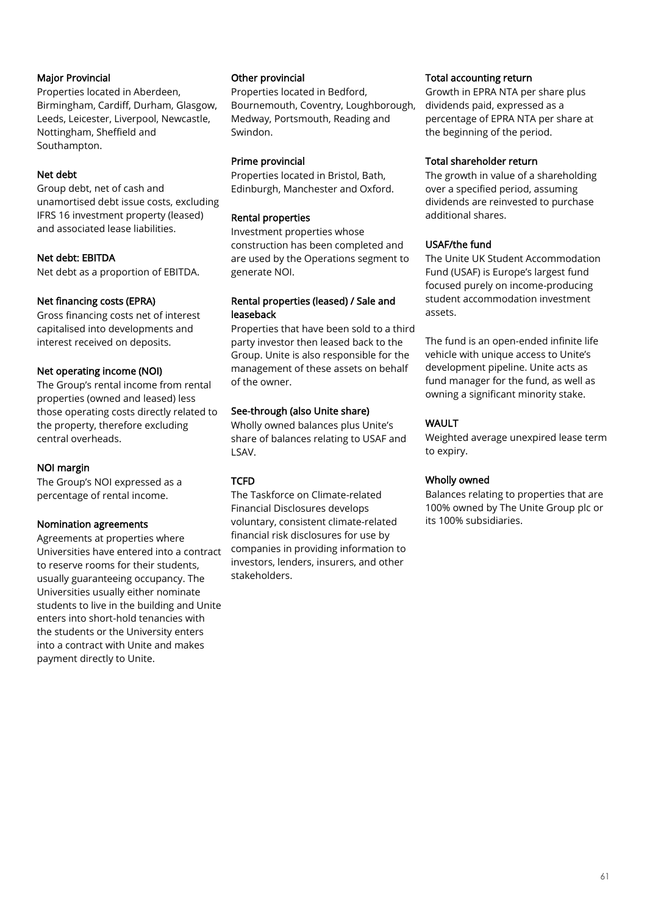### Major Provincial

Properties located in Aberdeen, Birmingham, Cardiff, Durham, Glasgow, Leeds, Leicester, Liverpool, Newcastle, Nottingham, Sheffield and Southampton.

### Net debt

Group debt, net of cash and unamortised debt issue costs, excluding IFRS 16 investment property (leased) and associated lease liabilities.

### Net debt: EBITDA

Net debt as a proportion of EBITDA.

### Net financing costs (EPRA)

Gross financing costs net of interest capitalised into developments and interest received on deposits.

### Net operating income (NOI)

The Group's rental income from rental properties (owned and leased) less those operating costs directly related to the property, therefore excluding central overheads.

### NOI margin

The Group's NOI expressed as a percentage of rental income.

### Nomination agreements

Agreements at properties where Universities have entered into a contract to reserve rooms for their students, usually guaranteeing occupancy. The Universities usually either nominate students to live in the building and Unite enters into short-hold tenancies with the students or the University enters into a contract with Unite and makes payment directly to Unite.

### Other provincial

Properties located in Bedford, Bournemouth, Coventry, Loughborough, Medway, Portsmouth, Reading and Swindon.

### Prime provincial

Properties located in Bristol, Bath, Edinburgh, Manchester and Oxford.

### Rental properties

Investment properties whose construction has been completed and are used by the Operations segment to generate NOI.

### Rental properties (leased) / Sale and leaseback

Properties that have been sold to a third party investor then leased back to the Group. Unite is also responsible for the management of these assets on behalf of the owner.

### See-through (also Unite share)

Wholly owned balances plus Unite's share of balances relating to USAF and LSAV.

### TCFD

The Taskforce on Climate-related Financial Disclosures develops voluntary, consistent climate-related financial risk disclosures for use by companies in providing information to investors, lenders, insurers, and other stakeholders.

### Total accounting return

Growth in EPRA NTA per share plus dividends paid, expressed as a percentage of EPRA NTA per share at the beginning of the period.

### Total shareholder return

The growth in value of a shareholding over a specified period, assuming dividends are reinvested to purchase additional shares.

### USAF/the fund

The Unite UK Student Accommodation Fund (USAF) is Europe's largest fund focused purely on income-producing student accommodation investment assets.

The fund is an open-ended infinite life vehicle with unique access to Unite's development pipeline. Unite acts as fund manager for the fund, as well as owning a significant minority stake.

### WAULT

Weighted average unexpired lease term to expiry.

### Wholly owned

Balances relating to properties that are 100% owned by The Unite Group plc or its 100% subsidiaries.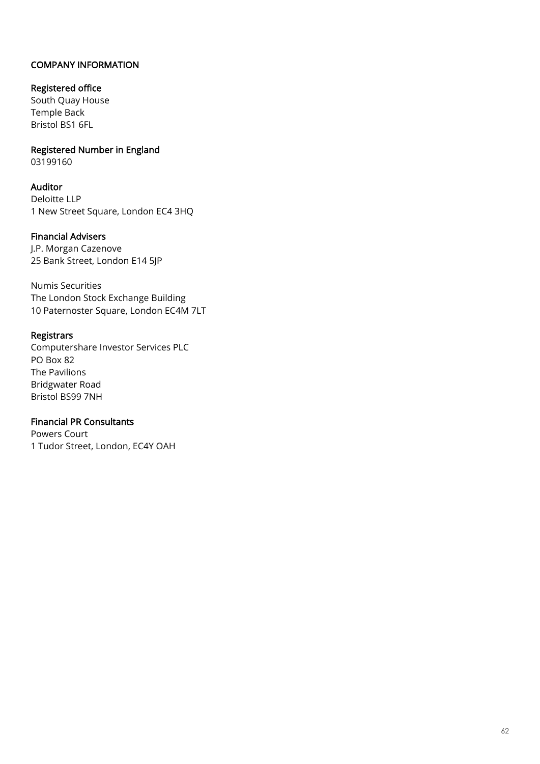# COMPANY INFORMATION

## Registered office

South Quay House
Temple Back
Bristol BS1 6FL

## Registered Number in England

03199160

## Auditor

Deloitte LLP
1 New Street Square, London EC4 3HQ

## Financial Advisers

J.P. Morgan Cazenove
25 Bank Street, London E14 5JP

Numis Securities
The London Stock Exchange Building
10 Paternoster Square, London EC4M 7LT

## Registrars

Computershare Investor Services PLC
PO Box 82
The Pavilions
Bridgwater Road
Bristol BS99 7NH

## Financial PR Consultants

Powers Court
1 Tudor Street, London, EC4Y OAH